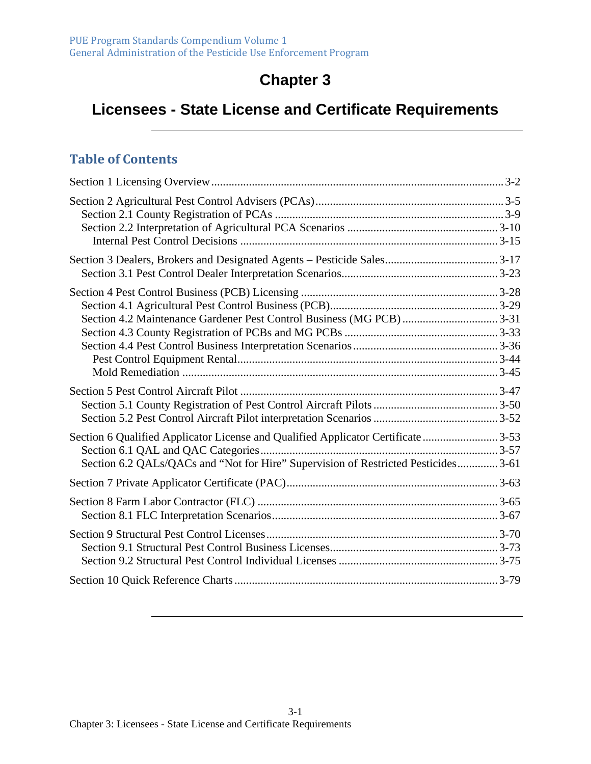# Chapter 3

## Licensees - State License and Certificate Requirements

### Table of Contents

Section 1 Licensing Overview .......... 3-2

Section 2 Agricultural Pest Control Advisers (PCAs) .......... 3-5
- Section 2.1 County Registration of PCAs .......... 3-9
- Section 2.2 Interpretation of Agricultural PCA Scenarios .......... 3-10
  - Internal Pest Control Decisions .......... 3-15

Section 3 Dealers, Brokers and Designated Agents – Pesticide Sales .......... 3-17
- Section 3.1 Pest Control Dealer Interpretation Scenarios .......... 3-23

Section 4 Pest Control Business (PCB) Licensing .......... 3-28
- Section 4.1 Agricultural Pest Control Business (PCB) .......... 3-29
- Section 4.2 Maintenance Gardener Pest Control Business (MG PCB) .......... 3-31
- Section 4.3 County Registration of PCBs and MG PCBs .......... 3-33
- Section 4.4 Pest Control Business Interpretation Scenarios .......... 3-36
  - Pest Control Equipment Rental .......... 3-44
  - Mold Remediation .......... 3-45

Section 5 Pest Control Aircraft Pilot .......... 3-47
- Section 5.1 County Registration of Pest Control Aircraft Pilots .......... 3-50
- Section 5.2 Pest Control Aircraft Pilot interpretation Scenarios .......... 3-52

Section 6 Qualified Applicator License and Qualified Applicator Certificate .......... 3-53
- Section 6.1 QAL and QAC Categories .......... 3-57
- Section 6.2 QALs/QACs and "Not for Hire" Supervision of Restricted Pesticides .......... 3-61

Section 7 Private Applicator Certificate (PAC) .......... 3-63

Section 8 Farm Labor Contractor (FLC) .......... 3-65
- Section 8.1 FLC Interpretation Scenarios .......... 3-67

Section 9 Structural Pest Control Licenses .......... 3-70
- Section 9.1 Structural Pest Control Business Licenses .......... 3-73
- Section 9.2 Structural Pest Control Individual Licenses .......... 3-75

Section 10 Quick Reference Charts .......... 3-79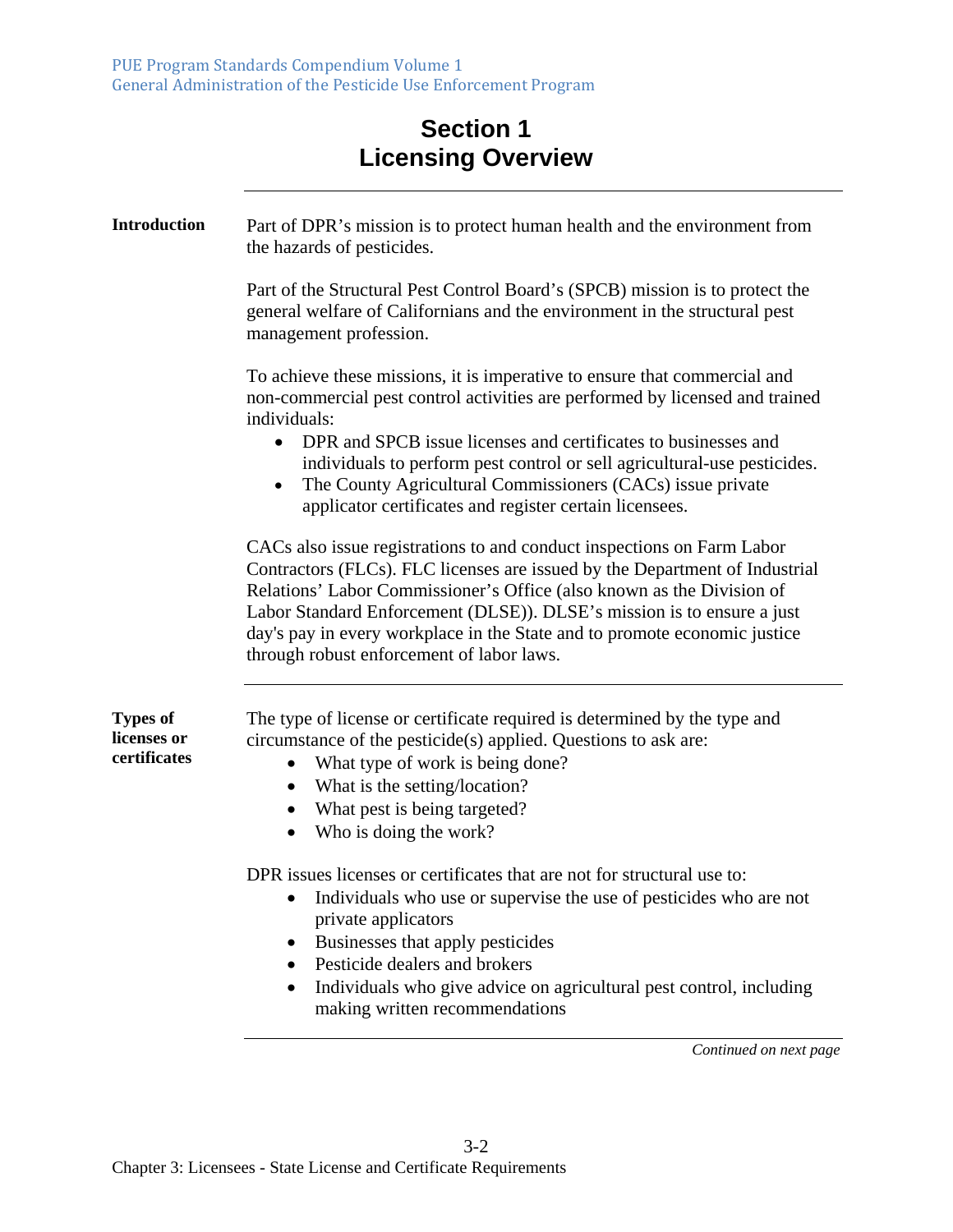# Section 1
# Licensing Overview

**Introduction**

Part of DPR's mission is to protect human health and the environment from the hazards of pesticides.

Part of the Structural Pest Control Board's (SPCB) mission is to protect the general welfare of Californians and the environment in the structural pest management profession.

To achieve these missions, it is imperative to ensure that commercial and non-commercial pest control activities are performed by licensed and trained individuals:

- DPR and SPCB issue licenses and certificates to businesses and individuals to perform pest control or sell agricultural-use pesticides.
- The County Agricultural Commissioners (CACs) issue private applicator certificates and register certain licensees.

CACs also issue registrations to and conduct inspections on Farm Labor Contractors (FLCs). FLC licenses are issued by the Department of Industrial Relations' Labor Commissioner's Office (also known as the Division of Labor Standard Enforcement (DLSE)). DLSE's mission is to ensure a just day's pay in every workplace in the State and to promote economic justice through robust enforcement of labor laws.

**Types of licenses or certificates**

The type of license or certificate required is determined by the type and circumstance of the pesticide(s) applied. Questions to ask are:

- What type of work is being done?
- What is the setting/location?
- What pest is being targeted?
- Who is doing the work?

DPR issues licenses or certificates that are not for structural use to:

- Individuals who use or supervise the use of pesticides who are not private applicators
- Businesses that apply pesticides
- Pesticide dealers and brokers
- Individuals who give advice on agricultural pest control, including making written recommendations

*Continued on next page*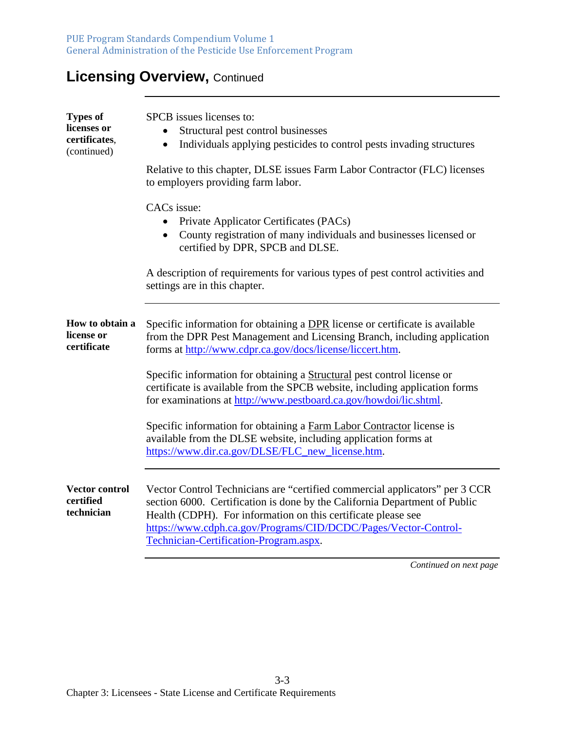## Licensing Overview, Continued

**Types of licenses or certificates**, (continued)

SPCB issues licenses to:

- Structural pest control businesses
- Individuals applying pesticides to control pests invading structures

Relative to this chapter, DLSE issues Farm Labor Contractor (FLC) licenses to employers providing farm labor.

CACs issue:

- Private Applicator Certificates (PACs)
- County registration of many individuals and businesses licensed or certified by DPR, SPCB and DLSE.

A description of requirements for various types of pest control activities and settings are in this chapter.

**How to obtain a license or certificate**

Specific information for obtaining a DPR license or certificate is available from the DPR Pest Management and Licensing Branch, including application forms at [http://www.cdpr.ca.gov/docs/license/liccert.htm](http://www.cdpr.ca.gov/docs/license/liccert.htm).

Specific information for obtaining a Structural pest control license or certificate is available from the SPCB website, including application forms for examinations at [http://www.pestboard.ca.gov/howdoi/lic.shtml](http://www.pestboard.ca.gov/howdoi/lic.shtml).

Specific information for obtaining a Farm Labor Contractor license is available from the DLSE website, including application forms at [https://www.dir.ca.gov/DLSE/FLC_new_license.htm](https://www.dir.ca.gov/DLSE/FLC_new_license.htm).

**Vector control certified technician**

Vector Control Technicians are "certified commercial applicators" per 3 CCR section 6000. Certification is done by the California Department of Public Health (CDPH). For information on this certificate please see [https://www.cdph.ca.gov/Programs/CID/DCDC/Pages/Vector-Control-Technician-Certification-Program.aspx](https://www.cdph.ca.gov/Programs/CID/DCDC/Pages/Vector-Control-Technician-Certification-Program.aspx).

*Continued on next page*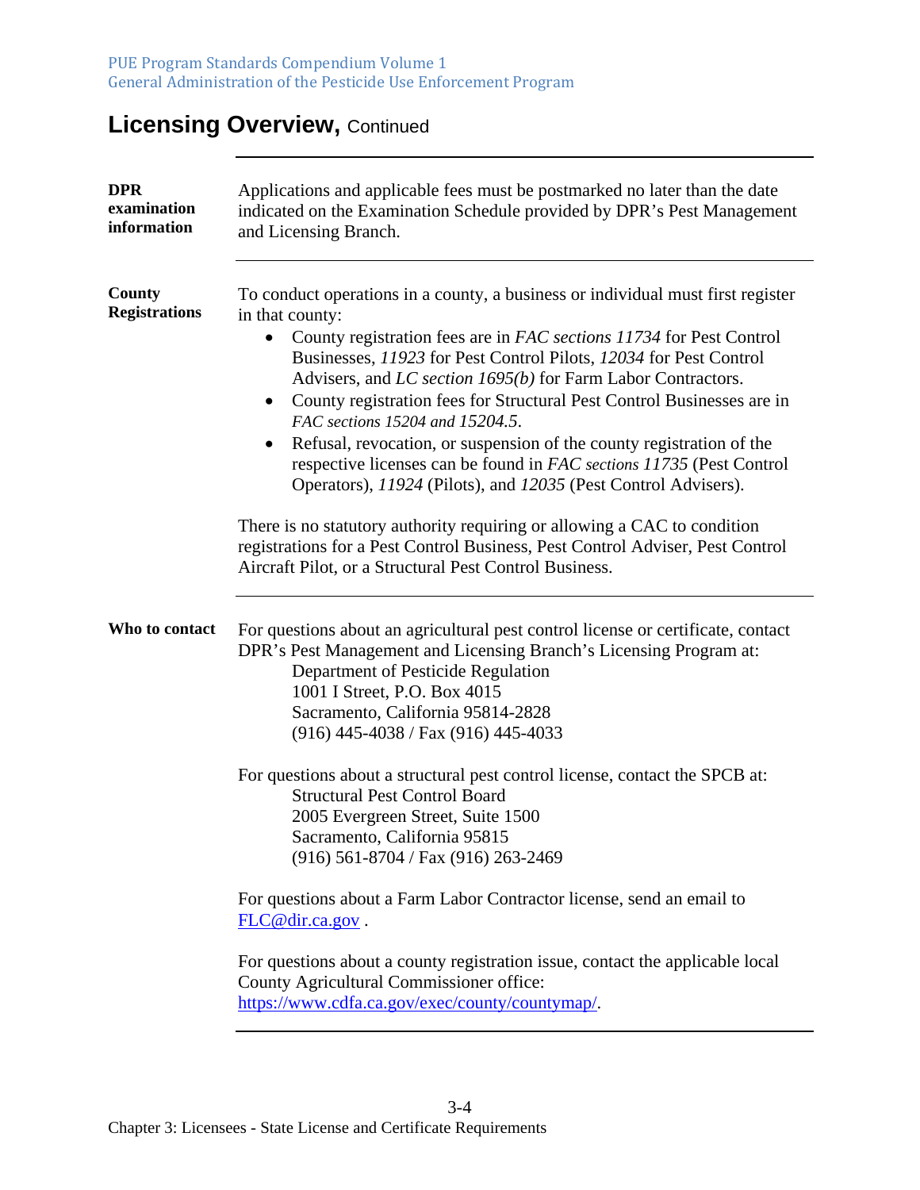## Licensing Overview, Continued

**DPR examination information**

Applications and applicable fees must be postmarked no later than the date indicated on the Examination Schedule provided by DPR's Pest Management and Licensing Branch.

**County Registrations**

To conduct operations in a county, a business or individual must first register in that county:

- County registration fees are in *FAC sections 11734* for Pest Control Businesses, *11923* for Pest Control Pilots, *12034* for Pest Control Advisers, and *LC section 1695(b)* for Farm Labor Contractors.
- County registration fees for Structural Pest Control Businesses are in *FAC sections 15204 and 15204.5*.
- Refusal, revocation, or suspension of the county registration of the respective licenses can be found in *FAC sections 11735* (Pest Control Operators), *11924* (Pilots), and *12035* (Pest Control Advisers).

There is no statutory authority requiring or allowing a CAC to condition registrations for a Pest Control Business, Pest Control Adviser, Pest Control Aircraft Pilot, or a Structural Pest Control Business.

**Who to contact**

For questions about an agricultural pest control license or certificate, contact DPR's Pest Management and Licensing Branch's Licensing Program at:

Department of Pesticide Regulation
1001 I Street, P.O. Box 4015
Sacramento, California 95814-2828
(916) 445-4038 / Fax (916) 445-4033

For questions about a structural pest control license, contact the SPCB at:

Structural Pest Control Board
2005 Evergreen Street, Suite 1500
Sacramento, California 95815
(916) 561-8704 / Fax (916) 263-2469

For questions about a Farm Labor Contractor license, send an email to FLC@dir.ca.gov .

For questions about a county registration issue, contact the applicable local County Agricultural Commissioner office: https://www.cdfa.ca.gov/exec/county/countymap/.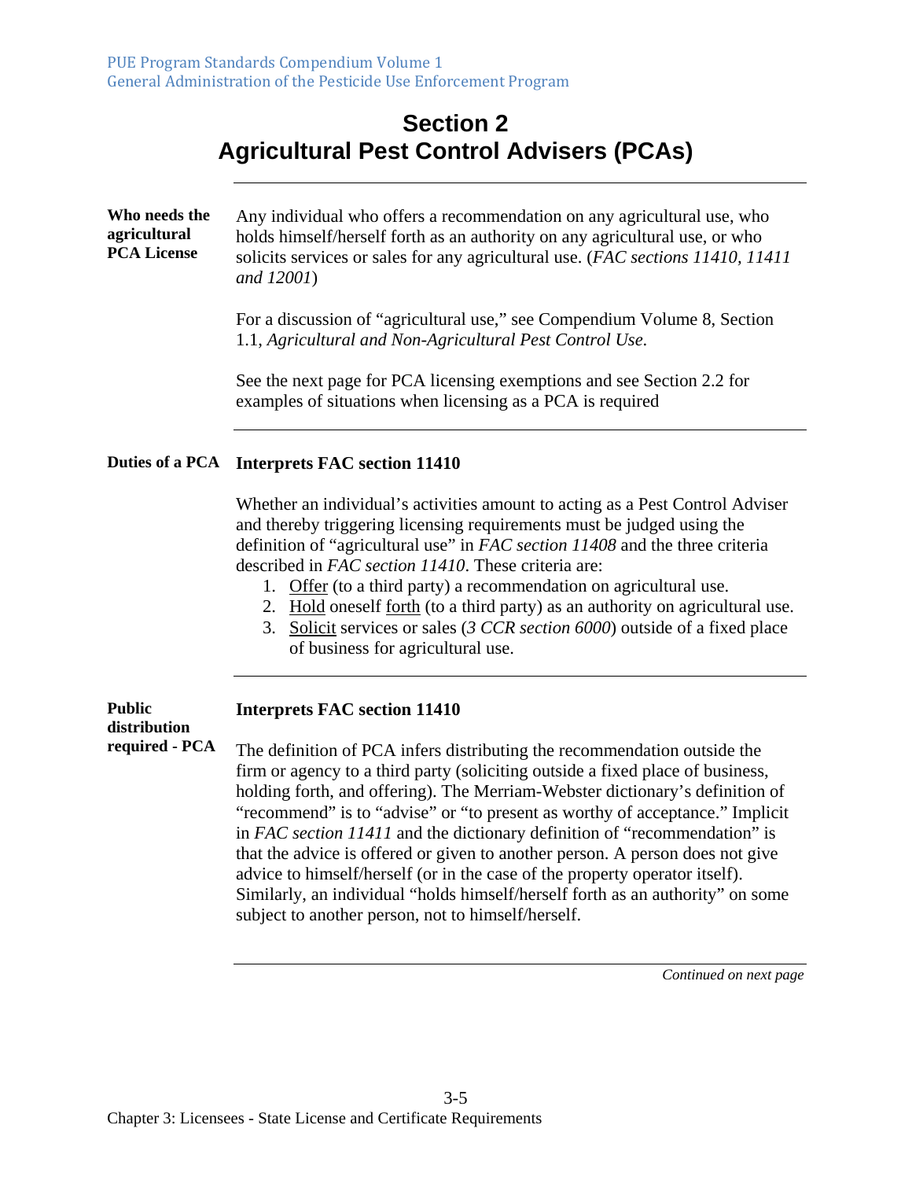# Section 2
# Agricultural Pest Control Advisers (PCAs)

**Who needs the agricultural PCA License**

Any individual who offers a recommendation on any agricultural use, who holds himself/herself forth as an authority on any agricultural use, or who solicits services or sales for any agricultural use. (*FAC sections 11410, 11411 and 12001*)

For a discussion of "agricultural use," see Compendium Volume 8, Section 1.1, *Agricultural and Non-Agricultural Pest Control Use.*

See the next page for PCA licensing exemptions and see Section 2.2 for examples of situations when licensing as a PCA is required

---

**Duties of a PCA**

**Interprets FAC section 11410**

Whether an individual's activities amount to acting as a Pest Control Adviser and thereby triggering licensing requirements must be judged using the definition of "agricultural use" in *FAC section 11408* and the three criteria described in *FAC section 11410*. These criteria are:

1. <u>Offer</u> (to a third party) a recommendation on agricultural use.
2. <u>Hold</u> oneself <u>forth</u> (to a third party) as an authority on agricultural use.
3. <u>Solicit</u> services or sales (*3 CCR section 6000*) outside of a fixed place of business for agricultural use.

---

**Public distribution required - PCA**

**Interprets FAC section 11410**

The definition of PCA infers distributing the recommendation outside the firm or agency to a third party (soliciting outside a fixed place of business, holding forth, and offering). The Merriam-Webster dictionary's definition of "recommend" is to "advise" or "to present as worthy of acceptance." Implicit in *FAC section 11411* and the dictionary definition of "recommendation" is that the advice is offered or given to another person. A person does not give advice to himself/herself (or in the case of the property operator itself). Similarly, an individual "holds himself/herself forth as an authority" on some subject to another person, not to himself/herself.

*Continued on next page*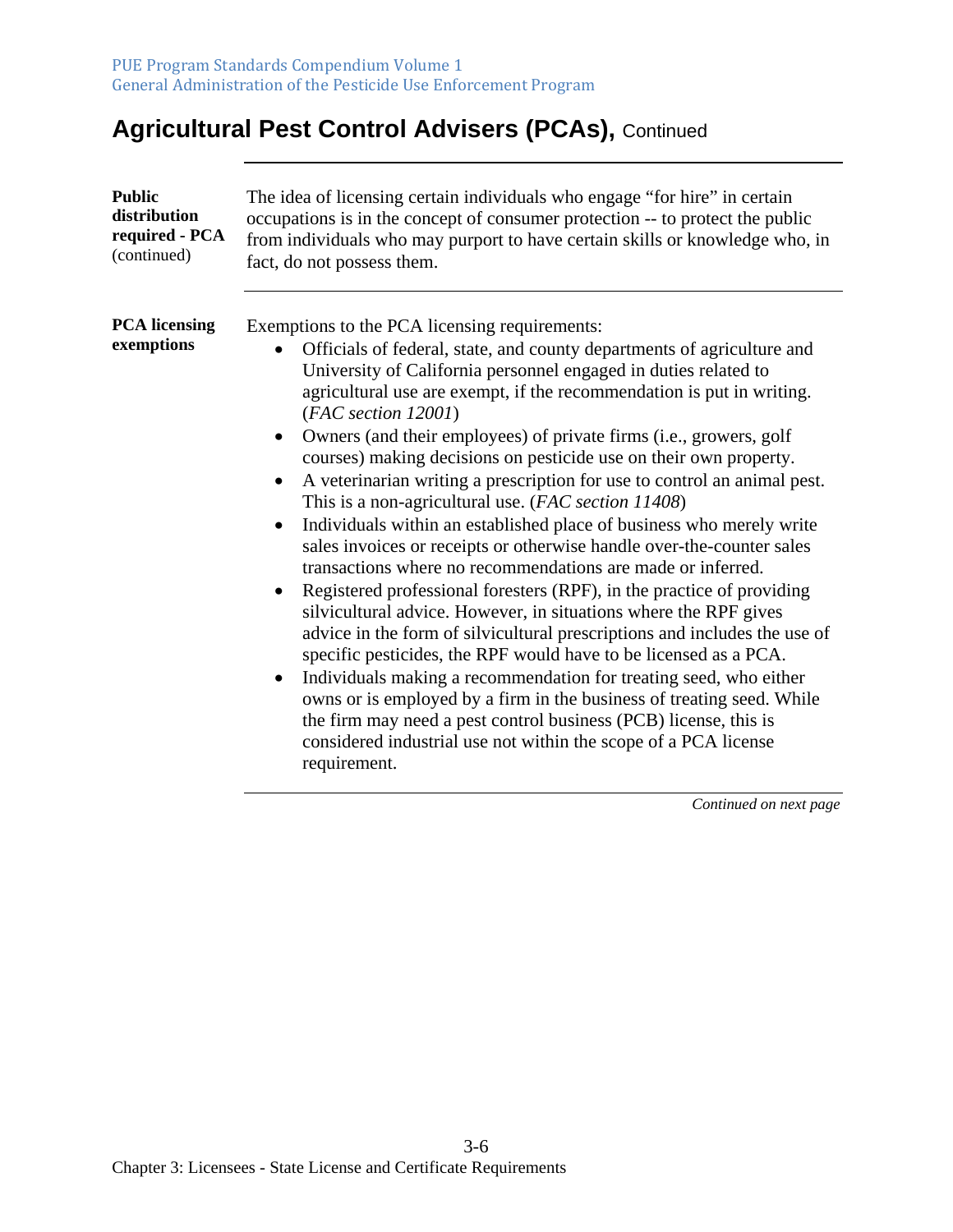## Agricultural Pest Control Advisers (PCAs), Continued

**Public distribution required - PCA** (continued)

The idea of licensing certain individuals who engage "for hire" in certain occupations is in the concept of consumer protection -- to protect the public from individuals who may purport to have certain skills or knowledge who, in fact, do not possess them.

**PCA licensing exemptions**

Exemptions to the PCA licensing requirements:

- Officials of federal, state, and county departments of agriculture and University of California personnel engaged in duties related to agricultural use are exempt, if the recommendation is put in writing. (*FAC section 12001*)
- Owners (and their employees) of private firms (i.e., growers, golf courses) making decisions on pesticide use on their own property.
- A veterinarian writing a prescription for use to control an animal pest. This is a non-agricultural use. (*FAC section 11408*)
- Individuals within an established place of business who merely write sales invoices or receipts or otherwise handle over-the-counter sales transactions where no recommendations are made or inferred.
- Registered professional foresters (RPF), in the practice of providing silvicultural advice. However, in situations where the RPF gives advice in the form of silvicultural prescriptions and includes the use of specific pesticides, the RPF would have to be licensed as a PCA.
- Individuals making a recommendation for treating seed, who either owns or is employed by a firm in the business of treating seed. While the firm may need a pest control business (PCB) license, this is considered industrial use not within the scope of a PCA license requirement.

*Continued on next page*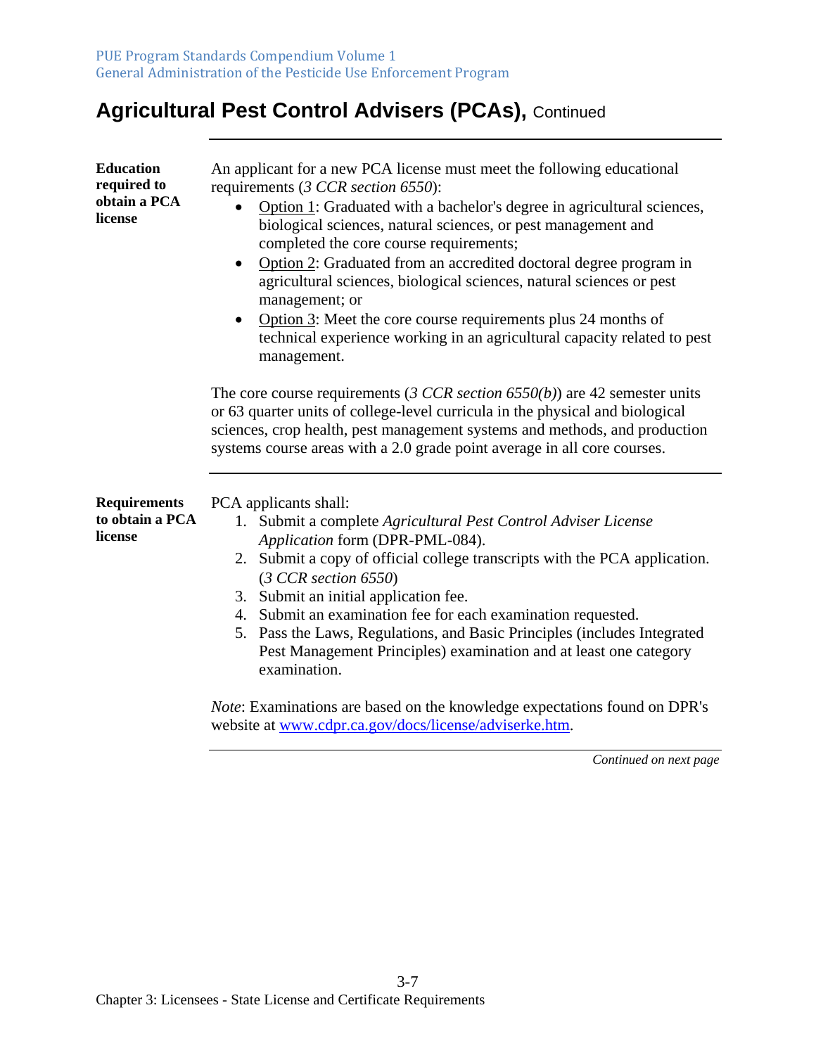# Agricultural Pest Control Advisers (PCAs), Continued

**Education required to obtain a PCA license**

An applicant for a new PCA license must meet the following educational requirements (*3 CCR section 6550*):

- Option 1: Graduated with a bachelor's degree in agricultural sciences, biological sciences, natural sciences, or pest management and completed the core course requirements;
- Option 2: Graduated from an accredited doctoral degree program in agricultural sciences, biological sciences, natural sciences or pest management; or
- Option 3: Meet the core course requirements plus 24 months of technical experience working in an agricultural capacity related to pest management.

The core course requirements (*3 CCR section 6550(b)*) are 42 semester units or 63 quarter units of college-level curricula in the physical and biological sciences, crop health, pest management systems and methods, and production systems course areas with a 2.0 grade point average in all core courses.

**Requirements to obtain a PCA license**

PCA applicants shall:

1. Submit a complete *Agricultural Pest Control Adviser License Application* form (DPR-PML-084).
2. Submit a copy of official college transcripts with the PCA application. (*3 CCR section 6550*)
3. Submit an initial application fee.
4. Submit an examination fee for each examination requested.
5. Pass the Laws, Regulations, and Basic Principles (includes Integrated Pest Management Principles) examination and at least one category examination.

*Note*: Examinations are based on the knowledge expectations found on DPR's website at www.cdpr.ca.gov/docs/license/adviserke.htm.

*Continued on next page*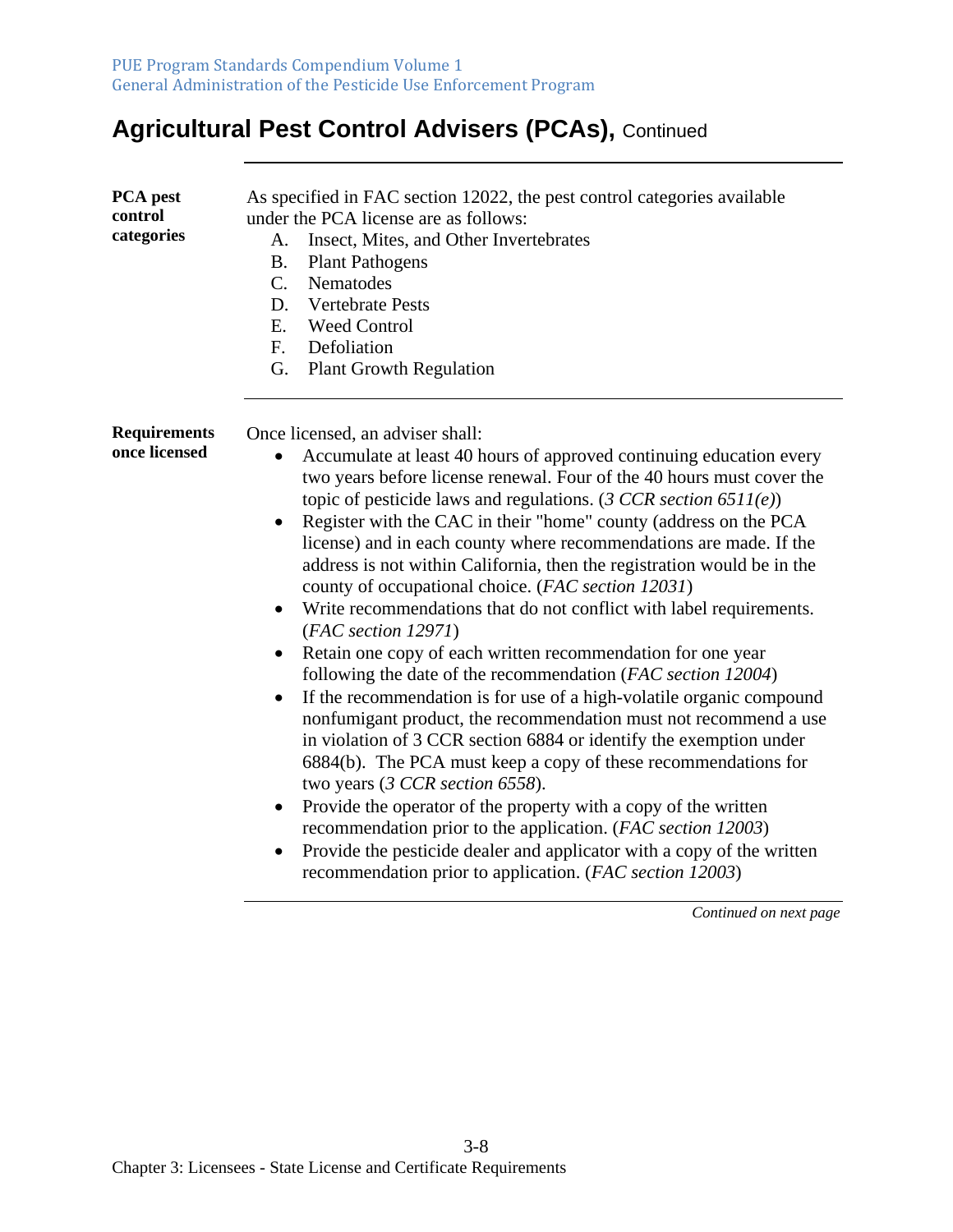# Agricultural Pest Control Advisers (PCAs), Continued

**PCA pest control categories**

As specified in FAC section 12022, the pest control categories available under the PCA license are as follows:

A. Insect, Mites, and Other Invertebrates
B. Plant Pathogens
C. Nematodes
D. Vertebrate Pests
E. Weed Control
F. Defoliation
G. Plant Growth Regulation

**Requirements once licensed**

Once licensed, an adviser shall:

- Accumulate at least 40 hours of approved continuing education every two years before license renewal. Four of the 40 hours must cover the topic of pesticide laws and regulations. (*3 CCR section 6511(e)*)
- Register with the CAC in their "home" county (address on the PCA license) and in each county where recommendations are made. If the address is not within California, then the registration would be in the county of occupational choice. (*FAC section 12031*)
- Write recommendations that do not conflict with label requirements. (*FAC section 12971*)
- Retain one copy of each written recommendation for one year following the date of the recommendation (*FAC section 12004*)
- If the recommendation is for use of a high-volatile organic compound nonfumigant product, the recommendation must not recommend a use in violation of 3 CCR section 6884 or identify the exemption under 6884(b). The PCA must keep a copy of these recommendations for two years (*3 CCR section 6558*).
- Provide the operator of the property with a copy of the written recommendation prior to the application. (*FAC section 12003*)
- Provide the pesticide dealer and applicator with a copy of the written recommendation prior to application. (*FAC section 12003*)

*Continued on next page*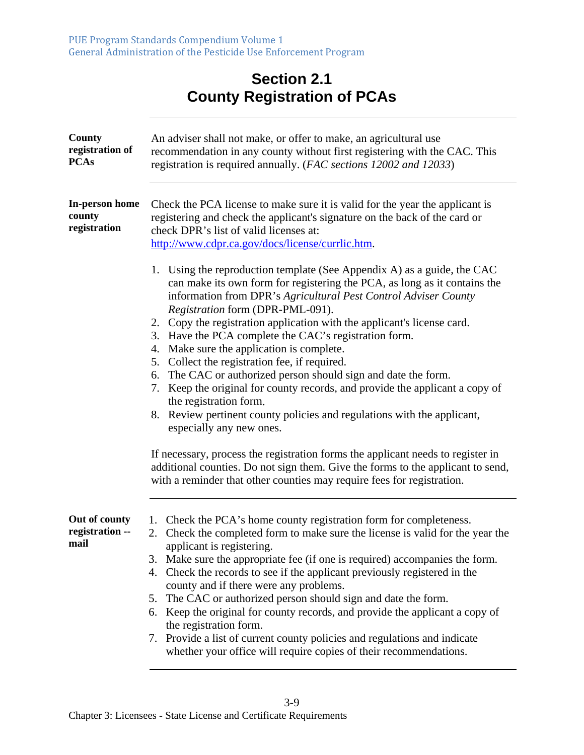# Section 2.1
# County Registration of PCAs

**County registration of PCAs**

An adviser shall not make, or offer to make, an agricultural use recommendation in any county without first registering with the CAC. This registration is required annually. (*FAC sections 12002 and 12033*)

**In-person home county registration**

Check the PCA license to make sure it is valid for the year the applicant is registering and check the applicant's signature on the back of the card or check DPR's list of valid licenses at: http://www.cdpr.ca.gov/docs/license/currlic.htm.

1. Using the reproduction template (See Appendix A) as a guide, the CAC can make its own form for registering the PCA, as long as it contains the information from DPR's *Agricultural Pest Control Adviser County Registration* form (DPR-PML-091).
2. Copy the registration application with the applicant's license card.
3. Have the PCA complete the CAC's registration form.
4. Make sure the application is complete.
5. Collect the registration fee, if required.
6. The CAC or authorized person should sign and date the form.
7. Keep the original for county records, and provide the applicant a copy of the registration form.
8. Review pertinent county policies and regulations with the applicant, especially any new ones.

If necessary, process the registration forms the applicant needs to register in additional counties. Do not sign them. Give the forms to the applicant to send, with a reminder that other counties may require fees for registration.

**Out of county registration -- mail**

1. Check the PCA's home county registration form for completeness.
2. Check the completed form to make sure the license is valid for the year the applicant is registering.
3. Make sure the appropriate fee (if one is required) accompanies the form.
4. Check the records to see if the applicant previously registered in the county and if there were any problems.
5. The CAC or authorized person should sign and date the form.
6. Keep the original for county records, and provide the applicant a copy of the registration form.
7. Provide a list of current county policies and regulations and indicate whether your office will require copies of their recommendations.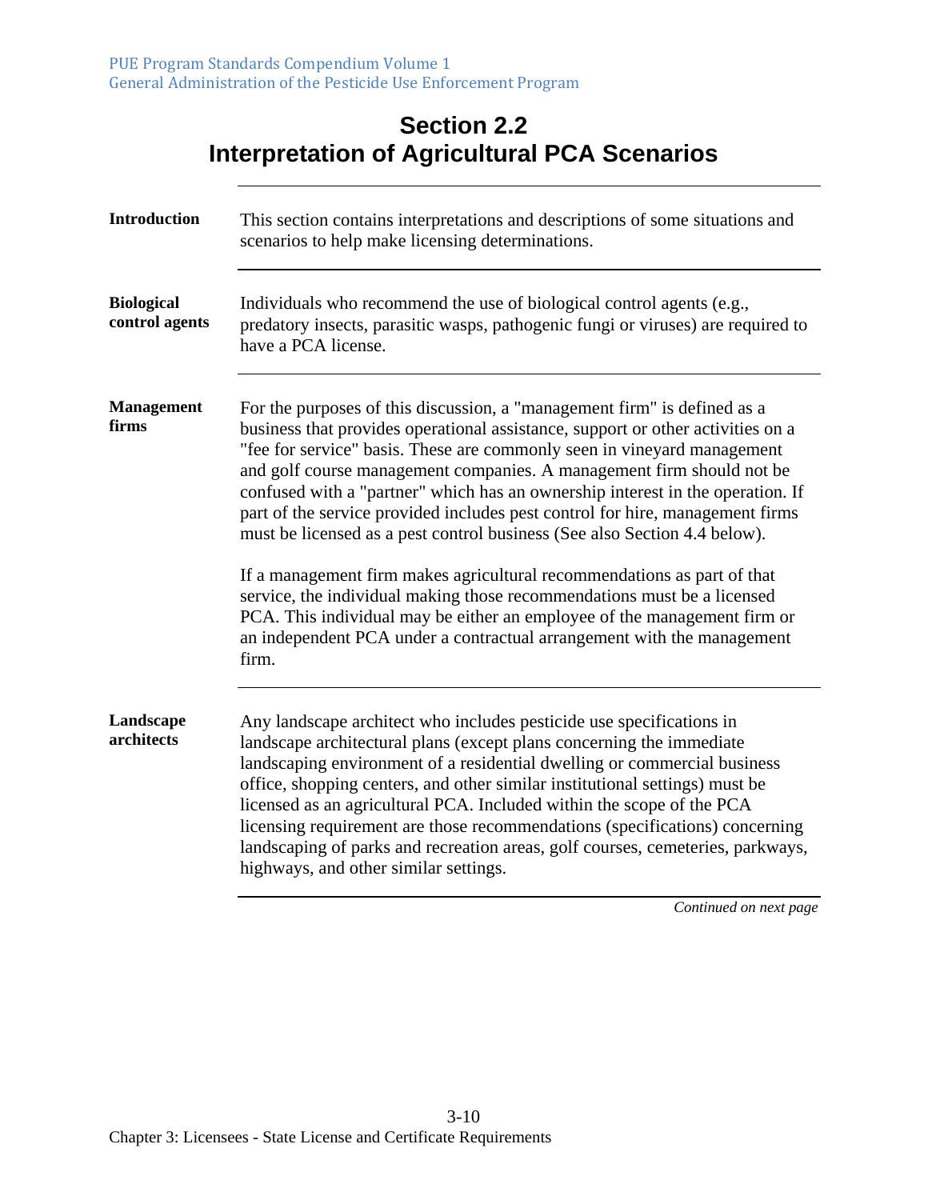# Section 2.2
# Interpretation of Agricultural PCA Scenarios

**Introduction**

This section contains interpretations and descriptions of some situations and scenarios to help make licensing determinations.

**Biological control agents**

Individuals who recommend the use of biological control agents (e.g., predatory insects, parasitic wasps, pathogenic fungi or viruses) are required to have a PCA license.

**Management firms**

For the purposes of this discussion, a "management firm" is defined as a business that provides operational assistance, support or other activities on a "fee for service" basis. These are commonly seen in vineyard management and golf course management companies. A management firm should not be confused with a "partner" which has an ownership interest in the operation. If part of the service provided includes pest control for hire, management firms must be licensed as a pest control business (See also Section 4.4 below).

If a management firm makes agricultural recommendations as part of that service, the individual making those recommendations must be a licensed PCA. This individual may be either an employee of the management firm or an independent PCA under a contractual arrangement with the management firm.

**Landscape architects**

Any landscape architect who includes pesticide use specifications in landscape architectural plans (except plans concerning the immediate landscaping environment of a residential dwelling or commercial business office, shopping centers, and other similar institutional settings) must be licensed as an agricultural PCA. Included within the scope of the PCA licensing requirement are those recommendations (specifications) concerning landscaping of parks and recreation areas, golf courses, cemeteries, parkways, highways, and other similar settings.

*Continued on next page*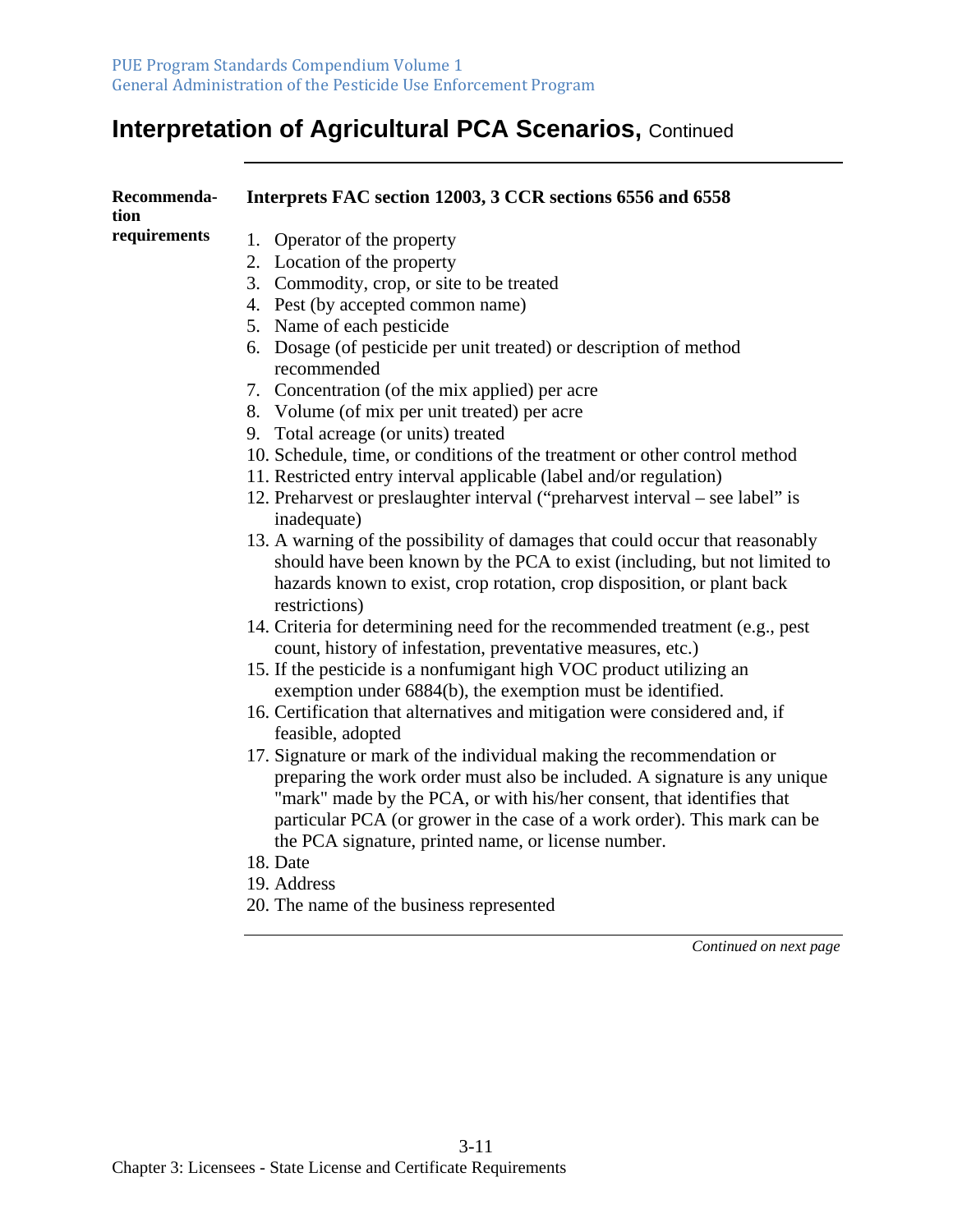# Interpretation of Agricultural PCA Scenarios, Continued

**Recommendation requirements**

**Interprets FAC section 12003, 3 CCR sections 6556 and 6558**

1. Operator of the property
2. Location of the property
3. Commodity, crop, or site to be treated
4. Pest (by accepted common name)
5. Name of each pesticide
6. Dosage (of pesticide per unit treated) or description of method recommended
7. Concentration (of the mix applied) per acre
8. Volume (of mix per unit treated) per acre
9. Total acreage (or units) treated
10. Schedule, time, or conditions of the treatment or other control method
11. Restricted entry interval applicable (label and/or regulation)
12. Preharvest or preslaughter interval ("preharvest interval – see label" is inadequate)
13. A warning of the possibility of damages that could occur that reasonably should have been known by the PCA to exist (including, but not limited to hazards known to exist, crop rotation, crop disposition, or plant back restrictions)
14. Criteria for determining need for the recommended treatment (e.g., pest count, history of infestation, preventative measures, etc.)
15. If the pesticide is a nonfumigant high VOC product utilizing an exemption under 6884(b), the exemption must be identified.
16. Certification that alternatives and mitigation were considered and, if feasible, adopted
17. Signature or mark of the individual making the recommendation or preparing the work order must also be included. A signature is any unique "mark" made by the PCA, or with his/her consent, that identifies that particular PCA (or grower in the case of a work order). This mark can be the PCA signature, printed name, or license number.
18. Date
19. Address
20. The name of the business represented

*Continued on next page*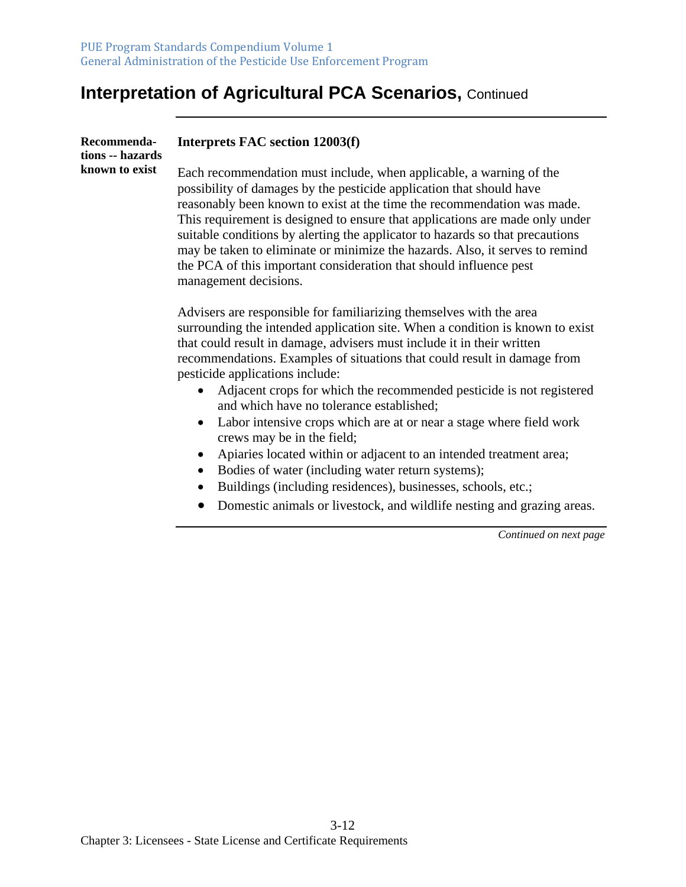# Interpretation of Agricultural PCA Scenarios, Continued

**Recommendations -- hazards known to exist**

**Interprets FAC section 12003(f)**

Each recommendation must include, when applicable, a warning of the possibility of damages by the pesticide application that should have reasonably been known to exist at the time the recommendation was made. This requirement is designed to ensure that applications are made only under suitable conditions by alerting the applicator to hazards so that precautions may be taken to eliminate or minimize the hazards. Also, it serves to remind the PCA of this important consideration that should influence pest management decisions.

Advisers are responsible for familiarizing themselves with the area surrounding the intended application site. When a condition is known to exist that could result in damage, advisers must include it in their written recommendations. Examples of situations that could result in damage from pesticide applications include:

- Adjacent crops for which the recommended pesticide is not registered and which have no tolerance established;
- Labor intensive crops which are at or near a stage where field work crews may be in the field;
- Apiaries located within or adjacent to an intended treatment area;
- Bodies of water (including water return systems);
- Buildings (including residences), businesses, schools, etc.;
- Domestic animals or livestock, and wildlife nesting and grazing areas.

*Continued on next page*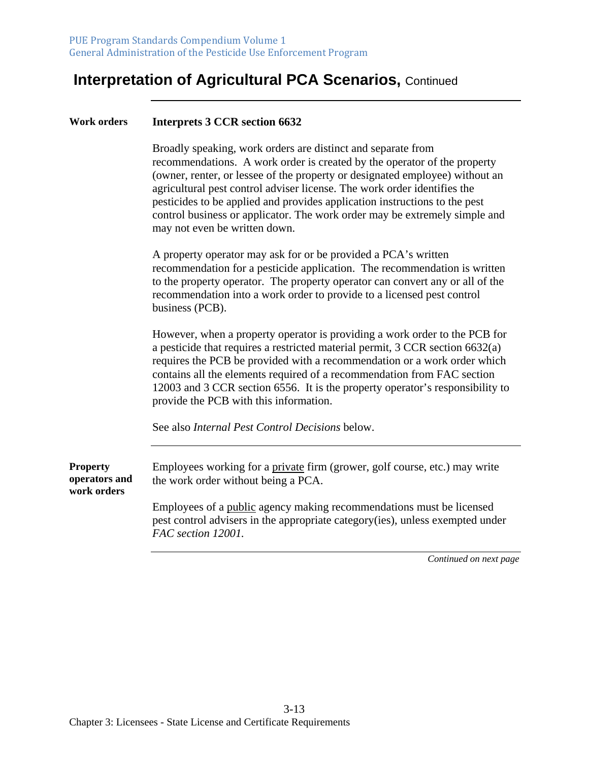# Interpretation of Agricultural PCA Scenarios, Continued

**Work orders**

**Interprets 3 CCR section 6632**

Broadly speaking, work orders are distinct and separate from recommendations. A work order is created by the operator of the property (owner, renter, or lessee of the property or designated employee) without an agricultural pest control adviser license. The work order identifies the pesticides to be applied and provides application instructions to the pest control business or applicator. The work order may be extremely simple and may not even be written down.

A property operator may ask for or be provided a PCA's written recommendation for a pesticide application. The recommendation is written to the property operator. The property operator can convert any or all of the recommendation into a work order to provide to a licensed pest control business (PCB).

However, when a property operator is providing a work order to the PCB for a pesticide that requires a restricted material permit, 3 CCR section 6632(a) requires the PCB be provided with a recommendation or a work order which contains all the elements required of a recommendation from FAC section 12003 and 3 CCR section 6556. It is the property operator's responsibility to provide the PCB with this information.

See also *Internal Pest Control Decisions* below.

---

**Property operators and work orders**

Employees working for a <u>private</u> firm (grower, golf course, etc.) may write the work order without being a PCA.

Employees of a <u>public</u> agency making recommendations must be licensed pest control advisers in the appropriate category(ies), unless exempted under *FAC section 12001.*

*Continued on next page*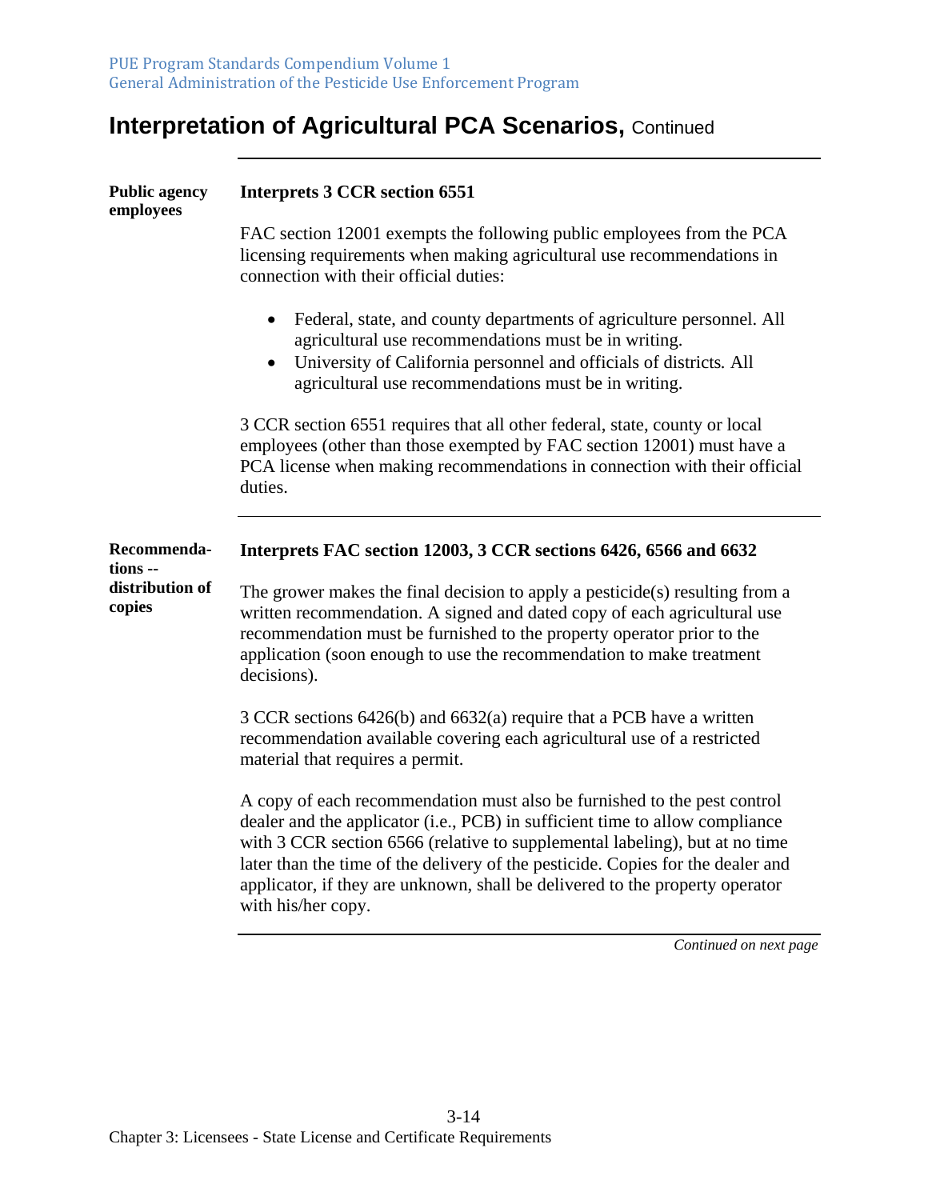# Interpretation of Agricultural PCA Scenarios, Continued

**Public agency employees**

**Interprets 3 CCR section 6551**

FAC section 12001 exempts the following public employees from the PCA licensing requirements when making agricultural use recommendations in connection with their official duties:

- Federal, state, and county departments of agriculture personnel. All agricultural use recommendations must be in writing.
- University of California personnel and officials of districts. All agricultural use recommendations must be in writing.

3 CCR section 6551 requires that all other federal, state, county or local employees (other than those exempted by FAC section 12001) must have a PCA license when making recommendations in connection with their official duties.

---

**Recommendations -- distribution of copies**

**Interprets FAC section 12003, 3 CCR sections 6426, 6566 and 6632**

The grower makes the final decision to apply a pesticide(s) resulting from a written recommendation. A signed and dated copy of each agricultural use recommendation must be furnished to the property operator prior to the application (soon enough to use the recommendation to make treatment decisions).

3 CCR sections 6426(b) and 6632(a) require that a PCB have a written recommendation available covering each agricultural use of a restricted material that requires a permit.

A copy of each recommendation must also be furnished to the pest control dealer and the applicator (i.e., PCB) in sufficient time to allow compliance with 3 CCR section 6566 (relative to supplemental labeling), but at no time later than the time of the delivery of the pesticide. Copies for the dealer and applicator, if they are unknown, shall be delivered to the property operator with his/her copy.

*Continued on next page*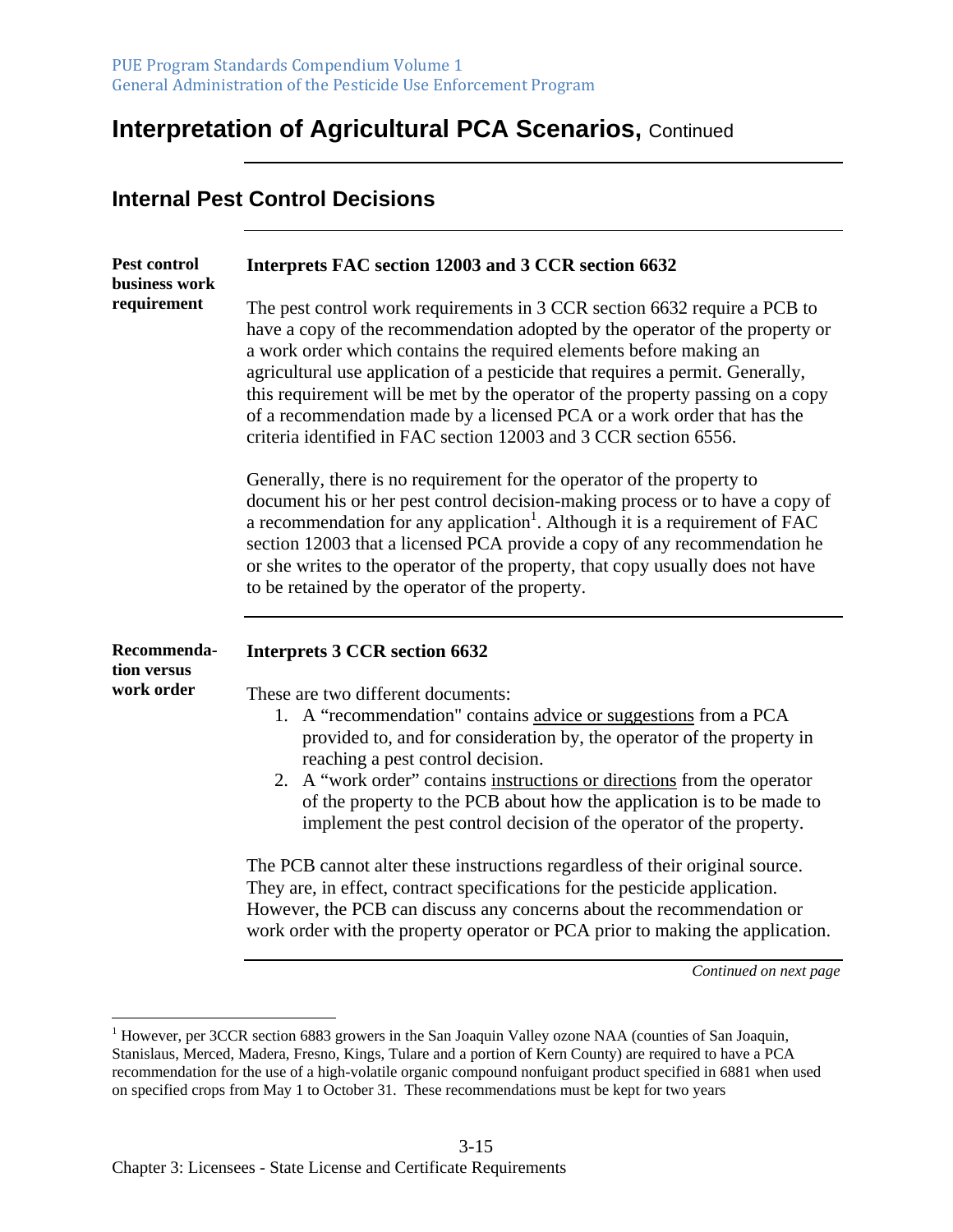# Interpretation of Agricultural PCA Scenarios, Continued

## Internal Pest Control Decisions

**Pest control business work requirement**

**Interprets FAC section 12003 and 3 CCR section 6632**

The pest control work requirements in 3 CCR section 6632 require a PCB to have a copy of the recommendation adopted by the operator of the property or a work order which contains the required elements before making an agricultural use application of a pesticide that requires a permit. Generally, this requirement will be met by the operator of the property passing on a copy of a recommendation made by a licensed PCA or a work order that has the criteria identified in FAC section 12003 and 3 CCR section 6556.

Generally, there is no requirement for the operator of the property to document his or her pest control decision-making process or to have a copy of a recommendation for any application[1]. Although it is a requirement of FAC section 12003 that a licensed PCA provide a copy of any recommendation he or she writes to the operator of the property, that copy usually does not have to be retained by the operator of the property.

**Recommendation versus work order**

**Interprets 3 CCR section 6632**

These are two different documents:

1. A "recommendation" contains advice or suggestions from a PCA provided to, and for consideration by, the operator of the property in reaching a pest control decision.
2. A "work order" contains instructions or directions from the operator of the property to the PCB about how the application is to be made to implement the pest control decision of the operator of the property.

The PCB cannot alter these instructions regardless of their original source. They are, in effect, contract specifications for the pesticide application. However, the PCB can discuss any concerns about the recommendation or work order with the property operator or PCA prior to making the application.

*Continued on next page*

[1] However, per 3CCR section 6883 growers in the San Joaquin Valley ozone NAA (counties of San Joaquin, Stanislaus, Merced, Madera, Fresno, Kings, Tulare and a portion of Kern County) are required to have a PCA recommendation for the use of a high-volatile organic compound nonfuigant product specified in 6881 when used on specified crops from May 1 to October 31. These recommendations must be kept for two years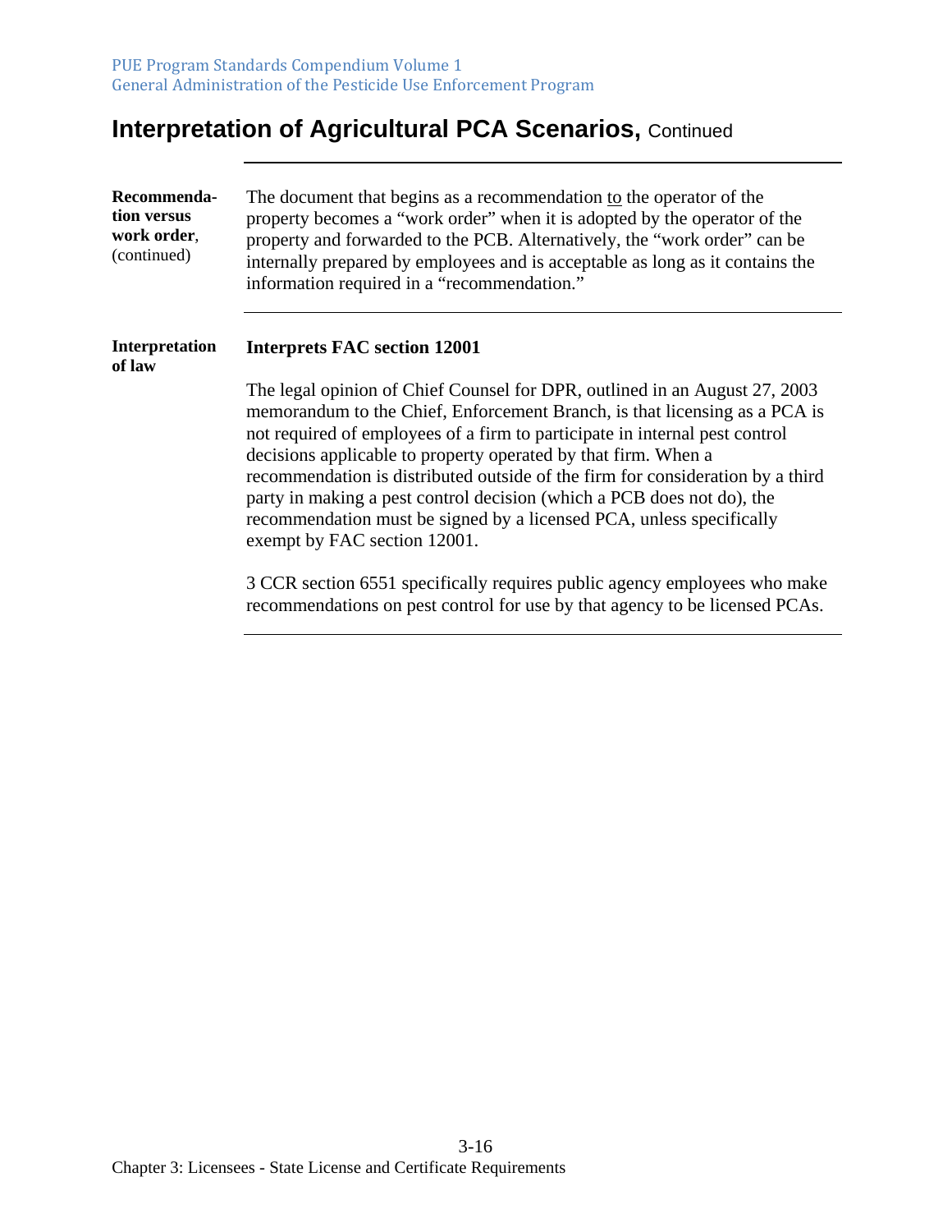# Interpretation of Agricultural PCA Scenarios, Continued

---

**Recommendation versus work order**, (continued)

The document that begins as a recommendation to the operator of the property becomes a "work order" when it is adopted by the operator of the property and forwarded to the PCB. Alternatively, the "work order" can be internally prepared by employees and is acceptable as long as it contains the information required in a "recommendation."

---

**Interpretation of law**

**Interprets FAC section 12001**

The legal opinion of Chief Counsel for DPR, outlined in an August 27, 2003 memorandum to the Chief, Enforcement Branch, is that licensing as a PCA is not required of employees of a firm to participate in internal pest control decisions applicable to property operated by that firm. When a recommendation is distributed outside of the firm for consideration by a third party in making a pest control decision (which a PCB does not do), the recommendation must be signed by a licensed PCA, unless specifically exempt by FAC section 12001.

3 CCR section 6551 specifically requires public agency employees who make recommendations on pest control for use by that agency to be licensed PCAs.

---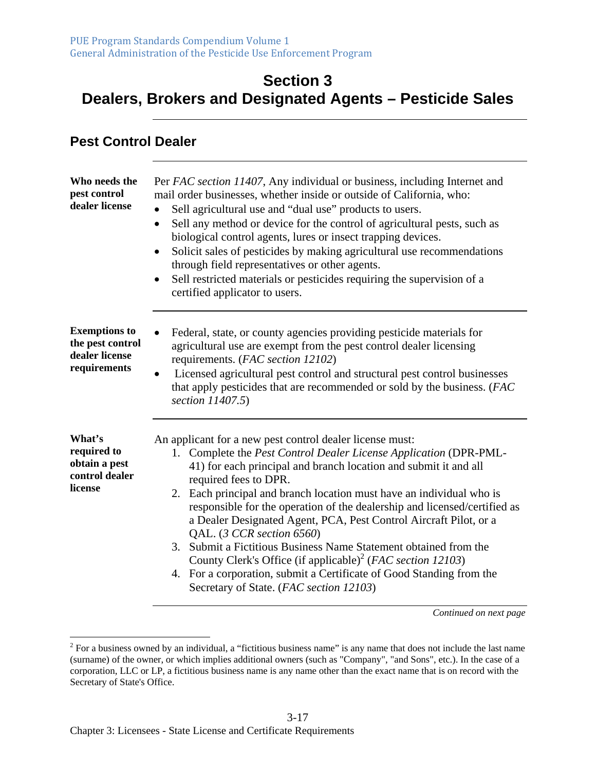# Section 3
# Dealers, Brokers and Designated Agents – Pesticide Sales

## Pest Control Dealer

**Who needs the pest control dealer license**

Per *FAC section 11407*, Any individual or business, including Internet and mail order businesses, whether inside or outside of California, who:

- Sell agricultural use and "dual use" products to users.
- Sell any method or device for the control of agricultural pests, such as biological control agents, lures or insect trapping devices.
- Solicit sales of pesticides by making agricultural use recommendations through field representatives or other agents.
- Sell restricted materials or pesticides requiring the supervision of a certified applicator to users.

**Exemptions to the pest control dealer license requirements**

- Federal, state, or county agencies providing pesticide materials for agricultural use are exempt from the pest control dealer licensing requirements. (*FAC section 12102*)
- Licensed agricultural pest control and structural pest control businesses that apply pesticides that are recommended or sold by the business. (*FAC section 11407.5*)

**What's required to obtain a pest control dealer license**

An applicant for a new pest control dealer license must:

1. Complete the *Pest Control Dealer License Application* (DPR-PML-41) for each principal and branch location and submit it and all required fees to DPR.
2. Each principal and branch location must have an individual who is responsible for the operation of the dealership and licensed/certified as a Dealer Designated Agent, PCA, Pest Control Aircraft Pilot, or a QAL. (*3 CCR section 6560*)
3. Submit a Fictitious Business Name Statement obtained from the County Clerk's Office (if applicable)[2] (*FAC section 12103*)
4. For a corporation, submit a Certificate of Good Standing from the Secretary of State. (*FAC section 12103*)

*Continued on next page*

[2] For a business owned by an individual, a "fictitious business name" is any name that does not include the last name (surname) of the owner, or which implies additional owners (such as "Company", "and Sons", etc.). In the case of a corporation, LLC or LP, a fictitious business name is any name other than the exact name that is on record with the Secretary of State's Office.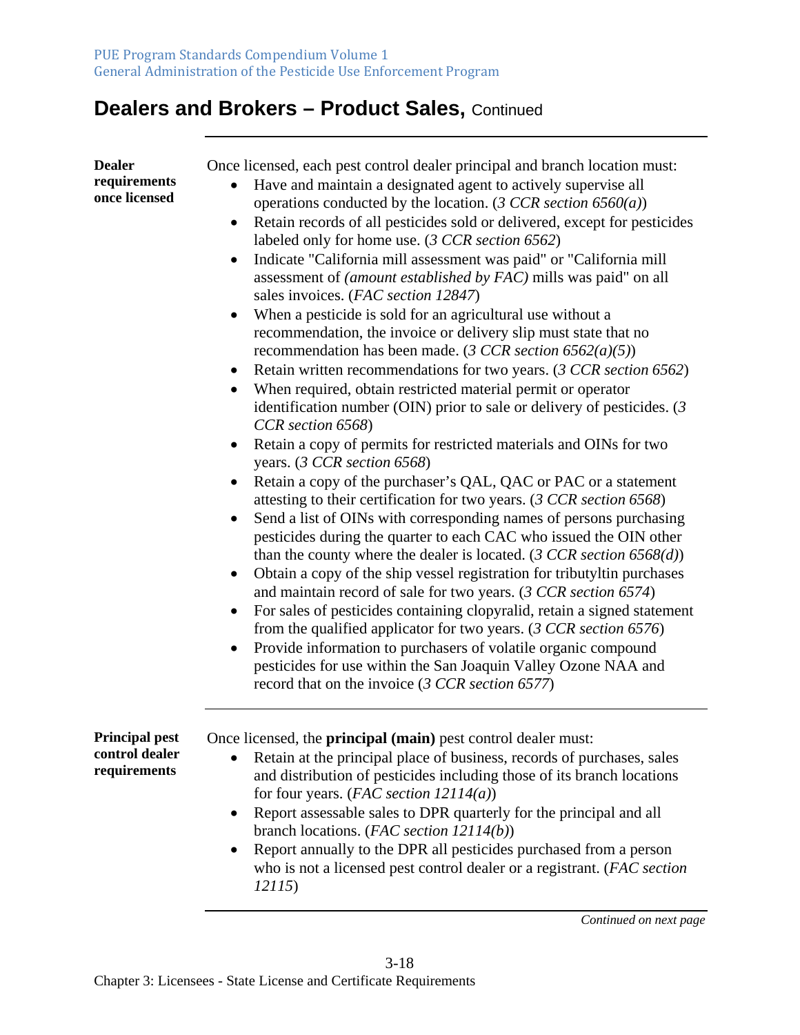# Dealers and Brokers – Product Sales, Continued

**Dealer requirements once licensed**

Once licensed, each pest control dealer principal and branch location must:

- Have and maintain a designated agent to actively supervise all operations conducted by the location. (*3 CCR section 6560(a)*)
- Retain records of all pesticides sold or delivered, except for pesticides labeled only for home use. (*3 CCR section 6562*)
- Indicate "California mill assessment was paid" or "California mill assessment of *(amount established by FAC)* mills was paid" on all sales invoices. (*FAC section 12847*)
- When a pesticide is sold for an agricultural use without a recommendation, the invoice or delivery slip must state that no recommendation has been made. (*3 CCR section 6562(a)(5)*)
- Retain written recommendations for two years. (*3 CCR section 6562*)
- When required, obtain restricted material permit or operator identification number (OIN) prior to sale or delivery of pesticides. (*3 CCR section 6568*)
- Retain a copy of permits for restricted materials and OINs for two years. (*3 CCR section 6568*)
- Retain a copy of the purchaser's QAL, QAC or PAC or a statement attesting to their certification for two years. (*3 CCR section 6568*)
- Send a list of OINs with corresponding names of persons purchasing pesticides during the quarter to each CAC who issued the OIN other than the county where the dealer is located. (*3 CCR section 6568(d)*)
- Obtain a copy of the ship vessel registration for tributyltin purchases and maintain record of sale for two years. (*3 CCR section 6574*)
- For sales of pesticides containing clopyralid, retain a signed statement from the qualified applicator for two years. (*3 CCR section 6576*)
- Provide information to purchasers of volatile organic compound pesticides for use within the San Joaquin Valley Ozone NAA and record that on the invoice (*3 CCR section 6577*)

**Principal pest control dealer requirements**

Once licensed, the **principal (main)** pest control dealer must:

- Retain at the principal place of business, records of purchases, sales and distribution of pesticides including those of its branch locations for four years. (*FAC section 12114(a)*)
- Report assessable sales to DPR quarterly for the principal and all branch locations. (*FAC section 12114(b)*)
- Report annually to the DPR all pesticides purchased from a person who is not a licensed pest control dealer or a registrant. (*FAC section 12115*)

*Continued on next page*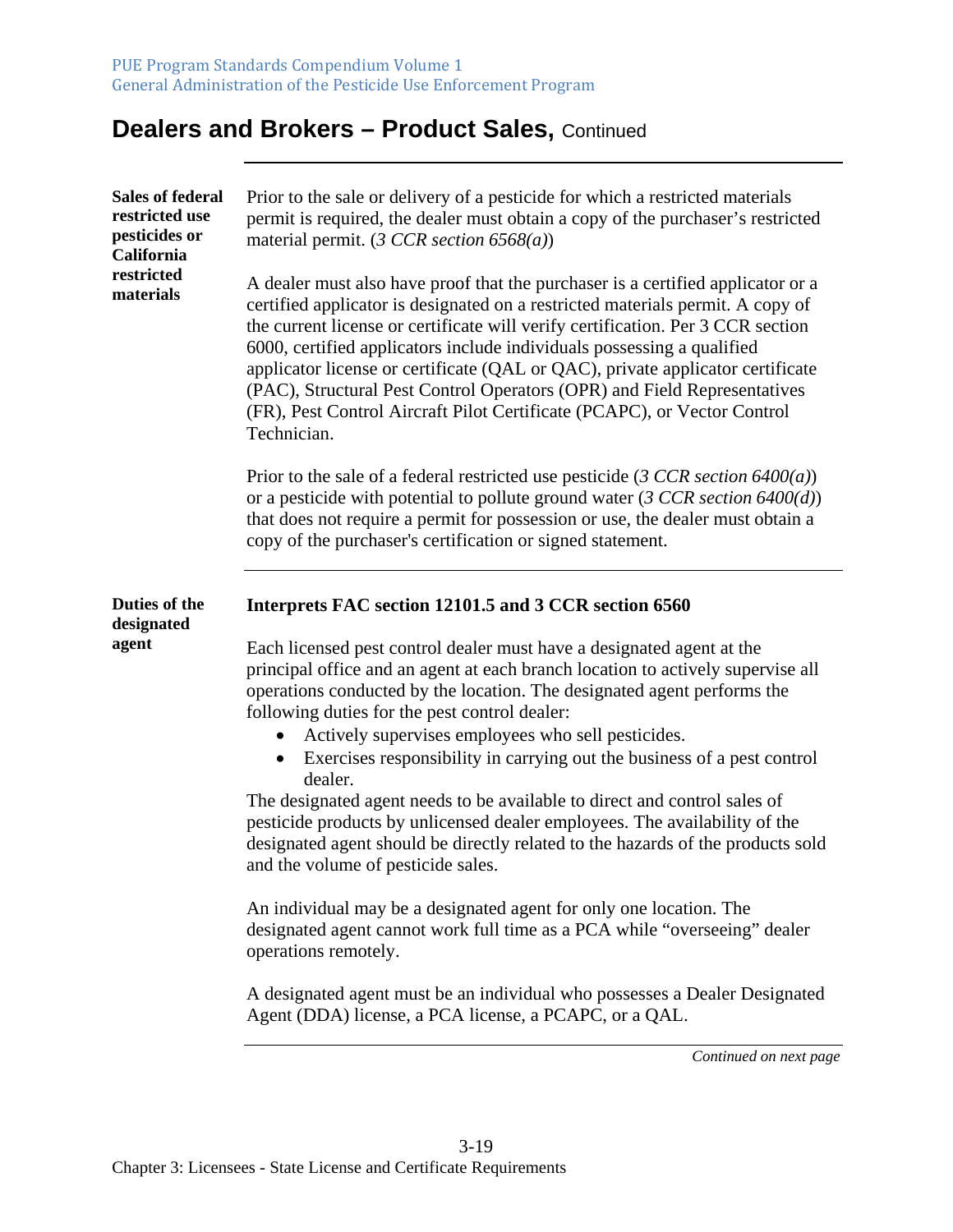# Dealers and Brokers – Product Sales, Continued

**Sales of federal restricted use pesticides or California restricted materials**

Prior to the sale or delivery of a pesticide for which a restricted materials permit is required, the dealer must obtain a copy of the purchaser's restricted material permit. (*3 CCR section 6568(a)*)

A dealer must also have proof that the purchaser is a certified applicator or a certified applicator is designated on a restricted materials permit. A copy of the current license or certificate will verify certification. Per 3 CCR section 6000, certified applicators include individuals possessing a qualified applicator license or certificate (QAL or QAC), private applicator certificate (PAC), Structural Pest Control Operators (OPR) and Field Representatives (FR), Pest Control Aircraft Pilot Certificate (PCAPC), or Vector Control Technician.

Prior to the sale of a federal restricted use pesticide (*3 CCR section 6400(a)*) or a pesticide with potential to pollute ground water (*3 CCR section 6400(d)*) that does not require a permit for possession or use, the dealer must obtain a copy of the purchaser's certification or signed statement.

---

**Duties of the designated agent**

**Interprets FAC section 12101.5 and 3 CCR section 6560**

Each licensed pest control dealer must have a designated agent at the principal office and an agent at each branch location to actively supervise all operations conducted by the location. The designated agent performs the following duties for the pest control dealer:

- Actively supervises employees who sell pesticides.
- Exercises responsibility in carrying out the business of a pest control dealer.

The designated agent needs to be available to direct and control sales of pesticide products by unlicensed dealer employees. The availability of the designated agent should be directly related to the hazards of the products sold and the volume of pesticide sales.

An individual may be a designated agent for only one location. The designated agent cannot work full time as a PCA while "overseeing" dealer operations remotely.

A designated agent must be an individual who possesses a Dealer Designated Agent (DDA) license, a PCA license, a PCAPC, or a QAL.

*Continued on next page*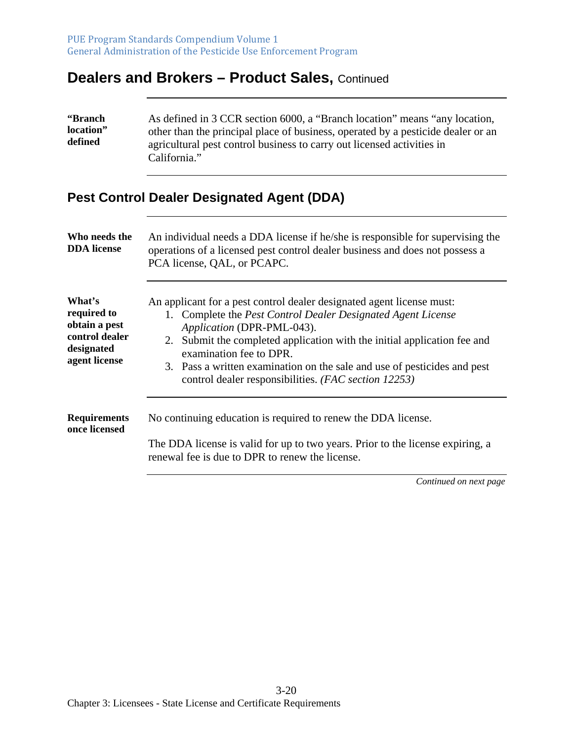## Dealers and Brokers – Product Sales, Continued

**"Branch location" defined**

As defined in 3 CCR section 6000, a "Branch location" means "any location, other than the principal place of business, operated by a pesticide dealer or an agricultural pest control business to carry out licensed activities in California."

## Pest Control Dealer Designated Agent (DDA)

**Who needs the DDA license**

An individual needs a DDA license if he/she is responsible for supervising the operations of a licensed pest control dealer business and does not possess a PCA license, QAL, or PCAPC.

**What's required to obtain a pest control dealer designated agent license**

An applicant for a pest control dealer designated agent license must:

1. Complete the *Pest Control Dealer Designated Agent License Application* (DPR-PML-043).
2. Submit the completed application with the initial application fee and examination fee to DPR.
3. Pass a written examination on the sale and use of pesticides and pest control dealer responsibilities. *(FAC section 12253)*

**Requirements once licensed**

No continuing education is required to renew the DDA license.

The DDA license is valid for up to two years. Prior to the license expiring, a renewal fee is due to DPR to renew the license.

*Continued on next page*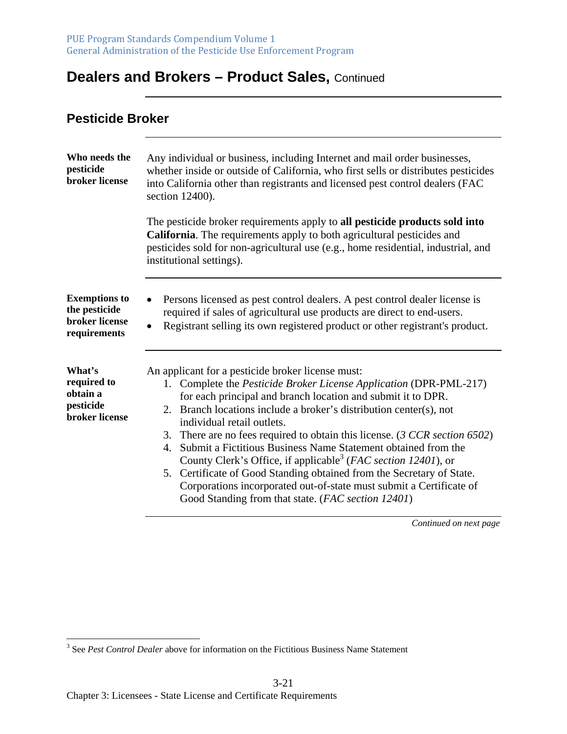# Dealers and Brokers – Product Sales, Continued

## Pesticide Broker

**Who needs the pesticide broker license**

Any individual or business, including Internet and mail order businesses, whether inside or outside of California, who first sells or distributes pesticides into California other than registrants and licensed pest control dealers (FAC section 12400).

The pesticide broker requirements apply to **all pesticide products sold into California**. The requirements apply to both agricultural pesticides and pesticides sold for non-agricultural use (e.g., home residential, industrial, and institutional settings).

**Exemptions to the pesticide broker license requirements**

- Persons licensed as pest control dealers. A pest control dealer license is required if sales of agricultural use products are direct to end-users.
- Registrant selling its own registered product or other registrant's product.

**What's required to obtain a pesticide broker license**

An applicant for a pesticide broker license must:

1. Complete the *Pesticide Broker License Application* (DPR-PML-217) for each principal and branch location and submit it to DPR.
2. Branch locations include a broker's distribution center(s), not individual retail outlets.
3. There are no fees required to obtain this license. (*3 CCR section 6502*)
4. Submit a Fictitious Business Name Statement obtained from the County Clerk's Office, if applicable[3] (*FAC section 12401*), or
5. Certificate of Good Standing obtained from the Secretary of State. Corporations incorporated out-of-state must submit a Certificate of Good Standing from that state. (*FAC section 12401*)

*Continued on next page*

[3] See *Pest Control Dealer* above for information on the Fictitious Business Name Statement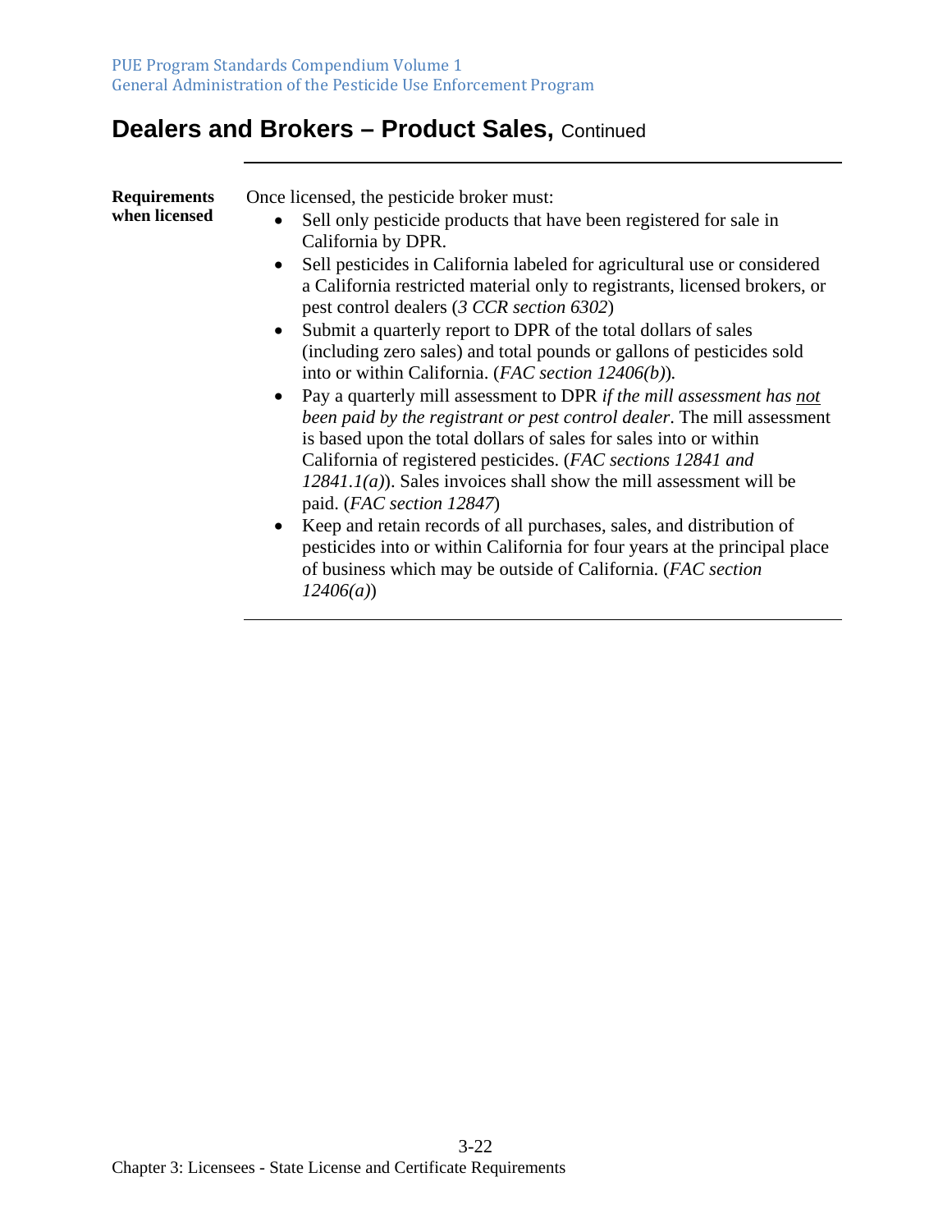## Dealers and Brokers – Product Sales, Continued

**Requirements when licensed**

Once licensed, the pesticide broker must:

- Sell only pesticide products that have been registered for sale in California by DPR.
- Sell pesticides in California labeled for agricultural use or considered a California restricted material only to registrants, licensed brokers, or pest control dealers (*3 CCR section 6302*)
- Submit a quarterly report to DPR of the total dollars of sales (including zero sales) and total pounds or gallons of pesticides sold into or within California. (*FAC section 12406(b)*).
- Pay a quarterly mill assessment to DPR *if the mill assessment has not been paid by the registrant or pest control dealer*. The mill assessment is based upon the total dollars of sales for sales into or within California of registered pesticides. (*FAC sections 12841 and 12841.1(a)*). Sales invoices shall show the mill assessment will be paid. (*FAC section 12847*)
- Keep and retain records of all purchases, sales, and distribution of pesticides into or within California for four years at the principal place of business which may be outside of California. (*FAC section 12406(a)*)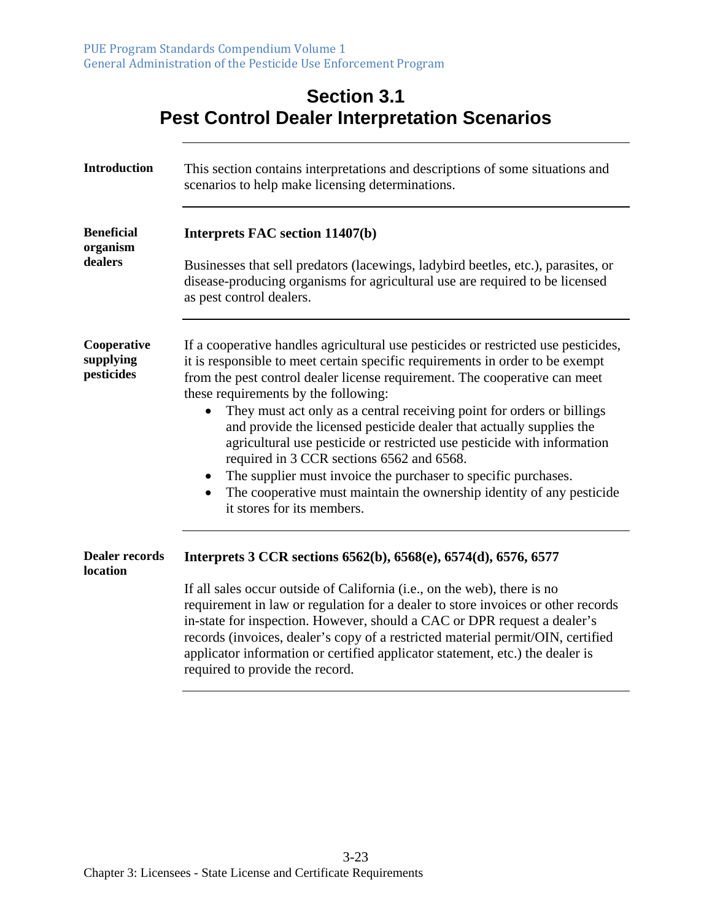# Section 3.1
# Pest Control Dealer Interpretation Scenarios

**Introduction**

This section contains interpretations and descriptions of some situations and scenarios to help make licensing determinations.

**Beneficial organism dealers**

**Interprets FAC section 11407(b)**

Businesses that sell predators (lacewings, ladybird beetles, etc.), parasites, or disease-producing organisms for agricultural use are required to be licensed as pest control dealers.

**Cooperative supplying pesticides**

If a cooperative handles agricultural use pesticides or restricted use pesticides, it is responsible to meet certain specific requirements in order to be exempt from the pest control dealer license requirement. The cooperative can meet these requirements by the following:

- They must act only as a central receiving point for orders or billings and provide the licensed pesticide dealer that actually supplies the agricultural use pesticide or restricted use pesticide with information required in 3 CCR sections 6562 and 6568.
- The supplier must invoice the purchaser to specific purchases.
- The cooperative must maintain the ownership identity of any pesticide it stores for its members.

**Dealer records location**

**Interprets 3 CCR sections 6562(b), 6568(e), 6574(d), 6576, 6577**

If all sales occur outside of California (i.e., on the web), there is no requirement in law or regulation for a dealer to store invoices or other records in-state for inspection. However, should a CAC or DPR request a dealer's records (invoices, dealer's copy of a restricted material permit/OIN, certified applicator information or certified applicator statement, etc.) the dealer is required to provide the record.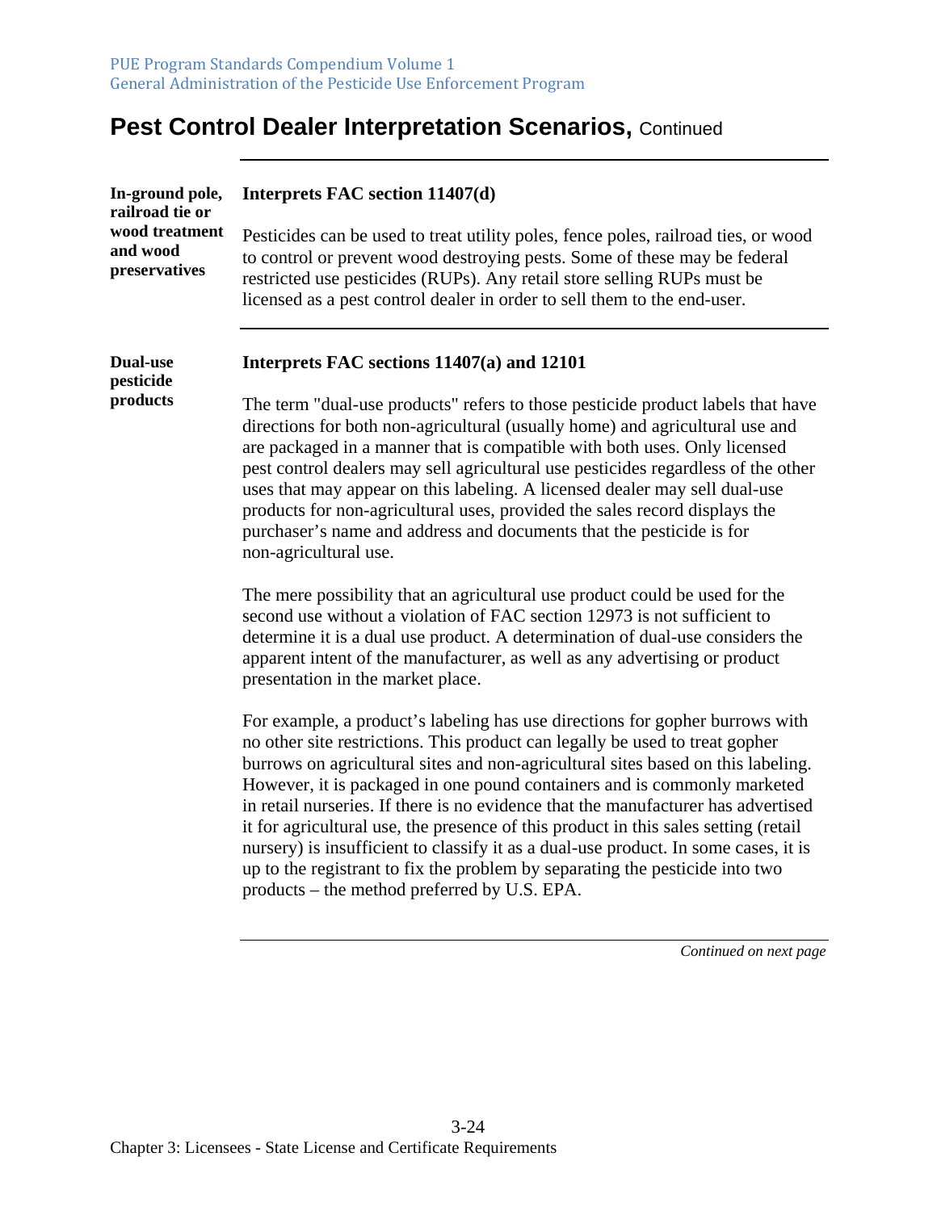# Pest Control Dealer Interpretation Scenarios, Continued

**In-ground pole, railroad tie or wood treatment and wood preservatives**

**Interprets FAC section 11407(d)**

Pesticides can be used to treat utility poles, fence poles, railroad ties, or wood to control or prevent wood destroying pests. Some of these may be federal restricted use pesticides (RUPs). Any retail store selling RUPs must be licensed as a pest control dealer in order to sell them to the end-user.

---

**Dual-use pesticide products**

**Interprets FAC sections 11407(a) and 12101**

The term "dual-use products" refers to those pesticide product labels that have directions for both non-agricultural (usually home) and agricultural use and are packaged in a manner that is compatible with both uses. Only licensed pest control dealers may sell agricultural use pesticides regardless of the other uses that may appear on this labeling. A licensed dealer may sell dual-use products for non-agricultural uses, provided the sales record displays the purchaser's name and address and documents that the pesticide is for non-agricultural use.

The mere possibility that an agricultural use product could be used for the second use without a violation of FAC section 12973 is not sufficient to determine it is a dual use product. A determination of dual-use considers the apparent intent of the manufacturer, as well as any advertising or product presentation in the market place.

For example, a product's labeling has use directions for gopher burrows with no other site restrictions. This product can legally be used to treat gopher burrows on agricultural sites and non-agricultural sites based on this labeling. However, it is packaged in one pound containers and is commonly marketed in retail nurseries. If there is no evidence that the manufacturer has advertised it for agricultural use, the presence of this product in this sales setting (retail nursery) is insufficient to classify it as a dual-use product. In some cases, it is up to the registrant to fix the problem by separating the pesticide into two products – the method preferred by U.S. EPA.

*Continued on next page*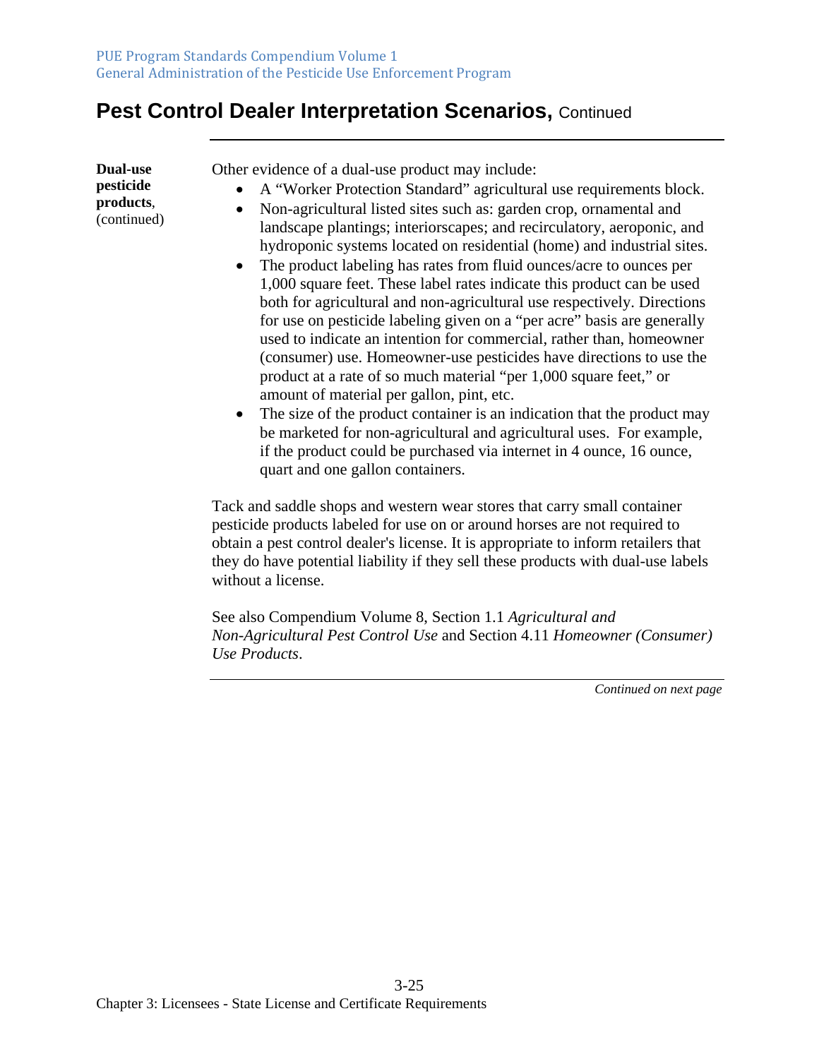## Pest Control Dealer Interpretation Scenarios, Continued

**Dual-use pesticide products**, (continued)

Other evidence of a dual-use product may include:

- A "Worker Protection Standard" agricultural use requirements block.
- Non-agricultural listed sites such as: garden crop, ornamental and landscape plantings; interiorscapes; and recirculatory, aeroponic, and hydroponic systems located on residential (home) and industrial sites.
- The product labeling has rates from fluid ounces/acre to ounces per 1,000 square feet. These label rates indicate this product can be used both for agricultural and non-agricultural use respectively. Directions for use on pesticide labeling given on a "per acre" basis are generally used to indicate an intention for commercial, rather than, homeowner (consumer) use. Homeowner-use pesticides have directions to use the product at a rate of so much material "per 1,000 square feet," or amount of material per gallon, pint, etc.
- The size of the product container is an indication that the product may be marketed for non-agricultural and agricultural uses. For example, if the product could be purchased via internet in 4 ounce, 16 ounce, quart and one gallon containers.

Tack and saddle shops and western wear stores that carry small container pesticide products labeled for use on or around horses are not required to obtain a pest control dealer's license. It is appropriate to inform retailers that they do have potential liability if they sell these products with dual-use labels without a license.

See also Compendium Volume 8, Section 1.1 *Agricultural and Non-Agricultural Pest Control Use* and Section 4.11 *Homeowner (Consumer) Use Products*.

*Continued on next page*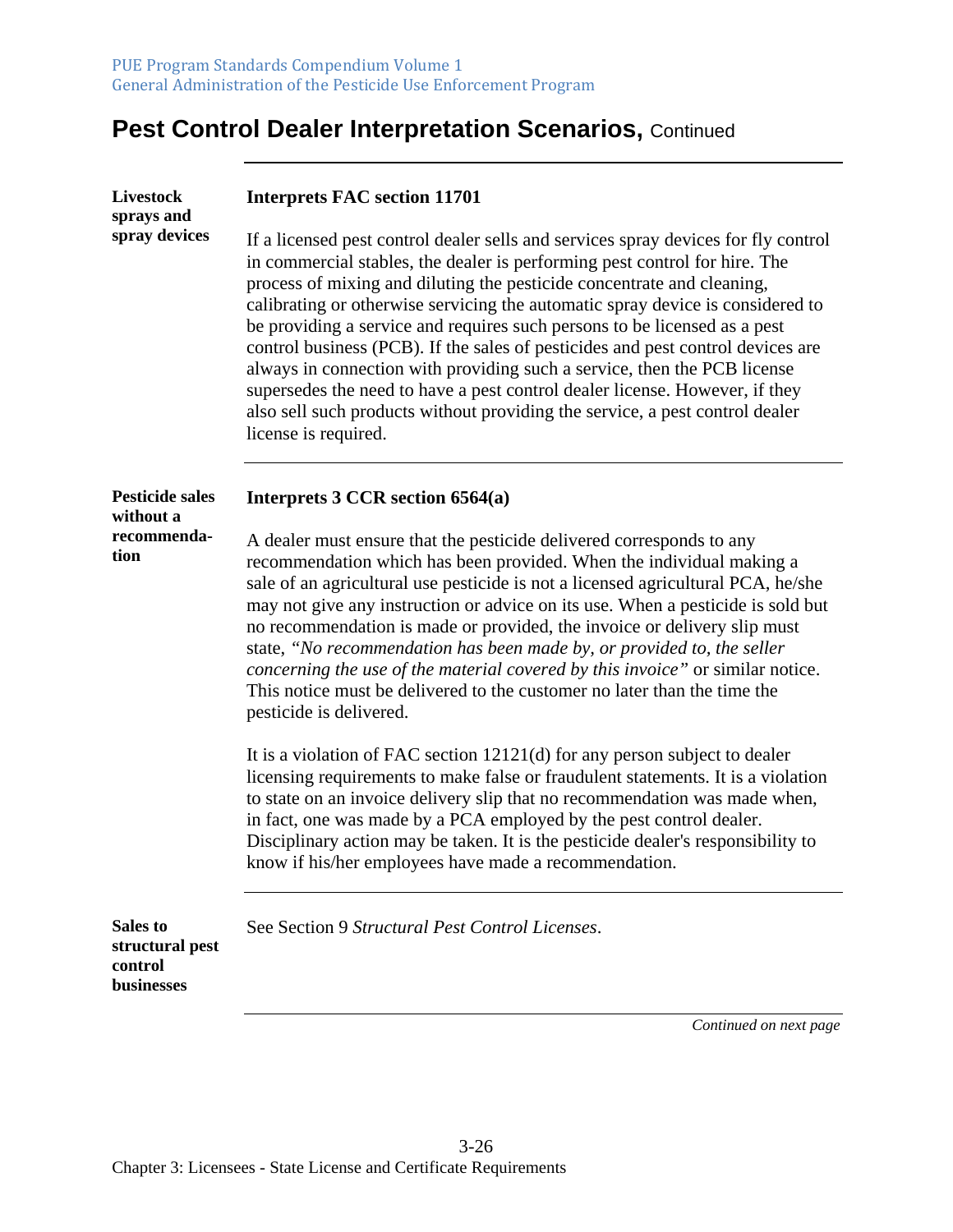## Pest Control Dealer Interpretation Scenarios, Continued

**Livestock sprays and spray devices**

**Interprets FAC section 11701**

If a licensed pest control dealer sells and services spray devices for fly control in commercial stables, the dealer is performing pest control for hire. The process of mixing and diluting the pesticide concentrate and cleaning, calibrating or otherwise servicing the automatic spray device is considered to be providing a service and requires such persons to be licensed as a pest control business (PCB). If the sales of pesticides and pest control devices are always in connection with providing such a service, then the PCB license supersedes the need to have a pest control dealer license. However, if they also sell such products without providing the service, a pest control dealer license is required.

---

**Pesticide sales without a recommendation**

**Interprets 3 CCR section 6564(a)**

A dealer must ensure that the pesticide delivered corresponds to any recommendation which has been provided. When the individual making a sale of an agricultural use pesticide is not a licensed agricultural PCA, he/she may not give any instruction or advice on its use. When a pesticide is sold but no recommendation is made or provided, the invoice or delivery slip must state, *"No recommendation has been made by, or provided to, the seller concerning the use of the material covered by this invoice"* or similar notice. This notice must be delivered to the customer no later than the time the pesticide is delivered.

It is a violation of FAC section 12121(d) for any person subject to dealer licensing requirements to make false or fraudulent statements. It is a violation to state on an invoice delivery slip that no recommendation was made when, in fact, one was made by a PCA employed by the pest control dealer. Disciplinary action may be taken. It is the pesticide dealer's responsibility to know if his/her employees have made a recommendation.

---

**Sales to structural pest control businesses**

See Section 9 *Structural Pest Control Licenses*.

*Continued on next page*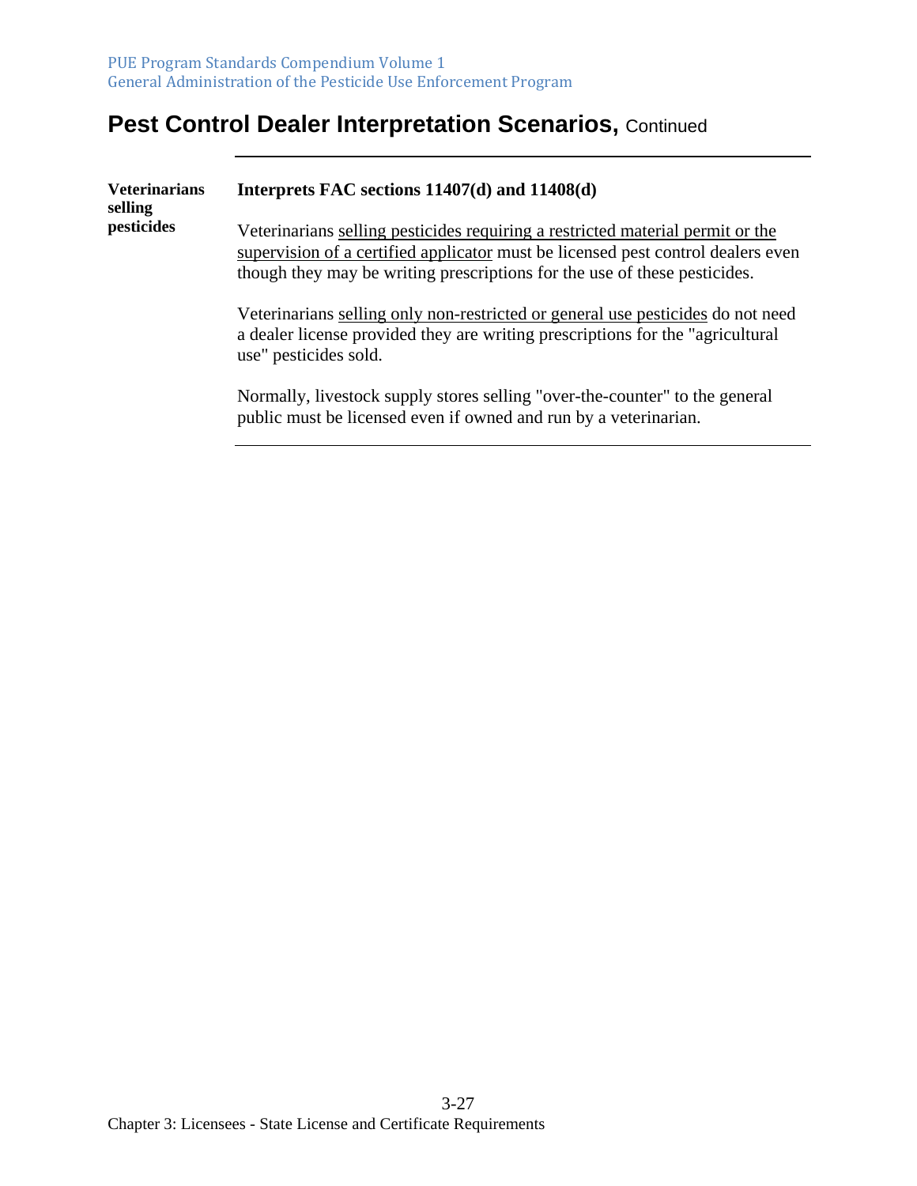## Pest Control Dealer Interpretation Scenarios, Continued

**Veterinarians selling pesticides**

**Interprets FAC sections 11407(d) and 11408(d)**

Veterinarians selling pesticides requiring a restricted material permit or the supervision of a certified applicator must be licensed pest control dealers even though they may be writing prescriptions for the use of these pesticides.

Veterinarians selling only non-restricted or general use pesticides do not need a dealer license provided they are writing prescriptions for the "agricultural use" pesticides sold.

Normally, livestock supply stores selling "over-the-counter" to the general public must be licensed even if owned and run by a veterinarian.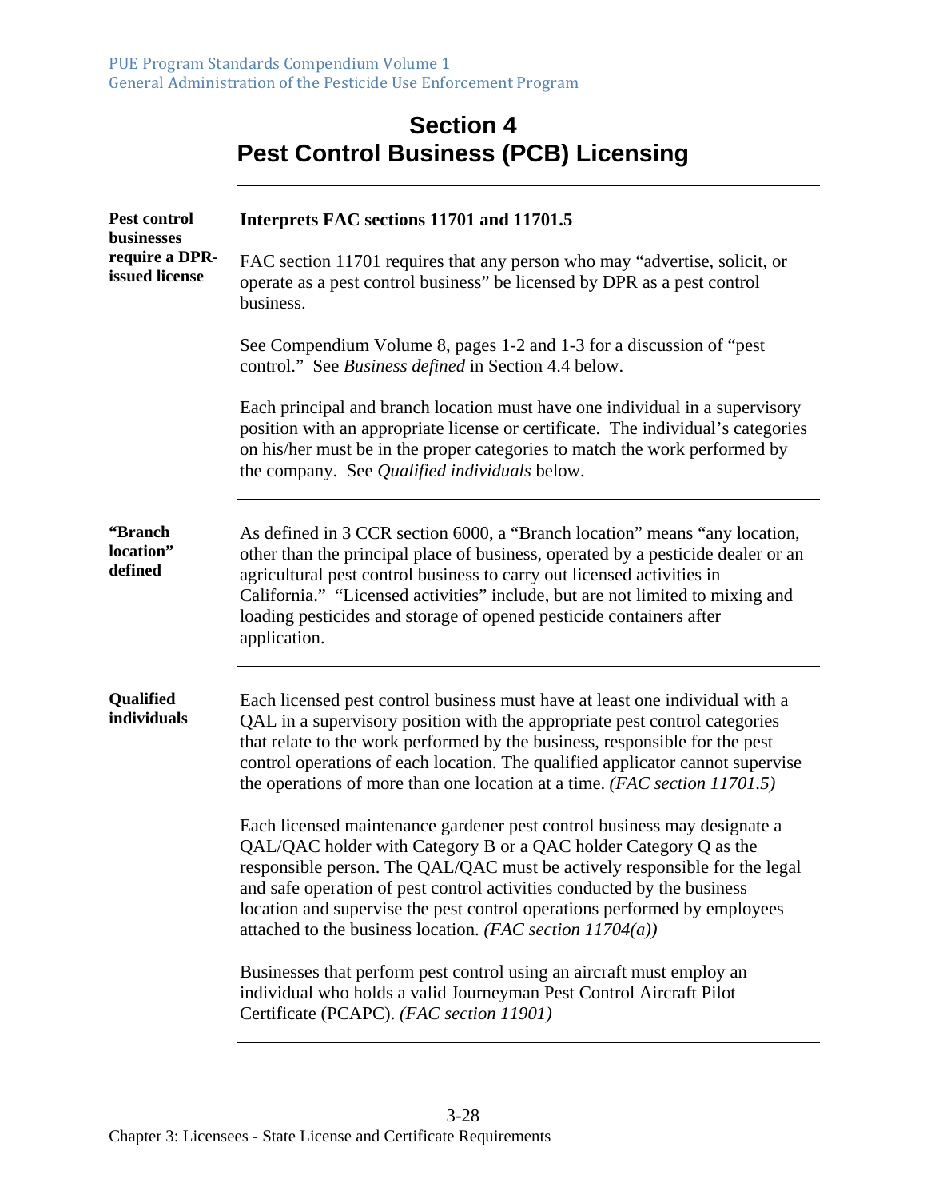# Section 4
# Pest Control Business (PCB) Licensing

**Pest control businesses require a DPR-issued license**

**Interprets FAC sections 11701 and 11701.5**

FAC section 11701 requires that any person who may "advertise, solicit, or operate as a pest control business" be licensed by DPR as a pest control business.

See Compendium Volume 8, pages 1-2 and 1-3 for a discussion of "pest control." See *Business defined* in Section 4.4 below.

Each principal and branch location must have one individual in a supervisory position with an appropriate license or certificate. The individual's categories on his/her must be in the proper categories to match the work performed by the company. See *Qualified individuals* below.

---

**"Branch location" defined**

As defined in 3 CCR section 6000, a "Branch location" means "any location, other than the principal place of business, operated by a pesticide dealer or an agricultural pest control business to carry out licensed activities in California." "Licensed activities" include, but are not limited to mixing and loading pesticides and storage of opened pesticide containers after application.

---

**Qualified individuals**

Each licensed pest control business must have at least one individual with a QAL in a supervisory position with the appropriate pest control categories that relate to the work performed by the business, responsible for the pest control operations of each location. The qualified applicator cannot supervise the operations of more than one location at a time. *(FAC section 11701.5)*

Each licensed maintenance gardener pest control business may designate a QAL/QAC holder with Category B or a QAC holder Category Q as the responsible person. The QAL/QAC must be actively responsible for the legal and safe operation of pest control activities conducted by the business location and supervise the pest control operations performed by employees attached to the business location. *(FAC section 11704(a))*

Businesses that perform pest control using an aircraft must employ an individual who holds a valid Journeyman Pest Control Aircraft Pilot Certificate (PCAPC). *(FAC section 11901)*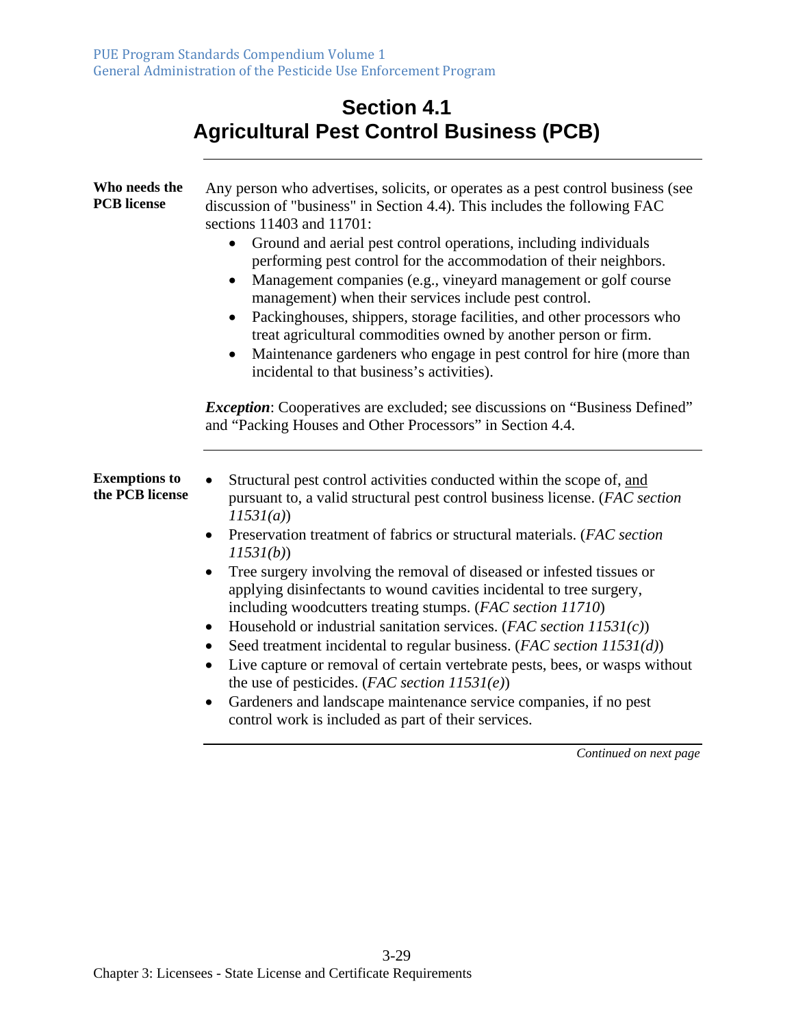# Section 4.1 Agricultural Pest Control Business (PCB)

**Who needs the PCB license**

Any person who advertises, solicits, or operates as a pest control business (see discussion of "business" in Section 4.4). This includes the following FAC sections 11403 and 11701:

- Ground and aerial pest control operations, including individuals performing pest control for the accommodation of their neighbors.
- Management companies (e.g., vineyard management or golf course management) when their services include pest control.
- Packinghouses, shippers, storage facilities, and other processors who treat agricultural commodities owned by another person or firm.
- Maintenance gardeners who engage in pest control for hire (more than incidental to that business's activities).

***Exception***: Cooperatives are excluded; see discussions on "Business Defined" and "Packing Houses and Other Processors" in Section 4.4.

**Exemptions to the PCB license**

- Structural pest control activities conducted within the scope of, and pursuant to, a valid structural pest control business license. (*FAC section 11531(a)*)
- Preservation treatment of fabrics or structural materials. (*FAC section 11531(b)*)
- Tree surgery involving the removal of diseased or infested tissues or applying disinfectants to wound cavities incidental to tree surgery, including woodcutters treating stumps. (*FAC section 11710*)
- Household or industrial sanitation services. (*FAC section 11531(c)*)
- Seed treatment incidental to regular business. (*FAC section 11531(d)*)
- Live capture or removal of certain vertebrate pests, bees, or wasps without the use of pesticides. (*FAC section 11531(e)*)
- Gardeners and landscape maintenance service companies, if no pest control work is included as part of their services.

*Continued on next page*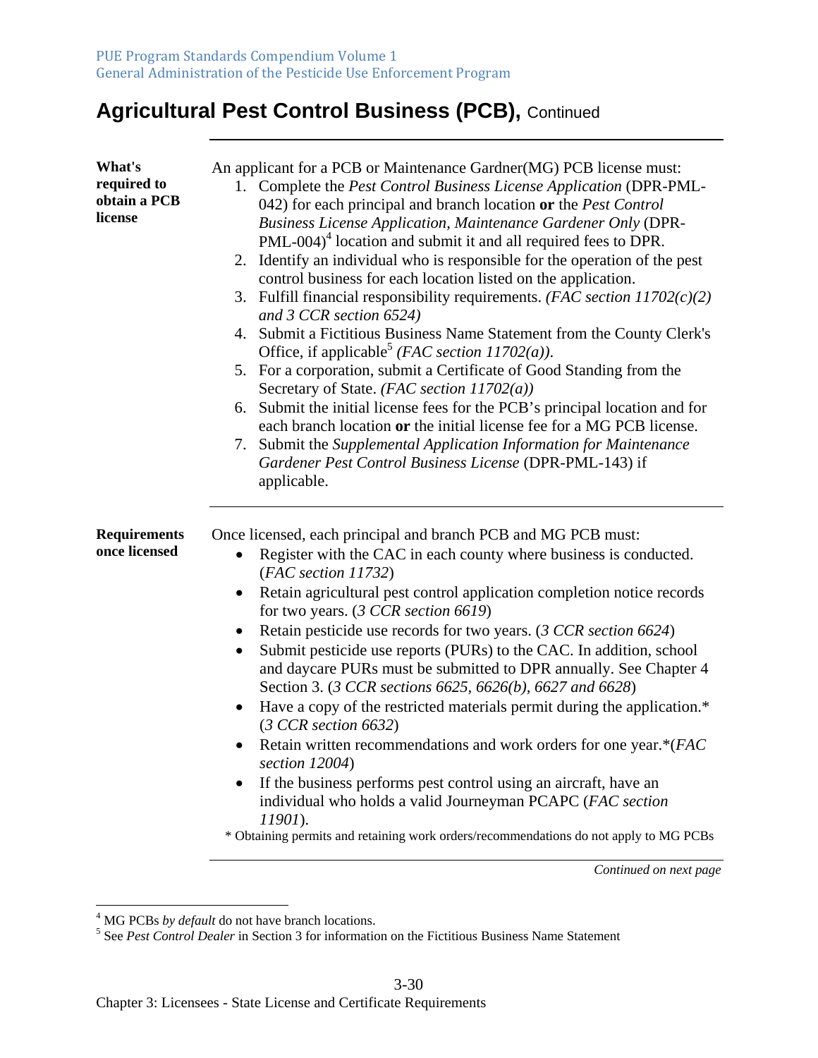# Agricultural Pest Control Business (PCB), Continued

**What's required to obtain a PCB license**

An applicant for a PCB or Maintenance Gardner(MG) PCB license must:

1. Complete the *Pest Control Business License Application* (DPR-PML-042) for each principal and branch location **or** the *Pest Control Business License Application, Maintenance Gardener Only* (DPR-PML-004)[4] location and submit it and all required fees to DPR.
2. Identify an individual who is responsible for the operation of the pest control business for each location listed on the application.
3. Fulfill financial responsibility requirements. *(FAC section 11702(c)(2) and 3 CCR section 6524)*
4. Submit a Fictitious Business Name Statement from the County Clerk's Office, if applicable[5] *(FAC section 11702(a))*.
5. For a corporation, submit a Certificate of Good Standing from the Secretary of State. *(FAC section 11702(a))*
6. Submit the initial license fees for the PCB's principal location and for each branch location **or** the initial license fee for a MG PCB license.
7. Submit the *Supplemental Application Information for Maintenance Gardener Pest Control Business License* (DPR-PML-143) if applicable.

**Requirements once licensed**

Once licensed, each principal and branch PCB and MG PCB must:

- Register with the CAC in each county where business is conducted. (*FAC section 11732*)
- Retain agricultural pest control application completion notice records for two years. (*3 CCR section 6619*)
- Retain pesticide use records for two years. (*3 CCR section 6624*)
- Submit pesticide use reports (PURs) to the CAC. In addition, school and daycare PURs must be submitted to DPR annually. See Chapter 4 Section 3. (*3 CCR sections 6625, 6626(b), 6627 and 6628*)
- Have a copy of the restricted materials permit during the application.* (*3 CCR section 6632*)
- Retain written recommendations and work orders for one year.*(*FAC section 12004*)
- If the business performs pest control using an aircraft, have an individual who holds a valid Journeyman PCAPC (*FAC section 11901*).

\* Obtaining permits and retaining work orders/recommendations do not apply to MG PCBs

*Continued on next page*

---

[4] MG PCBs *by default* do not have branch locations.

[5] See *Pest Control Dealer* in Section 3 for information on the Fictitious Business Name Statement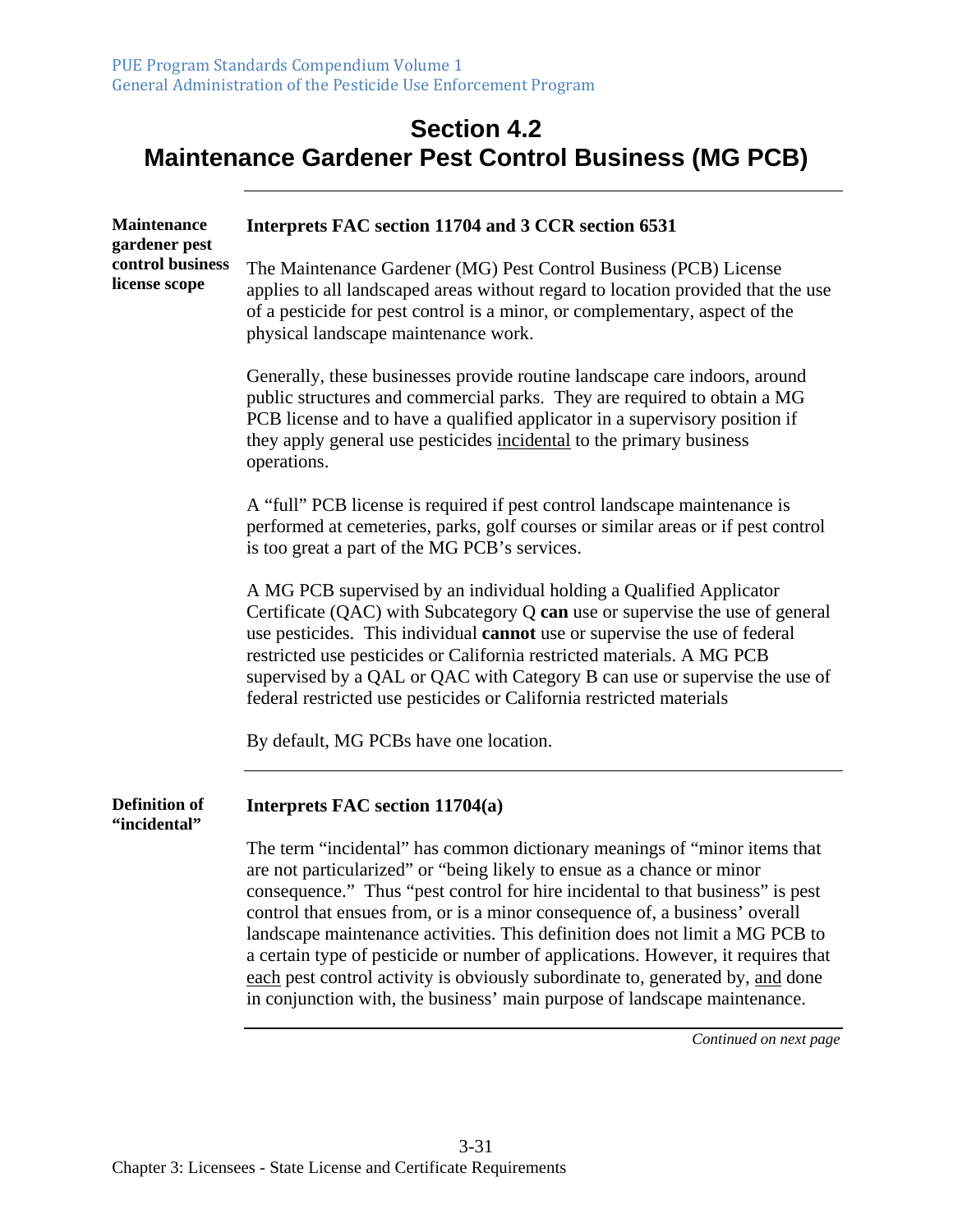# Section 4.2
# Maintenance Gardener Pest Control Business (MG PCB)

## Maintenance gardener pest control business license scope

**Interprets FAC section 11704 and 3 CCR section 6531**

The Maintenance Gardener (MG) Pest Control Business (PCB) License applies to all landscaped areas without regard to location provided that the use of a pesticide for pest control is a minor, or complementary, aspect of the physical landscape maintenance work.

Generally, these businesses provide routine landscape care indoors, around public structures and commercial parks. They are required to obtain a MG PCB license and to have a qualified applicator in a supervisory position if they apply general use pesticides incidental to the primary business operations.

A "full" PCB license is required if pest control landscape maintenance is performed at cemeteries, parks, golf courses or similar areas or if pest control is too great a part of the MG PCB's services.

A MG PCB supervised by an individual holding a Qualified Applicator Certificate (QAC) with Subcategory Q **can** use or supervise the use of general use pesticides. This individual **cannot** use or supervise the use of federal restricted use pesticides or California restricted materials. A MG PCB supervised by a QAL or QAC with Category B can use or supervise the use of federal restricted use pesticides or California restricted materials

By default, MG PCBs have one location.

## Definition of "incidental"

**Interprets FAC section 11704(a)**

The term "incidental" has common dictionary meanings of "minor items that are not particularized" or "being likely to ensue as a chance or minor consequence." Thus "pest control for hire incidental to that business" is pest control that ensues from, or is a minor consequence of, a business' overall landscape maintenance activities. This definition does not limit a MG PCB to a certain type of pesticide or number of applications. However, it requires that each pest control activity is obviously subordinate to, generated by, and done in conjunction with, the business' main purpose of landscape maintenance.

*Continued on next page*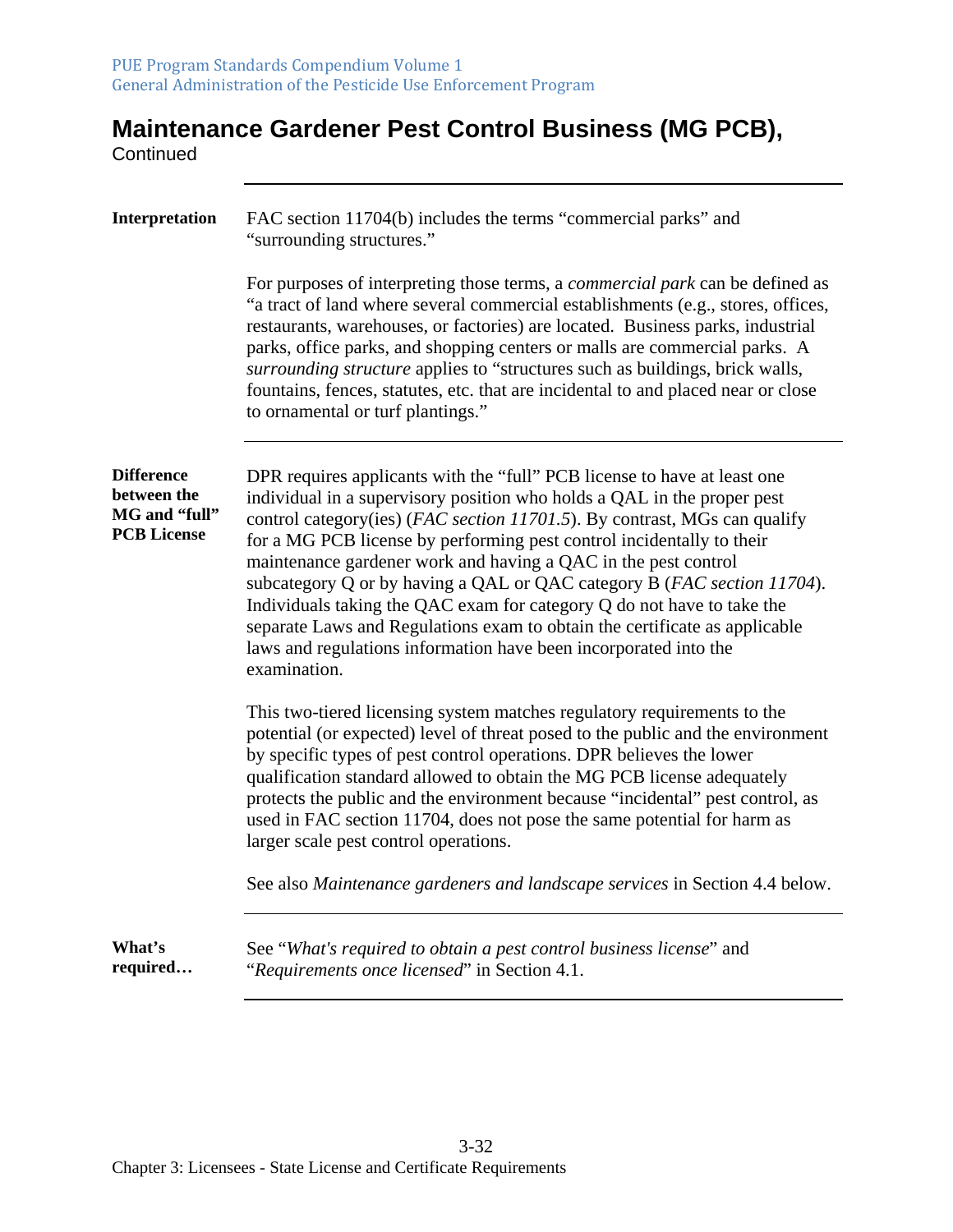## Maintenance Gardener Pest Control Business (MG PCB), Continued

---

**Interpretation**

FAC section 11704(b) includes the terms “commercial parks” and “surrounding structures.”

For purposes of interpreting those terms, a *commercial park* can be defined as “a tract of land where several commercial establishments (e.g., stores, offices, restaurants, warehouses, or factories) are located. Business parks, industrial parks, office parks, and shopping centers or malls are commercial parks. A *surrounding structure* applies to “structures such as buildings, brick walls, fountains, fences, statutes, etc. that are incidental to and placed near or close to ornamental or turf plantings.”

---

**Difference between the MG and “full” PCB License**

DPR requires applicants with the “full” PCB license to have at least one individual in a supervisory position who holds a QAL in the proper pest control category(ies) (*FAC section 11701.5*). By contrast, MGs can qualify for a MG PCB license by performing pest control incidentally to their maintenance gardener work and having a QAC in the pest control subcategory Q or by having a QAL or QAC category B (*FAC section 11704*). Individuals taking the QAC exam for category Q do not have to take the separate Laws and Regulations exam to obtain the certificate as applicable laws and regulations information have been incorporated into the examination.

This two-tiered licensing system matches regulatory requirements to the potential (or expected) level of threat posed to the public and the environment by specific types of pest control operations. DPR believes the lower qualification standard allowed to obtain the MG PCB license adequately protects the public and the environment because “incidental” pest control, as used in FAC section 11704, does not pose the same potential for harm as larger scale pest control operations.

See also *Maintenance gardeners and landscape services* in Section 4.4 below.

---

**What’s required…**

See “*What's required to obtain a pest control business license*” and “*Requirements once licensed*” in Section 4.1.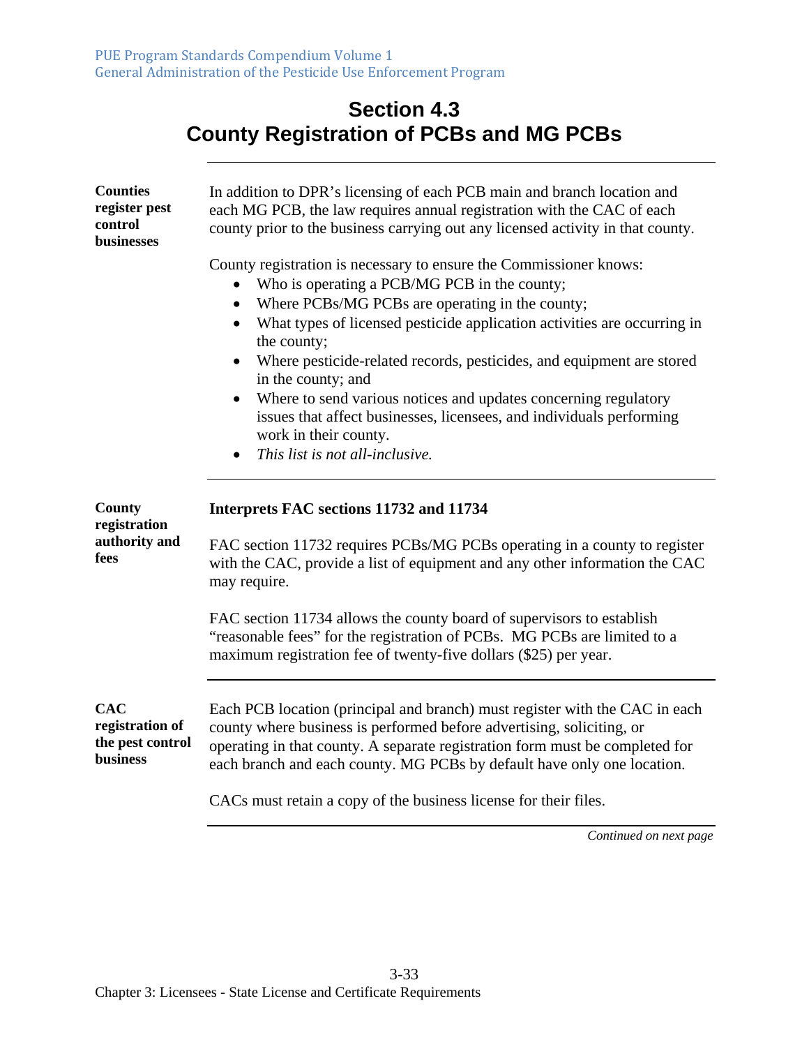# Section 4.3 County Registration of PCBs and MG PCBs

**Counties register pest control businesses**

In addition to DPR's licensing of each PCB main and branch location and each MG PCB, the law requires annual registration with the CAC of each county prior to the business carrying out any licensed activity in that county.

County registration is necessary to ensure the Commissioner knows:

- Who is operating a PCB/MG PCB in the county;
- Where PCBs/MG PCBs are operating in the county;
- What types of licensed pesticide application activities are occurring in the county;
- Where pesticide-related records, pesticides, and equipment are stored in the county; and
- Where to send various notices and updates concerning regulatory issues that affect businesses, licensees, and individuals performing work in their county.
- *This list is not all-inclusive.*

**County registration authority and fees**

**Interprets FAC sections 11732 and 11734**

FAC section 11732 requires PCBs/MG PCBs operating in a county to register with the CAC, provide a list of equipment and any other information the CAC may require.

FAC section 11734 allows the county board of supervisors to establish "reasonable fees" for the registration of PCBs. MG PCBs are limited to a maximum registration fee of twenty-five dollars ($25) per year.

**CAC registration of the pest control business**

Each PCB location (principal and branch) must register with the CAC in each county where business is performed before advertising, soliciting, or operating in that county. A separate registration form must be completed for each branch and each county. MG PCBs by default have only one location.

CACs must retain a copy of the business license for their files.

*Continued on next page*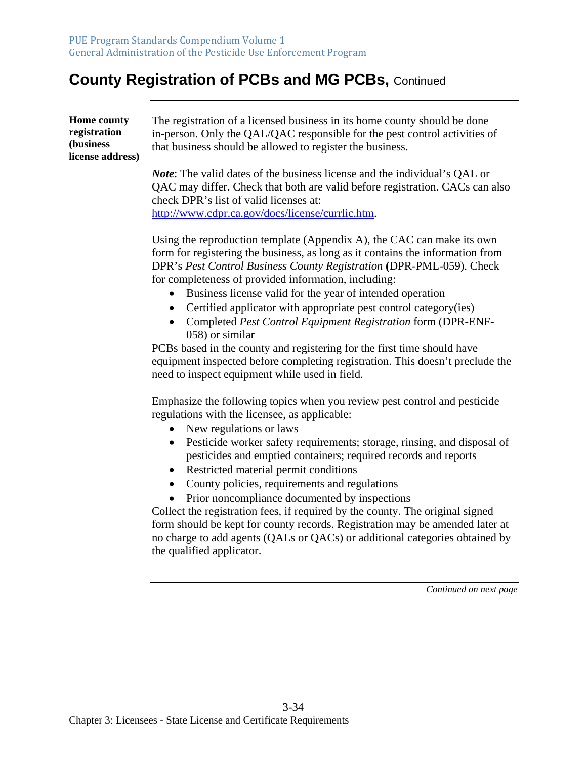# County Registration of PCBs and MG PCBs, Continued

**Home county registration (business license address)**

The registration of a licensed business in its home county should be done in-person. Only the QAL/QAC responsible for the pest control activities of that business should be allowed to register the business.

***Note***: The valid dates of the business license and the individual's QAL or QAC may differ. Check that both are valid before registration. CACs can also check DPR's list of valid licenses at: http://www.cdpr.ca.gov/docs/license/currlic.htm.

Using the reproduction template (Appendix A), the CAC can make its own form for registering the business, as long as it contains the information from DPR's *Pest Control Business County Registration* **(**DPR-PML-059). Check for completeness of provided information, including:

- Business license valid for the year of intended operation
- Certified applicator with appropriate pest control category(ies)
- Completed *Pest Control Equipment Registration* form (DPR-ENF-058) or similar

PCBs based in the county and registering for the first time should have equipment inspected before completing registration. This doesn't preclude the need to inspect equipment while used in field.

Emphasize the following topics when you review pest control and pesticide regulations with the licensee, as applicable:

- New regulations or laws
- Pesticide worker safety requirements; storage, rinsing, and disposal of pesticides and emptied containers; required records and reports
- Restricted material permit conditions
- County policies, requirements and regulations
- Prior noncompliance documented by inspections

Collect the registration fees, if required by the county. The original signed form should be kept for county records. Registration may be amended later at no charge to add agents (QALs or QACs) or additional categories obtained by the qualified applicator.

*Continued on next page*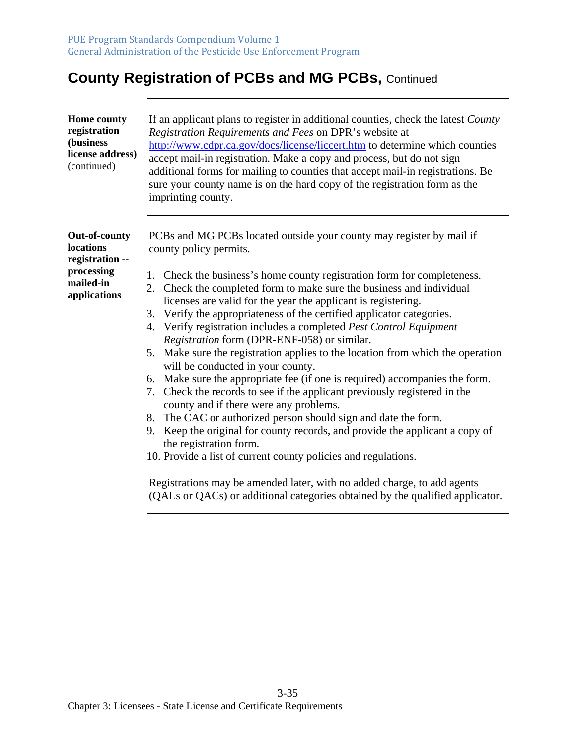## County Registration of PCBs and MG PCBs, Continued

**Home county registration (business license address)** (continued)

If an applicant plans to register in additional counties, check the latest *County Registration Requirements and Fees* on DPR's website at http://www.cdpr.ca.gov/docs/license/liccert.htm to determine which counties accept mail-in registration. Make a copy and process, but do not sign additional forms for mailing to counties that accept mail-in registrations. Be sure your county name is on the hard copy of the registration form as the imprinting county.

**Out-of-county locations registration -- processing mailed-in applications**

PCBs and MG PCBs located outside your county may register by mail if county policy permits.

1. Check the business's home county registration form for completeness.
2. Check the completed form to make sure the business and individual licenses are valid for the year the applicant is registering.
3. Verify the appropriateness of the certified applicator categories.
4. Verify registration includes a completed *Pest Control Equipment Registration* form (DPR-ENF-058) or similar.
5. Make sure the registration applies to the location from which the operation will be conducted in your county.
6. Make sure the appropriate fee (if one is required) accompanies the form.
7. Check the records to see if the applicant previously registered in the county and if there were any problems.
8. The CAC or authorized person should sign and date the form.
9. Keep the original for county records, and provide the applicant a copy of the registration form.
10. Provide a list of current county policies and regulations.

Registrations may be amended later, with no added charge, to add agents (QALs or QACs) or additional categories obtained by the qualified applicator.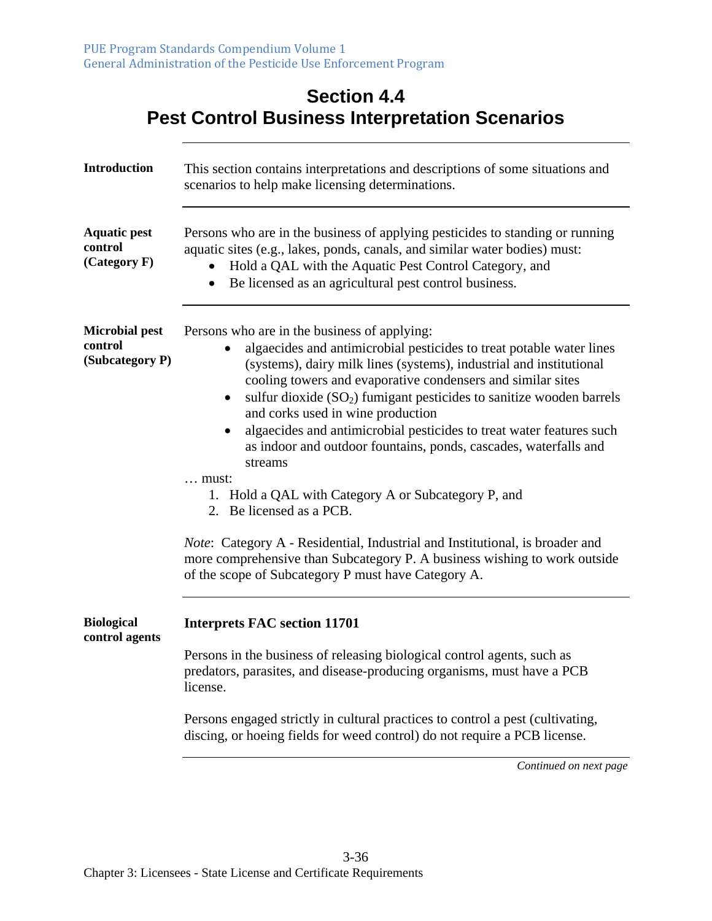# Section 4.4
# Pest Control Business Interpretation Scenarios

**Introduction**

This section contains interpretations and descriptions of some situations and scenarios to help make licensing determinations.

**Aquatic pest control (Category F)**

Persons who are in the business of applying pesticides to standing or running aquatic sites (e.g., lakes, ponds, canals, and similar water bodies) must:

- Hold a QAL with the Aquatic Pest Control Category, and
- Be licensed as an agricultural pest control business.

**Microbial pest control (Subcategory P)**

Persons who are in the business of applying:

- algaecides and antimicrobial pesticides to treat potable water lines (systems), dairy milk lines (systems), industrial and institutional cooling towers and evaporative condensers and similar sites
- sulfur dioxide ($SO_2$) fumigant pesticides to sanitize wooden barrels and corks used in wine production
- algaecides and antimicrobial pesticides to treat water features such as indoor and outdoor fountains, ponds, cascades, waterfalls and streams

… must:

1. Hold a QAL with Category A or Subcategory P, and
2. Be licensed as a PCB.

*Note*: Category A - Residential, Industrial and Institutional, is broader and more comprehensive than Subcategory P. A business wishing to work outside of the scope of Subcategory P must have Category A.

**Biological control agents**

**Interprets FAC section 11701**

Persons in the business of releasing biological control agents, such as predators, parasites, and disease-producing organisms, must have a PCB license.

Persons engaged strictly in cultural practices to control a pest (cultivating, discing, or hoeing fields for weed control) do not require a PCB license.

*Continued on next page*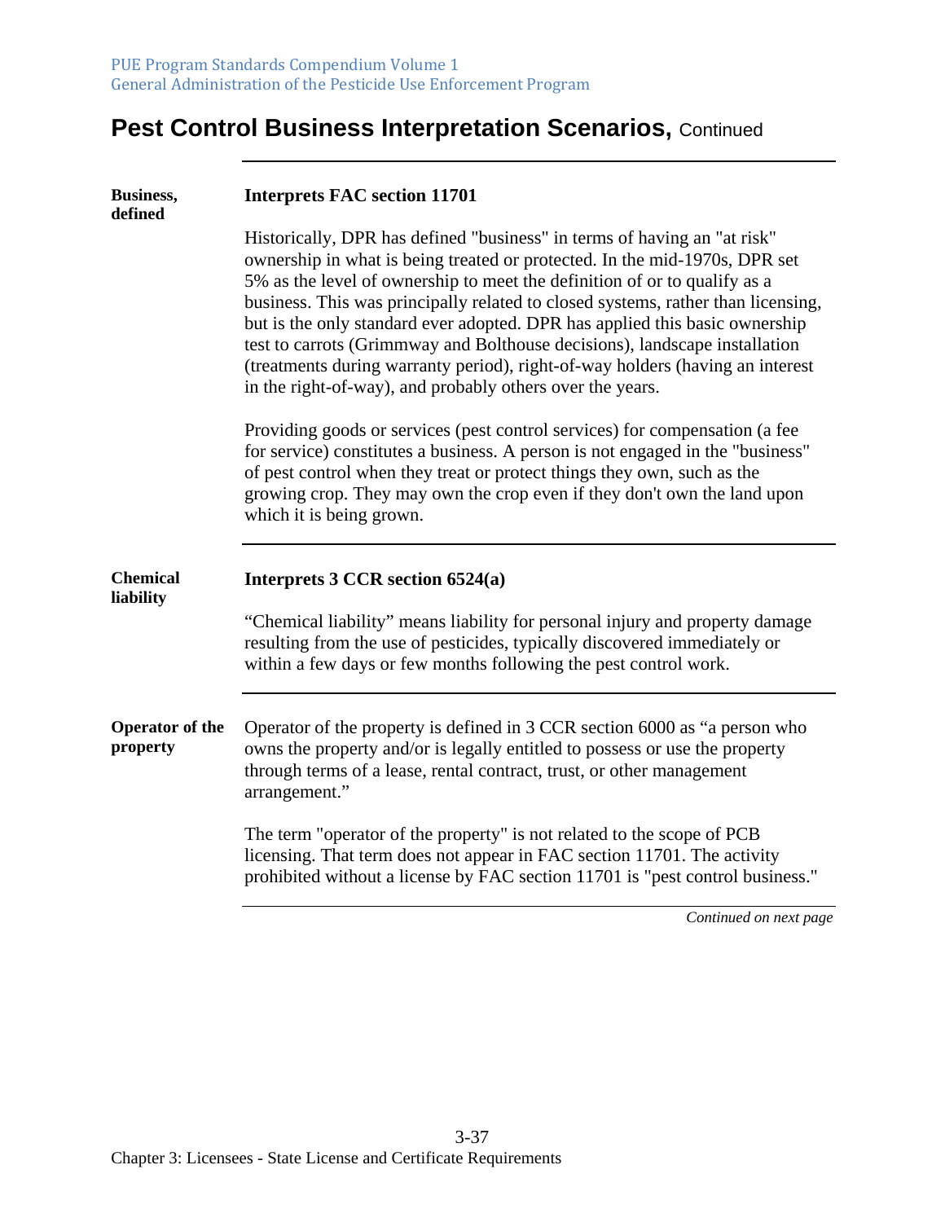# Pest Control Business Interpretation Scenarios, Continued

**Business, defined**

**Interprets FAC section 11701**

Historically, DPR has defined "business" in terms of having an "at risk" ownership in what is being treated or protected. In the mid-1970s, DPR set 5% as the level of ownership to meet the definition of or to qualify as a business. This was principally related to closed systems, rather than licensing, but is the only standard ever adopted. DPR has applied this basic ownership test to carrots (Grimmway and Bolthouse decisions), landscape installation (treatments during warranty period), right-of-way holders (having an interest in the right-of-way), and probably others over the years.

Providing goods or services (pest control services) for compensation (a fee for service) constitutes a business. A person is not engaged in the "business" of pest control when they treat or protect things they own, such as the growing crop. They may own the crop even if they don't own the land upon which it is being grown.

---

**Chemical liability**

**Interprets 3 CCR section 6524(a)**

"Chemical liability" means liability for personal injury and property damage resulting from the use of pesticides, typically discovered immediately or within a few days or few months following the pest control work.

---

**Operator of the property**

Operator of the property is defined in 3 CCR section 6000 as "a person who owns the property and/or is legally entitled to possess or use the property through terms of a lease, rental contract, trust, or other management arrangement."

The term "operator of the property" is not related to the scope of PCB licensing. That term does not appear in FAC section 11701. The activity prohibited without a license by FAC section 11701 is "pest control business."

*Continued on next page*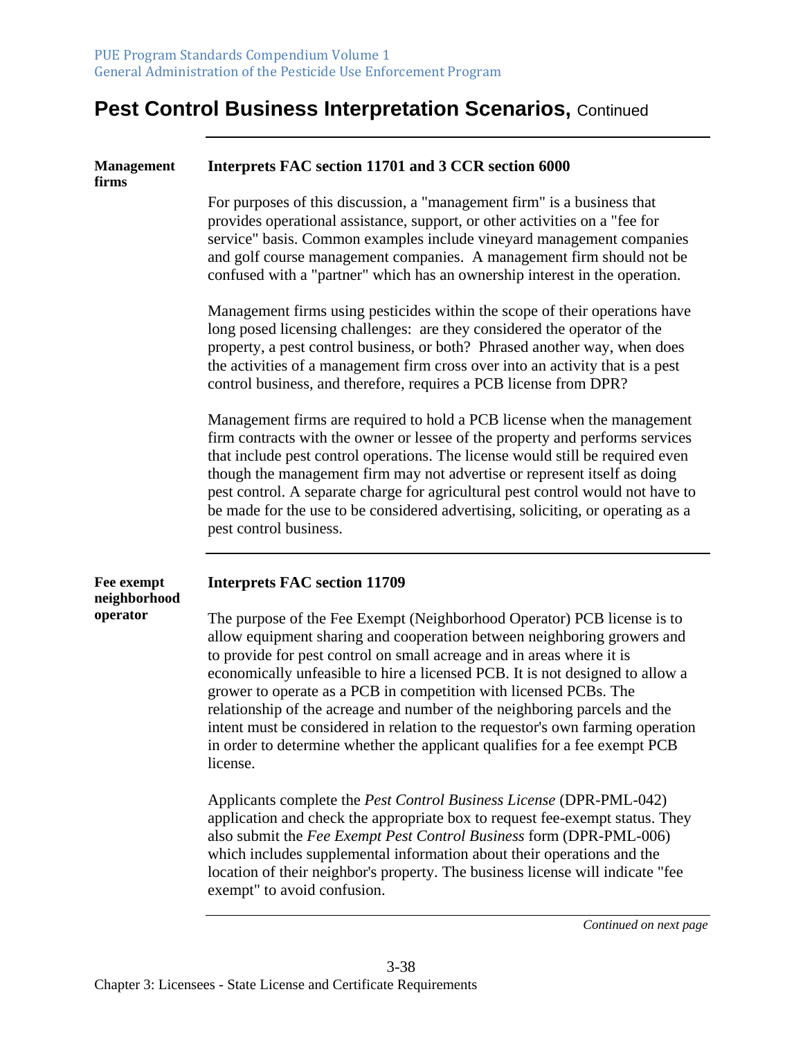# Pest Control Business Interpretation Scenarios, Continued

**Management firms**

**Interprets FAC section 11701 and 3 CCR section 6000**

For purposes of this discussion, a "management firm" is a business that provides operational assistance, support, or other activities on a "fee for service" basis. Common examples include vineyard management companies and golf course management companies. A management firm should not be confused with a "partner" which has an ownership interest in the operation.

Management firms using pesticides within the scope of their operations have long posed licensing challenges: are they considered the operator of the property, a pest control business, or both? Phrased another way, when does the activities of a management firm cross over into an activity that is a pest control business, and therefore, requires a PCB license from DPR?

Management firms are required to hold a PCB license when the management firm contracts with the owner or lessee of the property and performs services that include pest control operations. The license would still be required even though the management firm may not advertise or represent itself as doing pest control. A separate charge for agricultural pest control would not have to be made for the use to be considered advertising, soliciting, or operating as a pest control business.

**Fee exempt neighborhood operator**

**Interprets FAC section 11709**

The purpose of the Fee Exempt (Neighborhood Operator) PCB license is to allow equipment sharing and cooperation between neighboring growers and to provide for pest control on small acreage and in areas where it is economically unfeasible to hire a licensed PCB. It is not designed to allow a grower to operate as a PCB in competition with licensed PCBs. The relationship of the acreage and number of the neighboring parcels and the intent must be considered in relation to the requestor's own farming operation in order to determine whether the applicant qualifies for a fee exempt PCB license.

Applicants complete the *Pest Control Business License* (DPR-PML-042) application and check the appropriate box to request fee-exempt status. They also submit the *Fee Exempt Pest Control Business* form (DPR-PML-006) which includes supplemental information about their operations and the location of their neighbor's property. The business license will indicate "fee exempt" to avoid confusion.

*Continued on next page*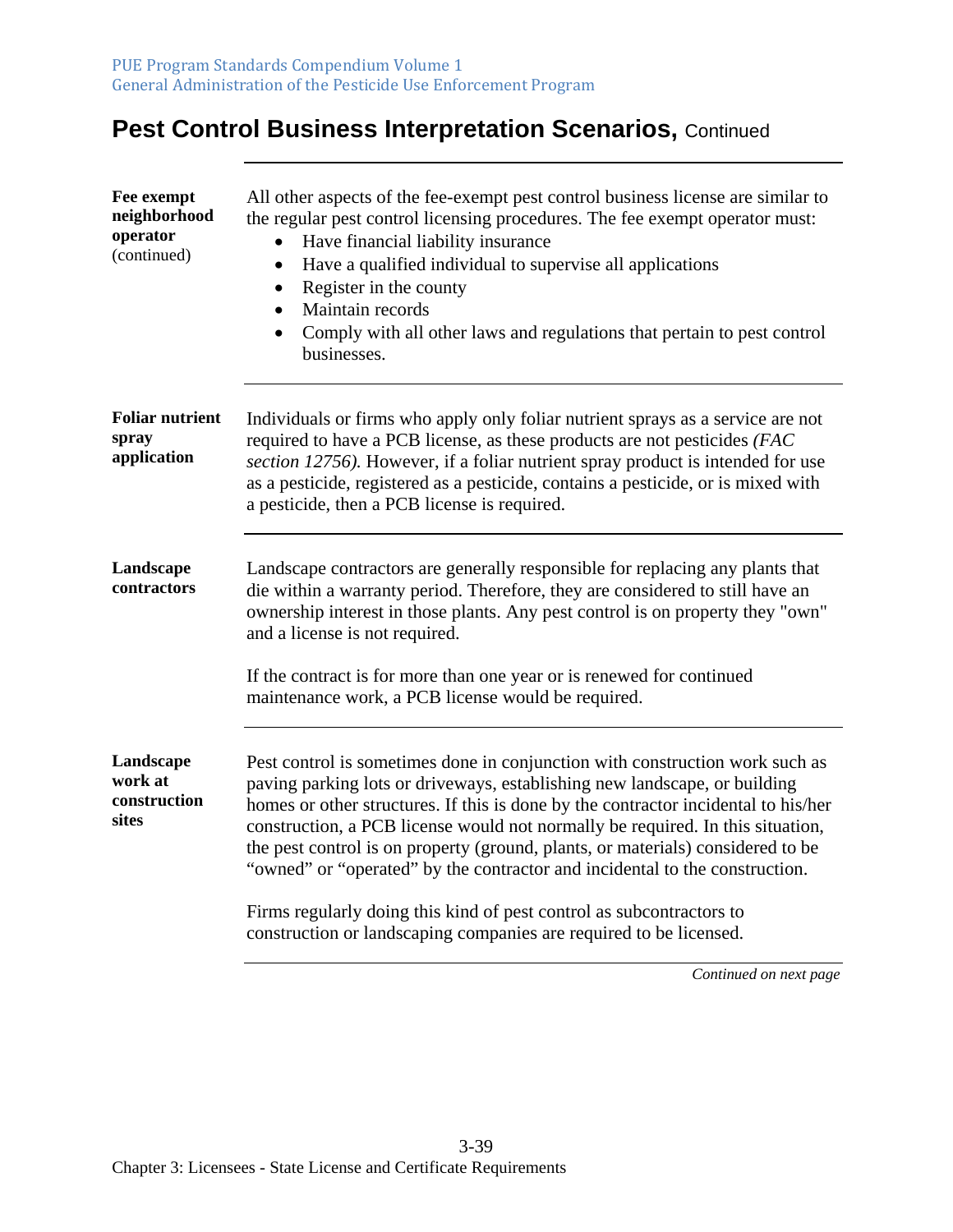# Pest Control Business Interpretation Scenarios, Continued

**Fee exempt neighborhood operator** (continued)

All other aspects of the fee-exempt pest control business license are similar to the regular pest control licensing procedures. The fee exempt operator must:

- Have financial liability insurance
- Have a qualified individual to supervise all applications
- Register in the county
- Maintain records
- Comply with all other laws and regulations that pertain to pest control businesses.

**Foliar nutrient spray application**

Individuals or firms who apply only foliar nutrient sprays as a service are not required to have a PCB license, as these products are not pesticides *(FAC section 12756).* However, if a foliar nutrient spray product is intended for use as a pesticide, registered as a pesticide, contains a pesticide, or is mixed with a pesticide, then a PCB license is required.

**Landscape contractors**

Landscape contractors are generally responsible for replacing any plants that die within a warranty period. Therefore, they are considered to still have an ownership interest in those plants. Any pest control is on property they "own" and a license is not required.

If the contract is for more than one year or is renewed for continued maintenance work, a PCB license would be required.

**Landscape work at construction sites**

Pest control is sometimes done in conjunction with construction work such as paving parking lots or driveways, establishing new landscape, or building homes or other structures. If this is done by the contractor incidental to his/her construction, a PCB license would not normally be required. In this situation, the pest control is on property (ground, plants, or materials) considered to be "owned" or "operated" by the contractor and incidental to the construction.

Firms regularly doing this kind of pest control as subcontractors to construction or landscaping companies are required to be licensed.

*Continued on next page*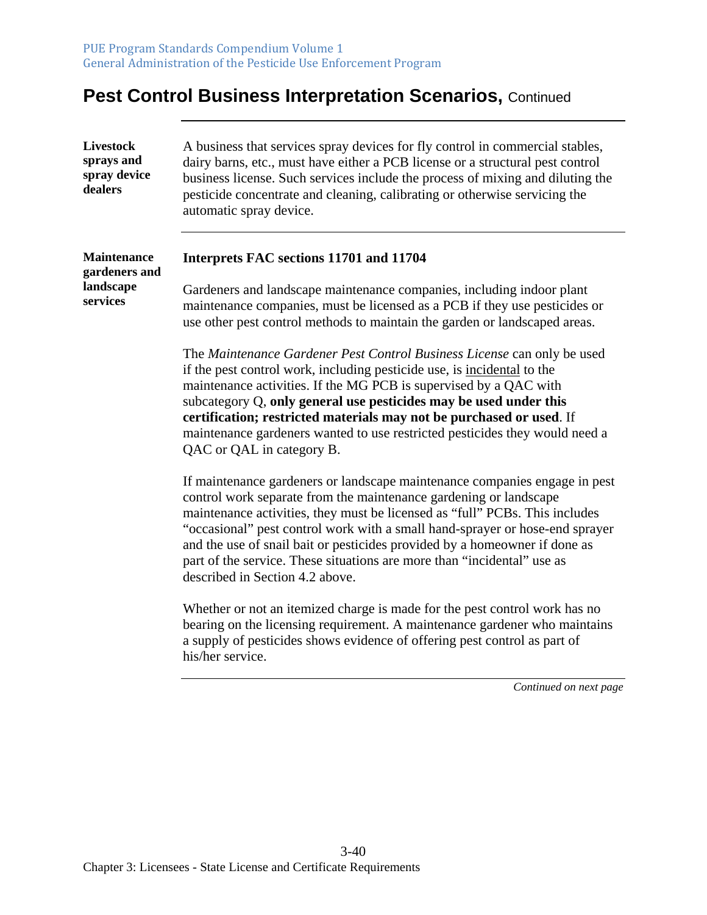## Pest Control Business Interpretation Scenarios, Continued

**Livestock sprays and spray device dealers**

A business that services spray devices for fly control in commercial stables, dairy barns, etc., must have either a PCB license or a structural pest control business license. Such services include the process of mixing and diluting the pesticide concentrate and cleaning, calibrating or otherwise servicing the automatic spray device.

**Maintenance gardeners and landscape services**

**Interprets FAC sections 11701 and 11704**

Gardeners and landscape maintenance companies, including indoor plant maintenance companies, must be licensed as a PCB if they use pesticides or use other pest control methods to maintain the garden or landscaped areas.

The *Maintenance Gardener Pest Control Business License* can only be used if the pest control work, including pesticide use, is incidental to the maintenance activities. If the MG PCB is supervised by a QAC with subcategory Q, **only general use pesticides may be used under this certification; restricted materials may not be purchased or used**. If maintenance gardeners wanted to use restricted pesticides they would need a QAC or QAL in category B.

If maintenance gardeners or landscape maintenance companies engage in pest control work separate from the maintenance gardening or landscape maintenance activities, they must be licensed as "full" PCBs. This includes "occasional" pest control work with a small hand-sprayer or hose-end sprayer and the use of snail bait or pesticides provided by a homeowner if done as part of the service. These situations are more than "incidental" use as described in Section 4.2 above.

Whether or not an itemized charge is made for the pest control work has no bearing on the licensing requirement. A maintenance gardener who maintains a supply of pesticides shows evidence of offering pest control as part of his/her service.

*Continued on next page*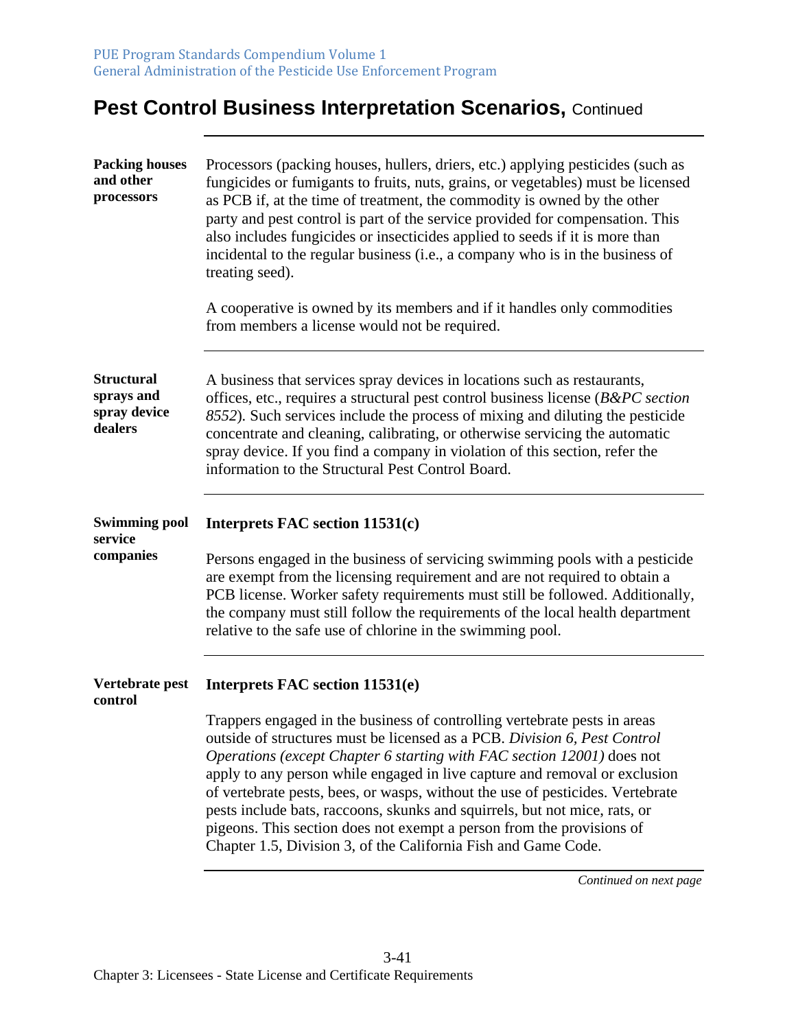# Pest Control Business Interpretation Scenarios, Continued

**Packing houses and other processors**

Processors (packing houses, hullers, driers, etc.) applying pesticides (such as fungicides or fumigants to fruits, nuts, grains, or vegetables) must be licensed as PCB if, at the time of treatment, the commodity is owned by the other party and pest control is part of the service provided for compensation. This also includes fungicides or insecticides applied to seeds if it is more than incidental to the regular business (i.e., a company who is in the business of treating seed).

A cooperative is owned by its members and if it handles only commodities from members a license would not be required.

---

**Structural sprays and spray device dealers**

A business that services spray devices in locations such as restaurants, offices, etc., requires a structural pest control business license (*B&PC section 8552*). Such services include the process of mixing and diluting the pesticide concentrate and cleaning, calibrating, or otherwise servicing the automatic spray device. If you find a company in violation of this section, refer the information to the Structural Pest Control Board.

---

**Swimming pool service companies**

**Interprets FAC section 11531(c)**

Persons engaged in the business of servicing swimming pools with a pesticide are exempt from the licensing requirement and are not required to obtain a PCB license. Worker safety requirements must still be followed. Additionally, the company must still follow the requirements of the local health department relative to the safe use of chlorine in the swimming pool.

---

**Vertebrate pest control**

**Interprets FAC section 11531(e)**

Trappers engaged in the business of controlling vertebrate pests in areas outside of structures must be licensed as a PCB. *Division 6, Pest Control Operations (except Chapter 6 starting with FAC section 12001)* does not apply to any person while engaged in live capture and removal or exclusion of vertebrate pests, bees, or wasps, without the use of pesticides. Vertebrate pests include bats, raccoons, skunks and squirrels, but not mice, rats, or pigeons. This section does not exempt a person from the provisions of Chapter 1.5, Division 3, of the California Fish and Game Code.

*Continued on next page*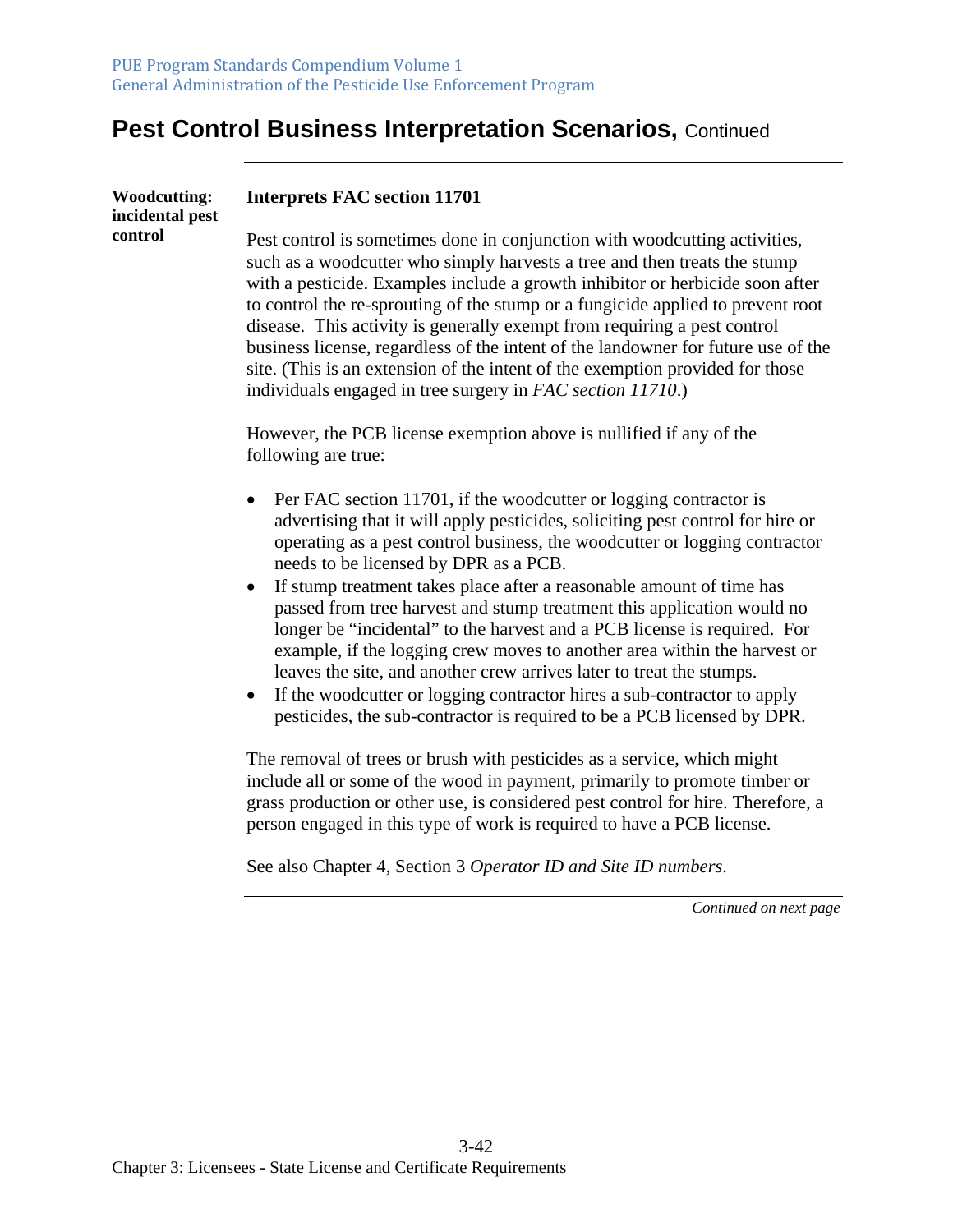# Pest Control Business Interpretation Scenarios, Continued

**Woodcutting: incidental pest control**

**Interprets FAC section 11701**

Pest control is sometimes done in conjunction with woodcutting activities, such as a woodcutter who simply harvests a tree and then treats the stump with a pesticide. Examples include a growth inhibitor or herbicide soon after to control the re-sprouting of the stump or a fungicide applied to prevent root disease. This activity is generally exempt from requiring a pest control business license, regardless of the intent of the landowner for future use of the site. (This is an extension of the intent of the exemption provided for those individuals engaged in tree surgery in *FAC section 11710*.)

However, the PCB license exemption above is nullified if any of the following are true:

- Per FAC section 11701, if the woodcutter or logging contractor is advertising that it will apply pesticides, soliciting pest control for hire or operating as a pest control business, the woodcutter or logging contractor needs to be licensed by DPR as a PCB.
- If stump treatment takes place after a reasonable amount of time has passed from tree harvest and stump treatment this application would no longer be "incidental" to the harvest and a PCB license is required. For example, if the logging crew moves to another area within the harvest or leaves the site, and another crew arrives later to treat the stumps.
- If the woodcutter or logging contractor hires a sub-contractor to apply pesticides, the sub-contractor is required to be a PCB licensed by DPR.

The removal of trees or brush with pesticides as a service, which might include all or some of the wood in payment, primarily to promote timber or grass production or other use, is considered pest control for hire. Therefore, a person engaged in this type of work is required to have a PCB license.

See also Chapter 4, Section 3 *Operator ID and Site ID numbers*.

*Continued on next page*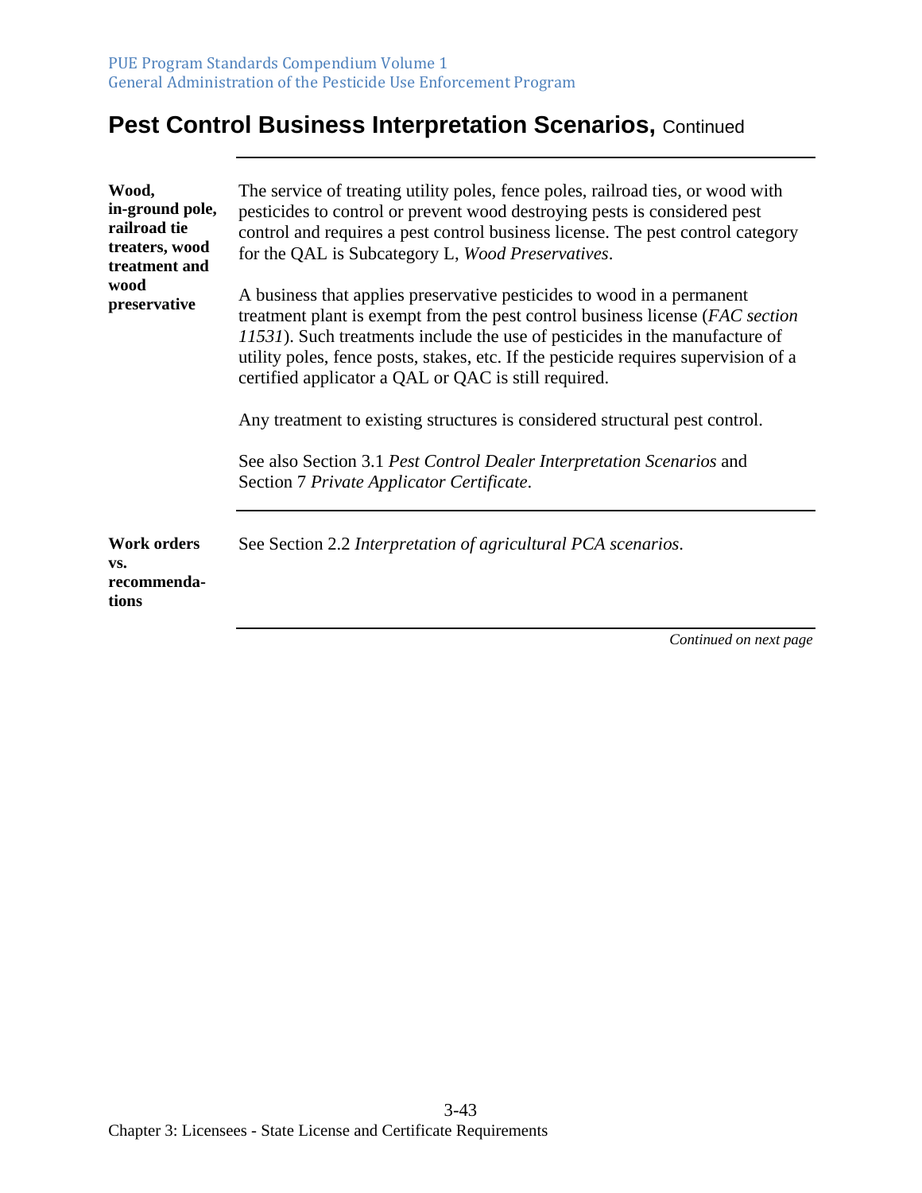# Pest Control Business Interpretation Scenarios, Continued

| | |
|---|---|
| **Wood, in-ground pole, railroad tie treaters, wood treatment and wood preservative** | The service of treating utility poles, fence poles, railroad ties, or wood with pesticides to control or prevent wood destroying pests is considered pest control and requires a pest control business license. The pest control category for the QAL is Subcategory L, *Wood Preservatives*.<br><br>A business that applies preservative pesticides to wood in a permanent treatment plant is exempt from the pest control business license (*FAC section 11531*). Such treatments include the use of pesticides in the manufacture of utility poles, fence posts, stakes, etc. If the pesticide requires supervision of a certified applicator a QAL or QAC is still required.<br><br>Any treatment to existing structures is considered structural pest control.<br><br>See also Section 3.1 *Pest Control Dealer Interpretation Scenarios* and Section 7 *Private Applicator Certificate*. |
| **Work orders vs. recommendations** | See Section 2.2 *Interpretation of agricultural PCA scenarios*. |

*Continued on next page*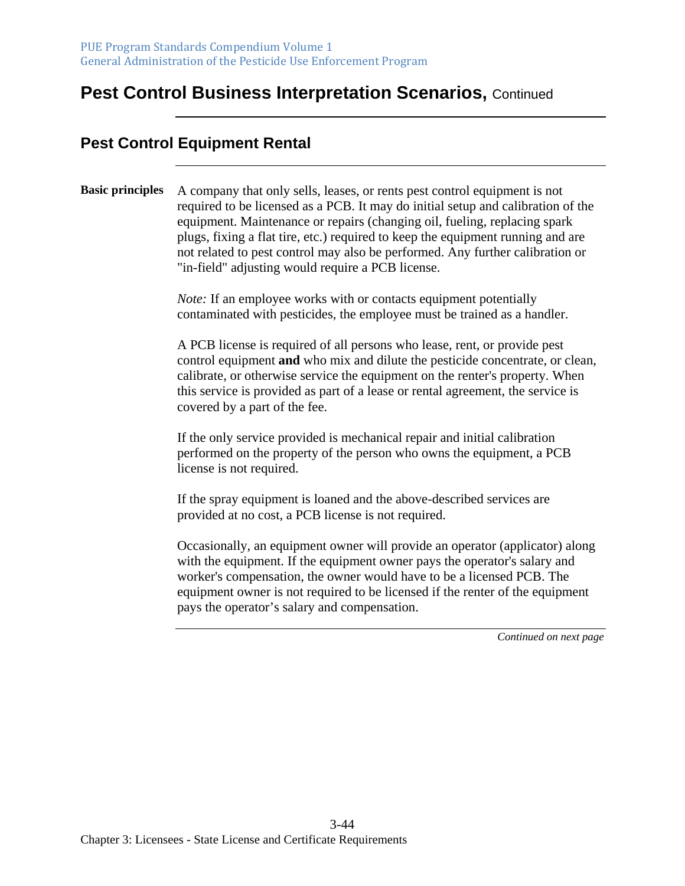# Pest Control Business Interpretation Scenarios, Continued

## Pest Control Equipment Rental

**Basic principles**

A company that only sells, leases, or rents pest control equipment is not required to be licensed as a PCB. It may do initial setup and calibration of the equipment. Maintenance or repairs (changing oil, fueling, replacing spark plugs, fixing a flat tire, etc.) required to keep the equipment running and are not related to pest control may also be performed. Any further calibration or "in-field" adjusting would require a PCB license.

*Note:* If an employee works with or contacts equipment potentially contaminated with pesticides, the employee must be trained as a handler.

A PCB license is required of all persons who lease, rent, or provide pest control equipment **and** who mix and dilute the pesticide concentrate, or clean, calibrate, or otherwise service the equipment on the renter's property. When this service is provided as part of a lease or rental agreement, the service is covered by a part of the fee.

If the only service provided is mechanical repair and initial calibration performed on the property of the person who owns the equipment, a PCB license is not required.

If the spray equipment is loaned and the above-described services are provided at no cost, a PCB license is not required.

Occasionally, an equipment owner will provide an operator (applicator) along with the equipment. If the equipment owner pays the operator's salary and worker's compensation, the owner would have to be a licensed PCB. The equipment owner is not required to be licensed if the renter of the equipment pays the operator's salary and compensation.

*Continued on next page*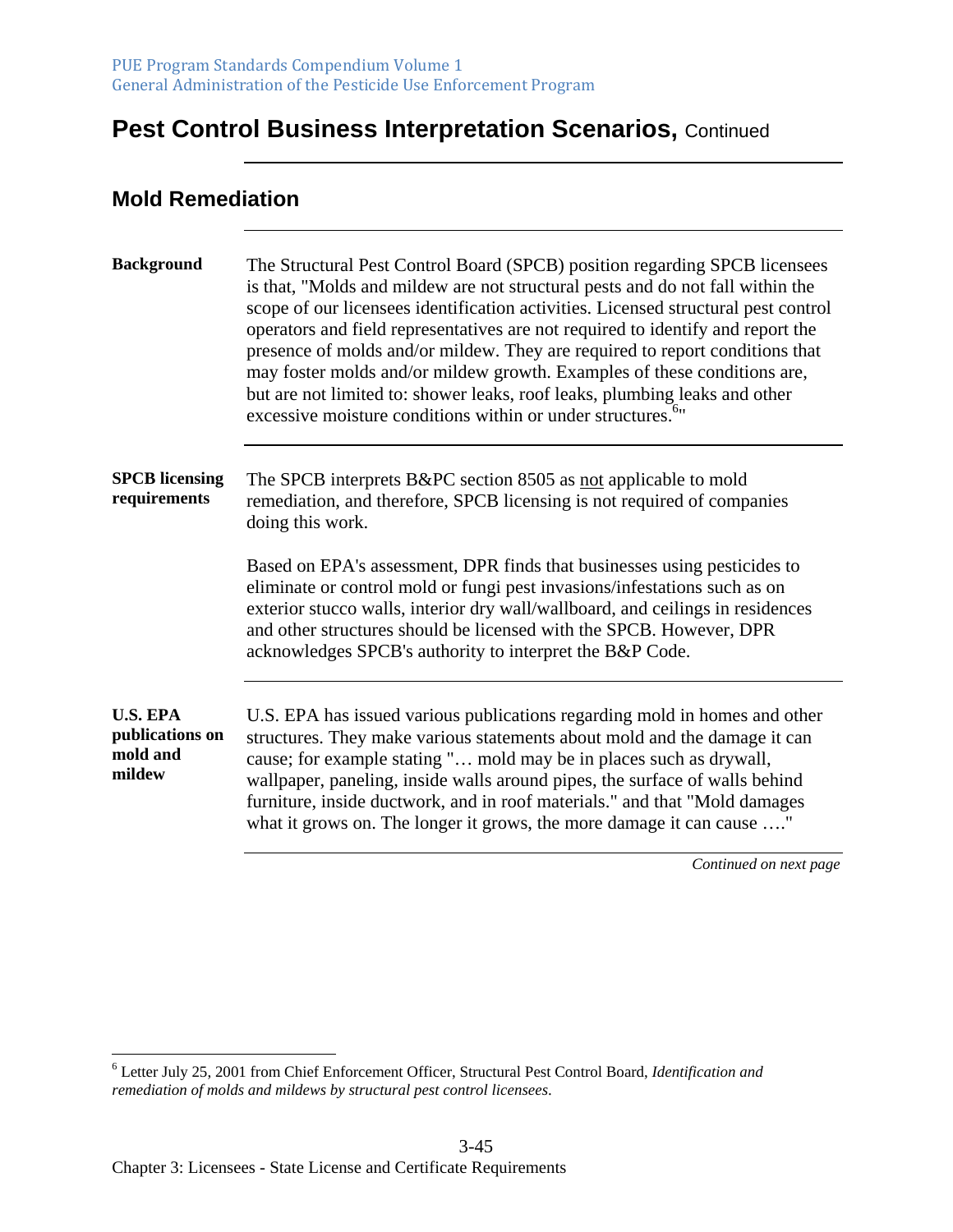# Pest Control Business Interpretation Scenarios, Continued

## Mold Remediation

**Background**

The Structural Pest Control Board (SPCB) position regarding SPCB licensees is that, "Molds and mildew are not structural pests and do not fall within the scope of our licensees identification activities. Licensed structural pest control operators and field representatives are not required to identify and report the presence of molds and/or mildew. They are required to report conditions that may foster molds and/or mildew growth. Examples of these conditions are, but are not limited to: shower leaks, roof leaks, plumbing leaks and other excessive moisture conditions within or under structures.[6]"

**SPCB licensing requirements**

The SPCB interprets B&PC section 8505 as <u>not</u> applicable to mold remediation, and therefore, SPCB licensing is not required of companies doing this work.

Based on EPA's assessment, DPR finds that businesses using pesticides to eliminate or control mold or fungi pest invasions/infestations such as on exterior stucco walls, interior dry wall/wallboard, and ceilings in residences and other structures should be licensed with the SPCB. However, DPR acknowledges SPCB's authority to interpret the B&P Code.

**U.S. EPA publications on mold and mildew**

U.S. EPA has issued various publications regarding mold in homes and other structures. They make various statements about mold and the damage it can cause; for example stating "… mold may be in places such as drywall, wallpaper, paneling, inside walls around pipes, the surface of walls behind furniture, inside ductwork, and in roof materials." and that "Mold damages what it grows on. The longer it grows, the more damage it can cause …."

*Continued on next page*

---

[6] Letter July 25, 2001 from Chief Enforcement Officer, Structural Pest Control Board, *Identification and remediation of molds and mildews by structural pest control licensees*.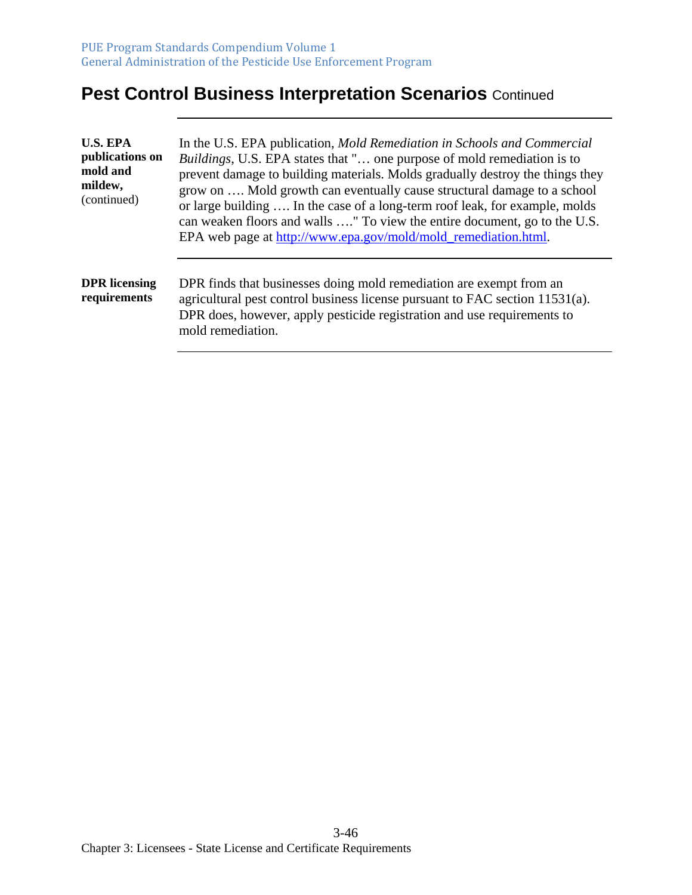## Pest Control Business Interpretation Scenarios Continued

**U.S. EPA publications on mold and mildew,** (continued)

In the U.S. EPA publication, *Mold Remediation in Schools and Commercial Buildings*, U.S. EPA states that "… one purpose of mold remediation is to prevent damage to building materials. Molds gradually destroy the things they grow on …. Mold growth can eventually cause structural damage to a school or large building …. In the case of a long-term roof leak, for example, molds can weaken floors and walls …." To view the entire document, go to the U.S. EPA web page at [http://www.epa.gov/mold/mold_remediation.html](http://www.epa.gov/mold/mold_remediation.html).

**DPR licensing requirements**

DPR finds that businesses doing mold remediation are exempt from an agricultural pest control business license pursuant to FAC section 11531(a). DPR does, however, apply pesticide registration and use requirements to mold remediation.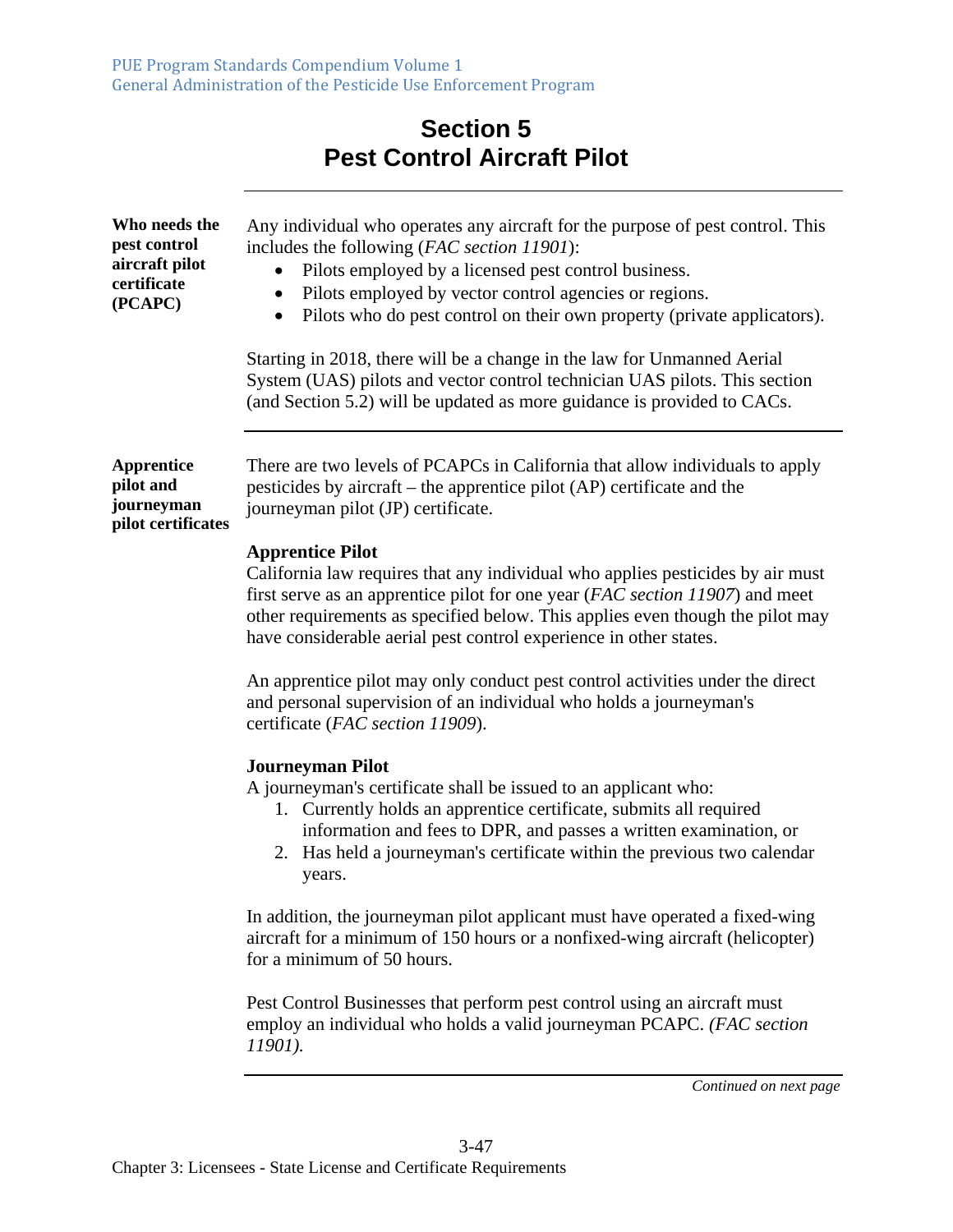# Section 5
# Pest Control Aircraft Pilot

**Who needs the pest control aircraft pilot certificate (PCAPC)**

Any individual who operates any aircraft for the purpose of pest control. This includes the following (*FAC section 11901*):

- Pilots employed by a licensed pest control business.
- Pilots employed by vector control agencies or regions.
- Pilots who do pest control on their own property (private applicators).

Starting in 2018, there will be a change in the law for Unmanned Aerial System (UAS) pilots and vector control technician UAS pilots. This section (and Section 5.2) will be updated as more guidance is provided to CACs.

---

**Apprentice pilot and journeyman pilot certificates**

There are two levels of PCAPCs in California that allow individuals to apply pesticides by aircraft – the apprentice pilot (AP) certificate and the journeyman pilot (JP) certificate.

**Apprentice Pilot**

California law requires that any individual who applies pesticides by air must first serve as an apprentice pilot for one year (*FAC section 11907*) and meet other requirements as specified below. This applies even though the pilot may have considerable aerial pest control experience in other states.

An apprentice pilot may only conduct pest control activities under the direct and personal supervision of an individual who holds a journeyman's certificate (*FAC section 11909*).

**Journeyman Pilot**

A journeyman's certificate shall be issued to an applicant who:

1. Currently holds an apprentice certificate, submits all required information and fees to DPR, and passes a written examination, or
2. Has held a journeyman's certificate within the previous two calendar years.

In addition, the journeyman pilot applicant must have operated a fixed-wing aircraft for a minimum of 150 hours or a nonfixed-wing aircraft (helicopter) for a minimum of 50 hours.

Pest Control Businesses that perform pest control using an aircraft must employ an individual who holds a valid journeyman PCAPC. *(FAC section 11901).*

*Continued on next page*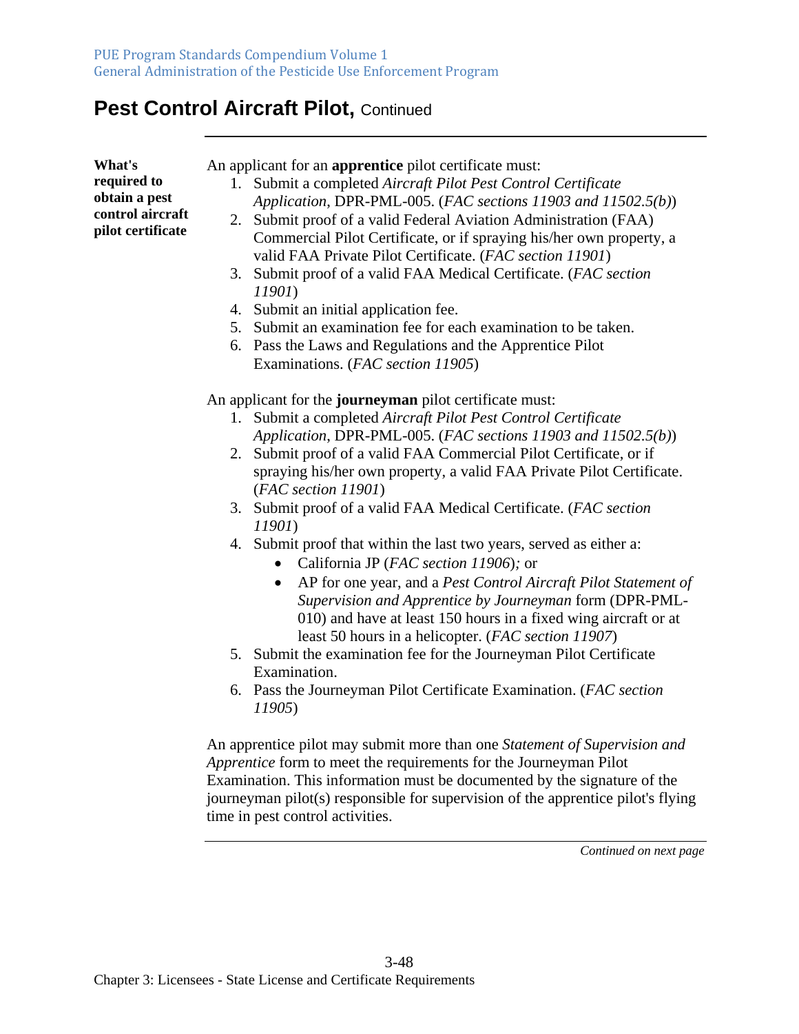# Pest Control Aircraft Pilot, Continued

**What's required to obtain a pest control aircraft pilot certificate**

An applicant for an **apprentice** pilot certificate must:

1. Submit a completed *Aircraft Pilot Pest Control Certificate Application*, DPR-PML-005. (*FAC sections 11903 and 11502.5(b)*)
2. Submit proof of a valid Federal Aviation Administration (FAA) Commercial Pilot Certificate, or if spraying his/her own property, a valid FAA Private Pilot Certificate. (*FAC section 11901*)
3. Submit proof of a valid FAA Medical Certificate. (*FAC section 11901*)
4. Submit an initial application fee.
5. Submit an examination fee for each examination to be taken.
6. Pass the Laws and Regulations and the Apprentice Pilot Examinations. (*FAC section 11905*)

An applicant for the **journeyman** pilot certificate must:

1. Submit a completed *Aircraft Pilot Pest Control Certificate Application*, DPR-PML-005. (*FAC sections 11903 and 11502.5(b)*)
2. Submit proof of a valid FAA Commercial Pilot Certificate, or if spraying his/her own property, a valid FAA Private Pilot Certificate. (*FAC section 11901*)
3. Submit proof of a valid FAA Medical Certificate. (*FAC section 11901*)
4. Submit proof that within the last two years, served as either a:
   - California JP (*FAC section 11906*)*;* or
   - AP for one year, and a *Pest Control Aircraft Pilot Statement of Supervision and Apprentice by Journeyman* form (DPR-PML-010) and have at least 150 hours in a fixed wing aircraft or at least 50 hours in a helicopter. (*FAC section 11907*)
5. Submit the examination fee for the Journeyman Pilot Certificate Examination.
6. Pass the Journeyman Pilot Certificate Examination. (*FAC section 11905*)

An apprentice pilot may submit more than one *Statement of Supervision and Apprentice* form to meet the requirements for the Journeyman Pilot Examination. This information must be documented by the signature of the journeyman pilot(s) responsible for supervision of the apprentice pilot's flying time in pest control activities.

*Continued on next page*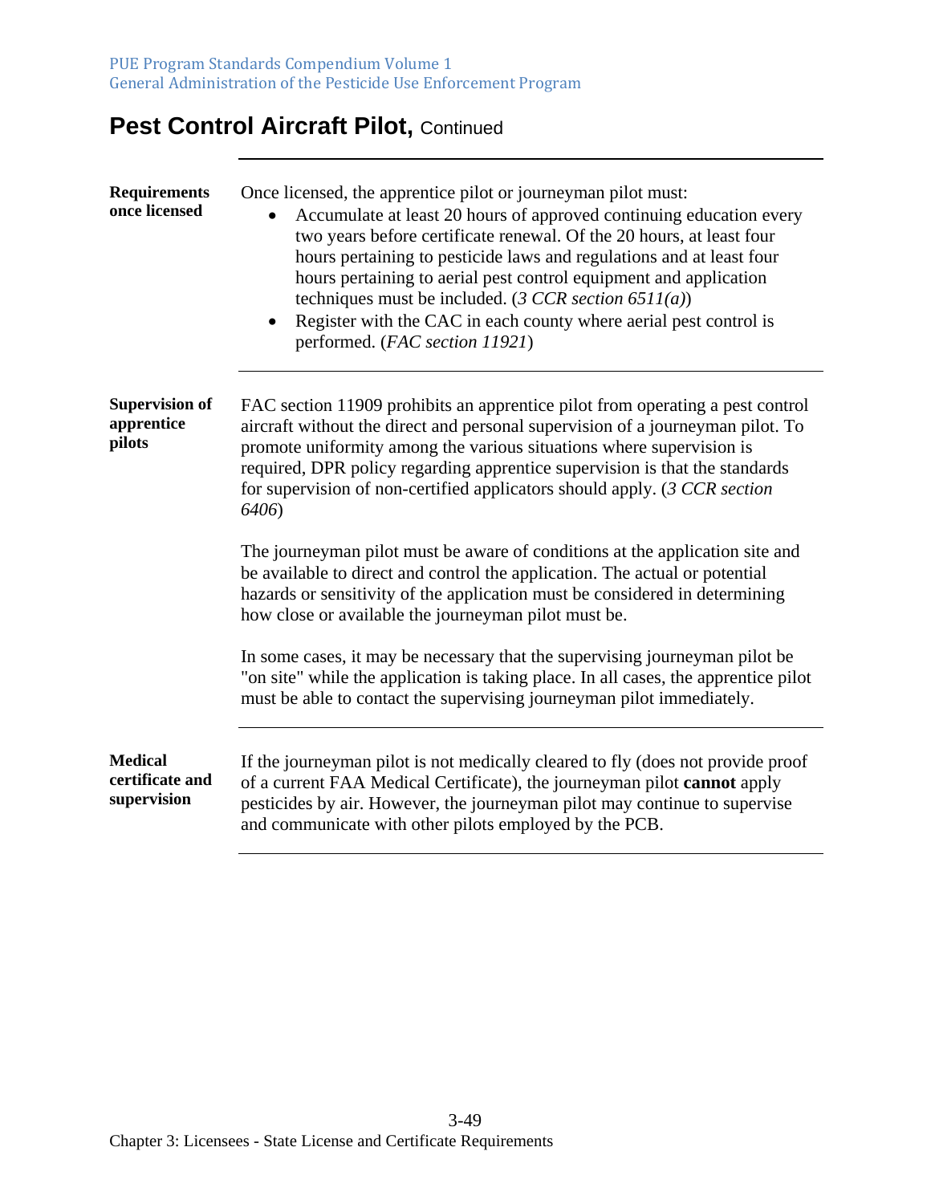# Pest Control Aircraft Pilot, Continued

**Requirements once licensed**

Once licensed, the apprentice pilot or journeyman pilot must:

- Accumulate at least 20 hours of approved continuing education every two years before certificate renewal. Of the 20 hours, at least four hours pertaining to pesticide laws and regulations and at least four hours pertaining to aerial pest control equipment and application techniques must be included. (*3 CCR section 6511(a)*)
- Register with the CAC in each county where aerial pest control is performed. (*FAC section 11921*)

**Supervision of apprentice pilots**

FAC section 11909 prohibits an apprentice pilot from operating a pest control aircraft without the direct and personal supervision of a journeyman pilot. To promote uniformity among the various situations where supervision is required, DPR policy regarding apprentice supervision is that the standards for supervision of non-certified applicators should apply. (*3 CCR section 6406*)

The journeyman pilot must be aware of conditions at the application site and be available to direct and control the application. The actual or potential hazards or sensitivity of the application must be considered in determining how close or available the journeyman pilot must be.

In some cases, it may be necessary that the supervising journeyman pilot be "on site" while the application is taking place. In all cases, the apprentice pilot must be able to contact the supervising journeyman pilot immediately.

**Medical certificate and supervision**

If the journeyman pilot is not medically cleared to fly (does not provide proof of a current FAA Medical Certificate), the journeyman pilot **cannot** apply pesticides by air. However, the journeyman pilot may continue to supervise and communicate with other pilots employed by the PCB.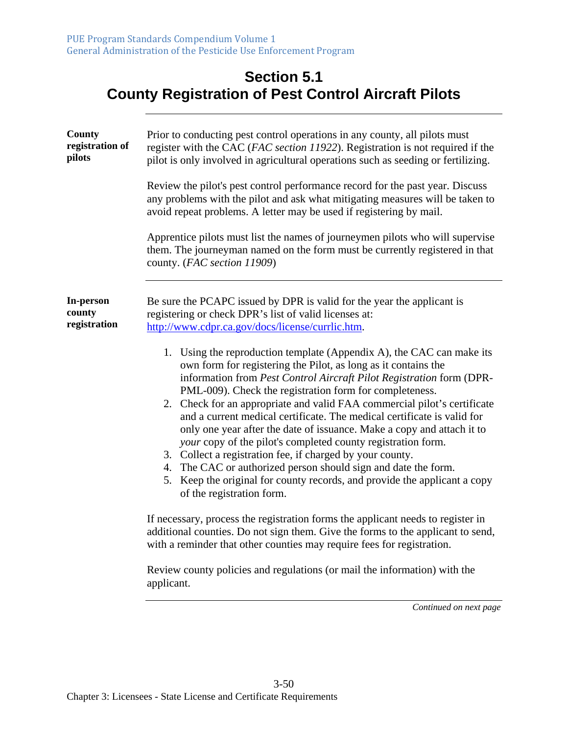# Section 5.1
# County Registration of Pest Control Aircraft Pilots

**County registration of pilots**

Prior to conducting pest control operations in any county, all pilots must register with the CAC (*FAC section 11922*). Registration is not required if the pilot is only involved in agricultural operations such as seeding or fertilizing.

Review the pilot's pest control performance record for the past year. Discuss any problems with the pilot and ask what mitigating measures will be taken to avoid repeat problems. A letter may be used if registering by mail.

Apprentice pilots must list the names of journeymen pilots who will supervise them. The journeyman named on the form must be currently registered in that county. (*FAC section 11909*)

**In-person county registration**

Be sure the PCAPC issued by DPR is valid for the year the applicant is registering or check DPR's list of valid licenses at: http://www.cdpr.ca.gov/docs/license/currlic.htm.

1. Using the reproduction template (Appendix A), the CAC can make its own form for registering the Pilot, as long as it contains the information from *Pest Control Aircraft Pilot Registration* form (DPR-PML-009). Check the registration form for completeness.
2. Check for an appropriate and valid FAA commercial pilot's certificate and a current medical certificate. The medical certificate is valid for only one year after the date of issuance. Make a copy and attach it to *your* copy of the pilot's completed county registration form.
3. Collect a registration fee, if charged by your county.
4. The CAC or authorized person should sign and date the form.
5. Keep the original for county records, and provide the applicant a copy of the registration form.

If necessary, process the registration forms the applicant needs to register in additional counties. Do not sign them. Give the forms to the applicant to send, with a reminder that other counties may require fees for registration.

Review county policies and regulations (or mail the information) with the applicant.

*Continued on next page*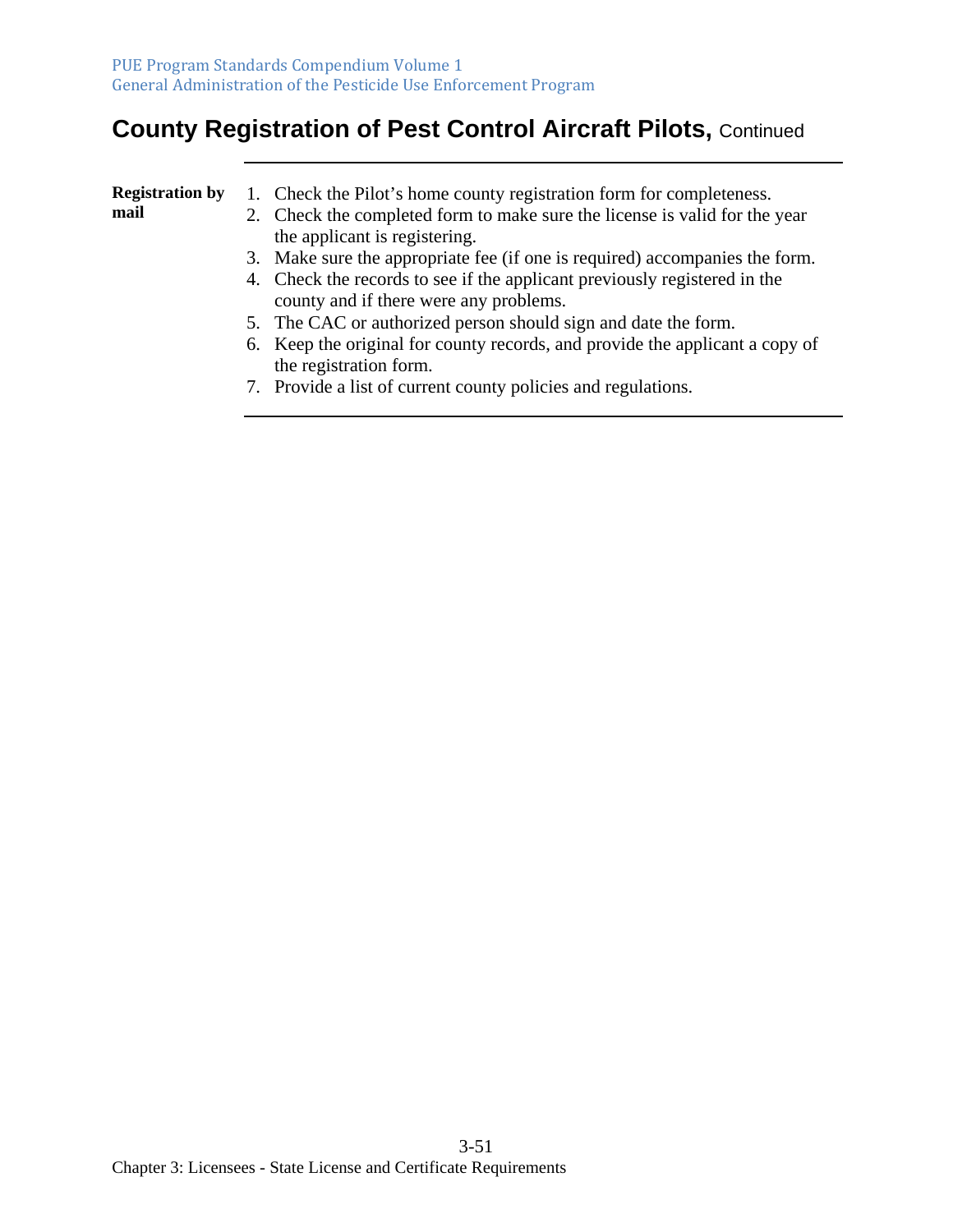## County Registration of Pest Control Aircraft Pilots, Continued

**Registration by mail**

1. Check the Pilot's home county registration form for completeness.
2. Check the completed form to make sure the license is valid for the year the applicant is registering.
3. Make sure the appropriate fee (if one is required) accompanies the form.
4. Check the records to see if the applicant previously registered in the county and if there were any problems.
5. The CAC or authorized person should sign and date the form.
6. Keep the original for county records, and provide the applicant a copy of the registration form.
7. Provide a list of current county policies and regulations.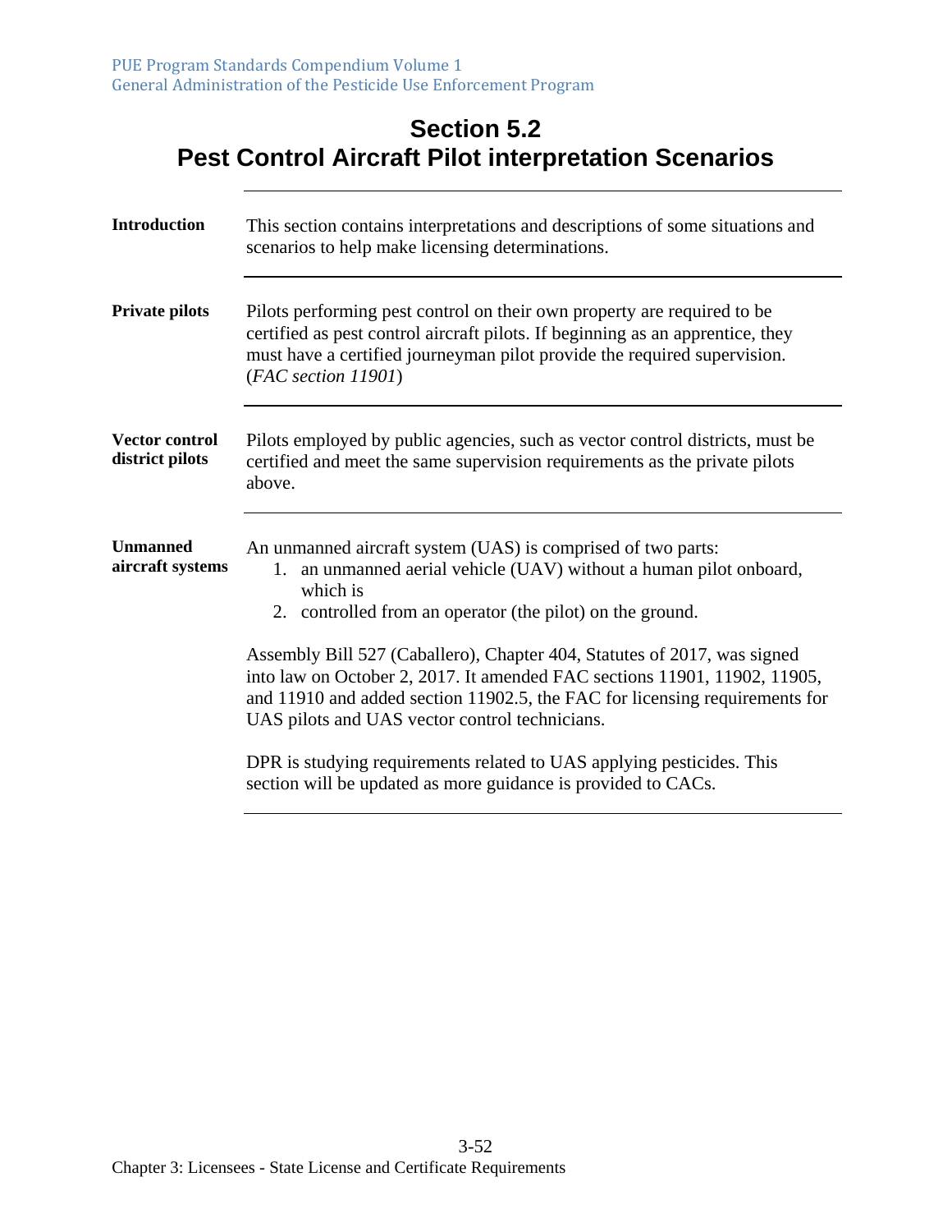# Section 5.2
# Pest Control Aircraft Pilot interpretation Scenarios

**Introduction**

This section contains interpretations and descriptions of some situations and scenarios to help make licensing determinations.

**Private pilots**

Pilots performing pest control on their own property are required to be certified as pest control aircraft pilots. If beginning as an apprentice, they must have a certified journeyman pilot provide the required supervision. (*FAC section 11901*)

**Vector control district pilots**

Pilots employed by public agencies, such as vector control districts, must be certified and meet the same supervision requirements as the private pilots above.

**Unmanned aircraft systems**

An unmanned aircraft system (UAS) is comprised of two parts:

1. an unmanned aerial vehicle (UAV) without a human pilot onboard, which is
2. controlled from an operator (the pilot) on the ground.

Assembly Bill 527 (Caballero), Chapter 404, Statutes of 2017, was signed into law on October 2, 2017. It amended FAC sections 11901, 11902, 11905, and 11910 and added section 11902.5, the FAC for licensing requirements for UAS pilots and UAS vector control technicians.

DPR is studying requirements related to UAS applying pesticides. This section will be updated as more guidance is provided to CACs.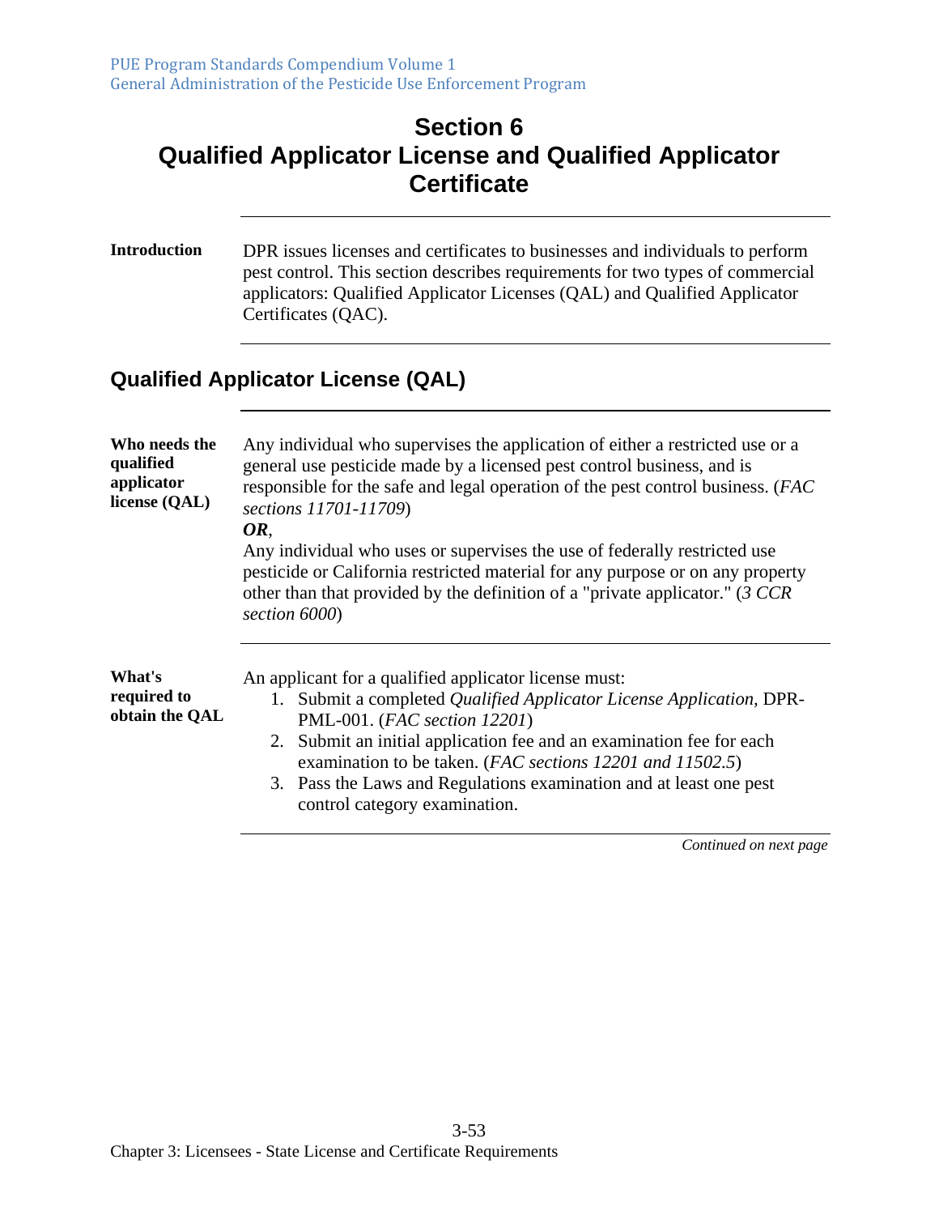# Section 6
# Qualified Applicator License and Qualified Applicator Certificate

**Introduction**

DPR issues licenses and certificates to businesses and individuals to perform pest control. This section describes requirements for two types of commercial applicators: Qualified Applicator Licenses (QAL) and Qualified Applicator Certificates (QAC).

## Qualified Applicator License (QAL)

**Who needs the qualified applicator license (QAL)**

Any individual who supervises the application of either a restricted use or a general use pesticide made by a licensed pest control business, and is responsible for the safe and legal operation of the pest control business. (*FAC sections 11701-11709*)

***OR***,

Any individual who uses or supervises the use of federally restricted use pesticide or California restricted material for any purpose or on any property other than that provided by the definition of a "private applicator." (*3 CCR section 6000*)

**What's required to obtain the QAL**

An applicant for a qualified applicator license must:

1. Submit a completed *Qualified Applicator License Application*, DPR-PML-001. (*FAC section 12201*)
2. Submit an initial application fee and an examination fee for each examination to be taken. (*FAC sections 12201 and 11502.5*)
3. Pass the Laws and Regulations examination and at least one pest control category examination.

*Continued on next page*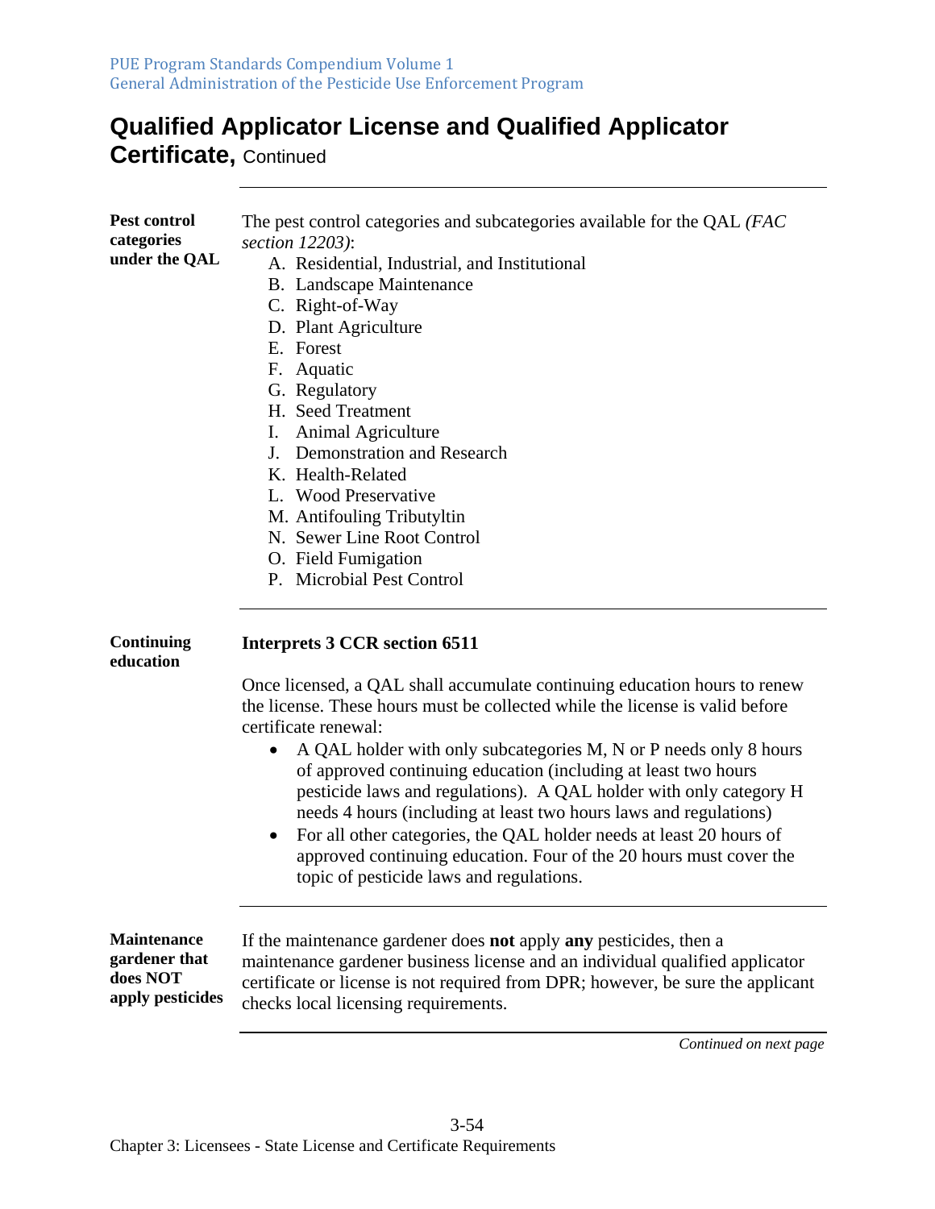# Qualified Applicator License and Qualified Applicator Certificate, Continued

**Pest control categories under the QAL**

The pest control categories and subcategories available for the QAL *(FAC section 12203)*:

A. Residential, Industrial, and Institutional
B. Landscape Maintenance
C. Right-of-Way
D. Plant Agriculture
E. Forest
F. Aquatic
G. Regulatory
H. Seed Treatment
I. Animal Agriculture
J. Demonstration and Research
K. Health-Related
L. Wood Preservative
M. Antifouling Tributyltin
N. Sewer Line Root Control
O. Field Fumigation
P. Microbial Pest Control

---

**Continuing education**

**Interprets 3 CCR section 6511**

Once licensed, a QAL shall accumulate continuing education hours to renew the license. These hours must be collected while the license is valid before certificate renewal:

- A QAL holder with only subcategories M, N or P needs only 8 hours of approved continuing education (including at least two hours pesticide laws and regulations). A QAL holder with only category H needs 4 hours (including at least two hours laws and regulations)
- For all other categories, the QAL holder needs at least 20 hours of approved continuing education. Four of the 20 hours must cover the topic of pesticide laws and regulations.

---

**Maintenance gardener that does NOT apply pesticides**

If the maintenance gardener does **not** apply **any** pesticides, then a maintenance gardener business license and an individual qualified applicator certificate or license is not required from DPR; however, be sure the applicant checks local licensing requirements.

*Continued on next page*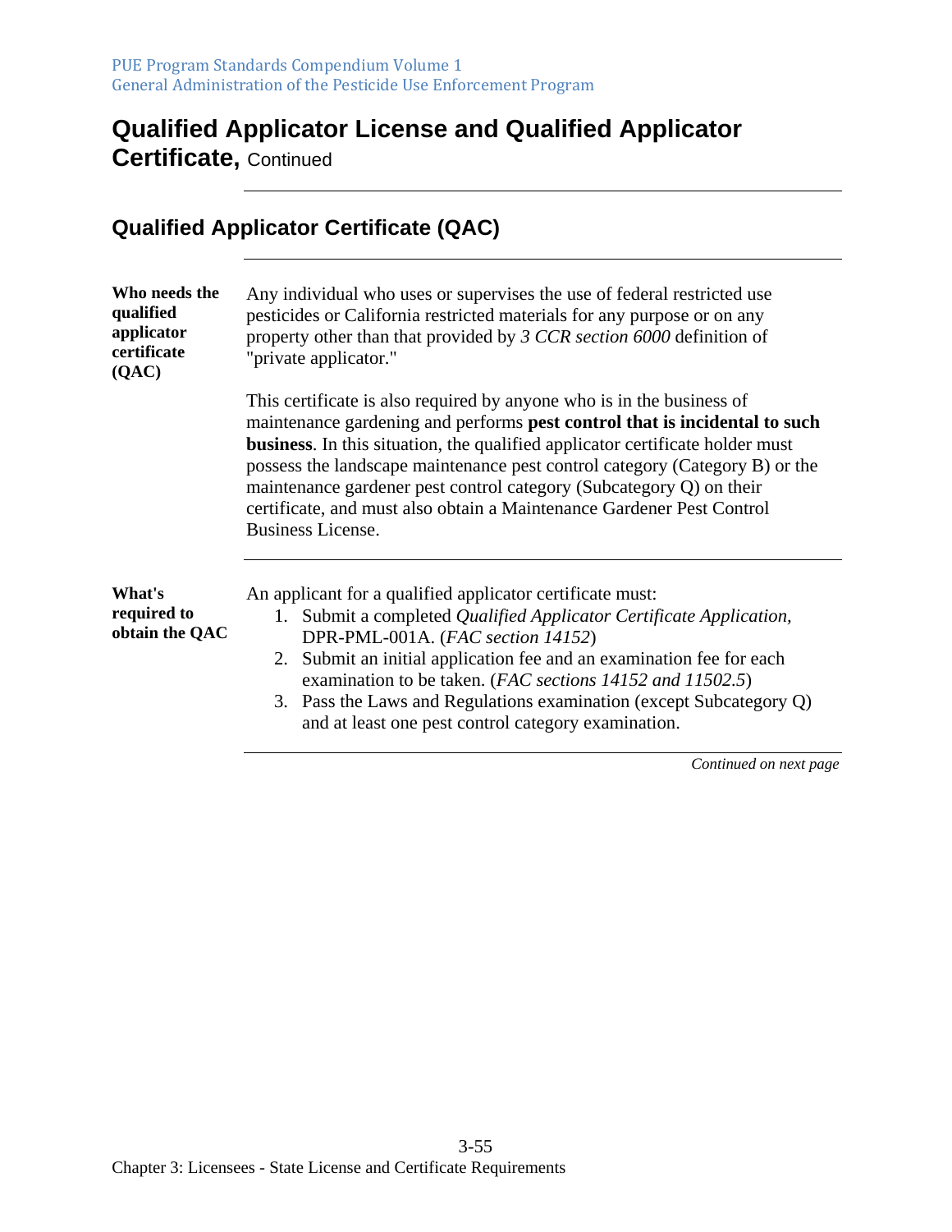# Qualified Applicator License and Qualified Applicator Certificate, Continued

## Qualified Applicator Certificate (QAC)

**Who needs the qualified applicator certificate (QAC)**

Any individual who uses or supervises the use of federal restricted use pesticides or California restricted materials for any purpose or on any property other than that provided by *3 CCR section 6000* definition of "private applicator."

This certificate is also required by anyone who is in the business of maintenance gardening and performs **pest control that is incidental to such business**. In this situation, the qualified applicator certificate holder must possess the landscape maintenance pest control category (Category B) or the maintenance gardener pest control category (Subcategory Q) on their certificate, and must also obtain a Maintenance Gardener Pest Control Business License.

**What's required to obtain the QAC**

An applicant for a qualified applicator certificate must:

1. Submit a completed *Qualified Applicator Certificate Application,* DPR-PML-001A. (*FAC section 14152*)
2. Submit an initial application fee and an examination fee for each examination to be taken. (*FAC sections 14152 and 11502.5*)
3. Pass the Laws and Regulations examination (except Subcategory Q) and at least one pest control category examination.

*Continued on next page*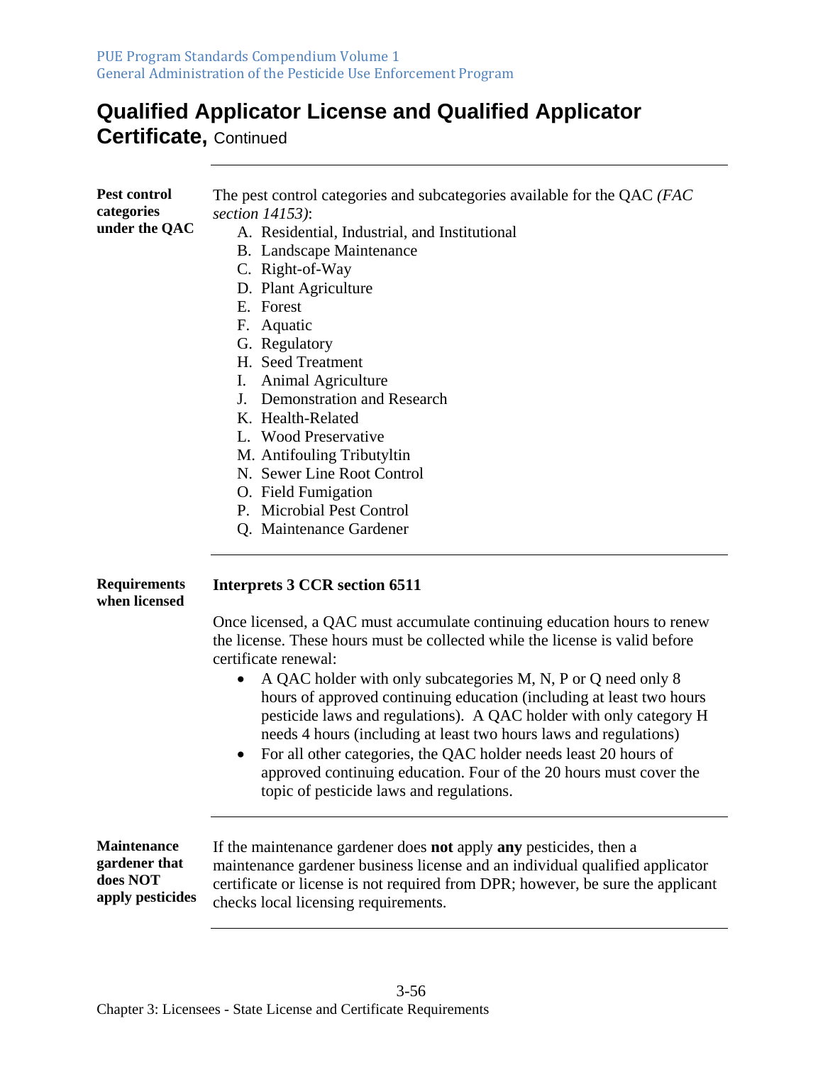# Qualified Applicator License and Qualified Applicator Certificate, Continued

**Pest control categories under the QAC**

The pest control categories and subcategories available for the QAC *(FAC section 14153)*:

A. Residential, Industrial, and Institutional
B. Landscape Maintenance
C. Right-of-Way
D. Plant Agriculture
E. Forest
F. Aquatic
G. Regulatory
H. Seed Treatment
I. Animal Agriculture
J. Demonstration and Research
K. Health-Related
L. Wood Preservative
M. Antifouling Tributyltin
N. Sewer Line Root Control
O. Field Fumigation
P. Microbial Pest Control
Q. Maintenance Gardener

---

**Requirements when licensed**

**Interprets 3 CCR section 6511**

Once licensed, a QAC must accumulate continuing education hours to renew the license. These hours must be collected while the license is valid before certificate renewal:

- A QAC holder with only subcategories M, N, P or Q need only 8 hours of approved continuing education (including at least two hours pesticide laws and regulations). A QAC holder with only category H needs 4 hours (including at least two hours laws and regulations)
- For all other categories, the QAC holder needs least 20 hours of approved continuing education. Four of the 20 hours must cover the topic of pesticide laws and regulations.

---

**Maintenance gardener that does NOT apply pesticides**

If the maintenance gardener does **not** apply **any** pesticides, then a maintenance gardener business license and an individual qualified applicator certificate or license is not required from DPR; however, be sure the applicant checks local licensing requirements.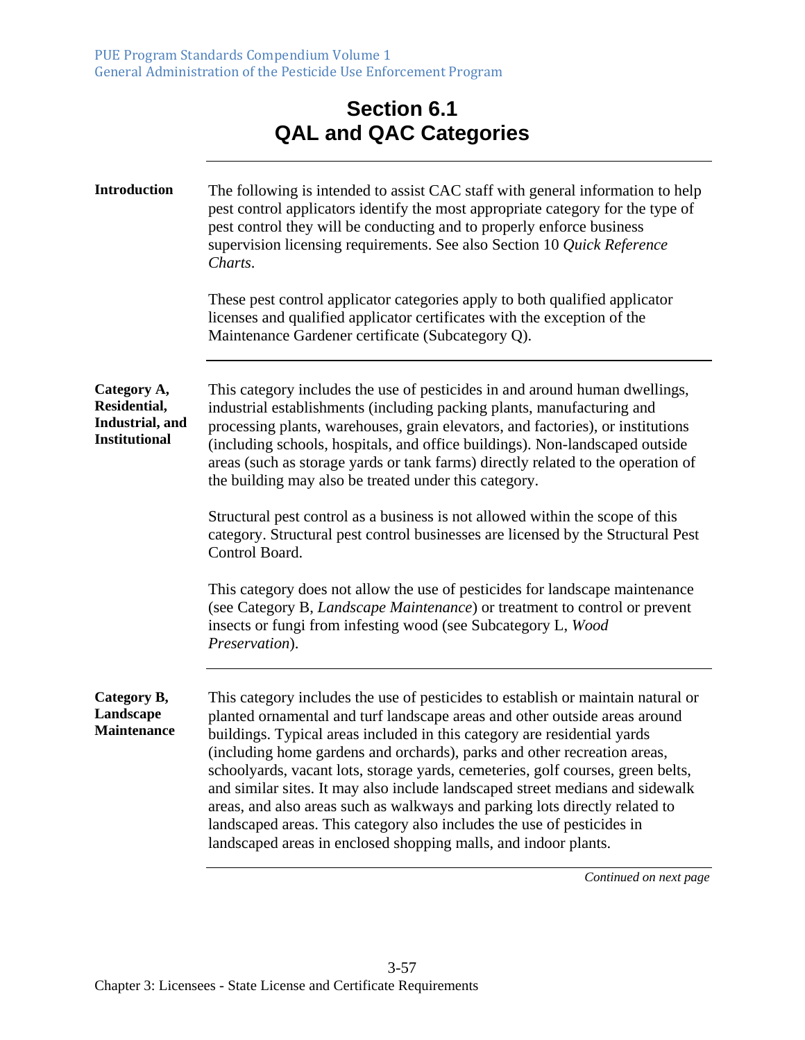# Section 6.1
# QAL and QAC Categories

**Introduction**

The following is intended to assist CAC staff with general information to help pest control applicators identify the most appropriate category for the type of pest control they will be conducting and to properly enforce business supervision licensing requirements. See also Section 10 *Quick Reference Charts*.

These pest control applicator categories apply to both qualified applicator licenses and qualified applicator certificates with the exception of the Maintenance Gardener certificate (Subcategory Q).

**Category A, Residential, Industrial, and Institutional**

This category includes the use of pesticides in and around human dwellings, industrial establishments (including packing plants, manufacturing and processing plants, warehouses, grain elevators, and factories), or institutions (including schools, hospitals, and office buildings). Non-landscaped outside areas (such as storage yards or tank farms) directly related to the operation of the building may also be treated under this category.

Structural pest control as a business is not allowed within the scope of this category. Structural pest control businesses are licensed by the Structural Pest Control Board.

This category does not allow the use of pesticides for landscape maintenance (see Category B, *Landscape Maintenance*) or treatment to control or prevent insects or fungi from infesting wood (see Subcategory L, *Wood Preservation*).

**Category B, Landscape Maintenance**

This category includes the use of pesticides to establish or maintain natural or planted ornamental and turf landscape areas and other outside areas around buildings. Typical areas included in this category are residential yards (including home gardens and orchards), parks and other recreation areas, schoolyards, vacant lots, storage yards, cemeteries, golf courses, green belts, and similar sites. It may also include landscaped street medians and sidewalk areas, and also areas such as walkways and parking lots directly related to landscaped areas. This category also includes the use of pesticides in landscaped areas in enclosed shopping malls, and indoor plants.

*Continued on next page*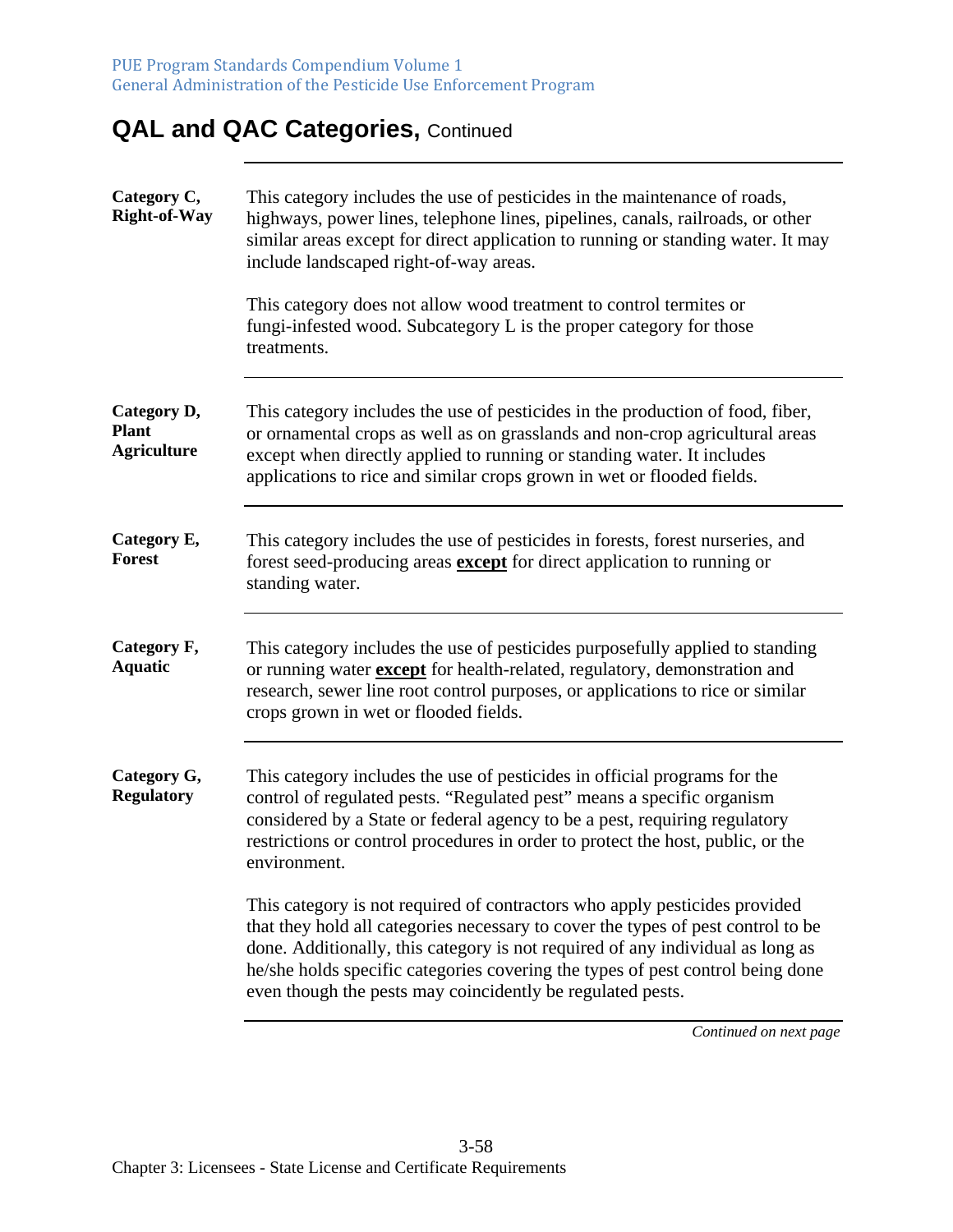## QAL and QAC Categories, Continued

**Category C, Right-of-Way**

This category includes the use of pesticides in the maintenance of roads, highways, power lines, telephone lines, pipelines, canals, railroads, or other similar areas except for direct application to running or standing water. It may include landscaped right-of-way areas.

This category does not allow wood treatment to control termites or fungi-infested wood. Subcategory L is the proper category for those treatments.

**Category D, Plant Agriculture**

This category includes the use of pesticides in the production of food, fiber, or ornamental crops as well as on grasslands and non-crop agricultural areas except when directly applied to running or standing water. It includes applications to rice and similar crops grown in wet or flooded fields.

**Category E, Forest**

This category includes the use of pesticides in forests, forest nurseries, and forest seed-producing areas **except** for direct application to running or standing water.

**Category F, Aquatic**

This category includes the use of pesticides purposefully applied to standing or running water **except** for health-related, regulatory, demonstration and research, sewer line root control purposes, or applications to rice or similar crops grown in wet or flooded fields.

**Category G, Regulatory**

This category includes the use of pesticides in official programs for the control of regulated pests. "Regulated pest" means a specific organism considered by a State or federal agency to be a pest, requiring regulatory restrictions or control procedures in order to protect the host, public, or the environment.

This category is not required of contractors who apply pesticides provided that they hold all categories necessary to cover the types of pest control to be done. Additionally, this category is not required of any individual as long as he/she holds specific categories covering the types of pest control being done even though the pests may coincidently be regulated pests.

*Continued on next page*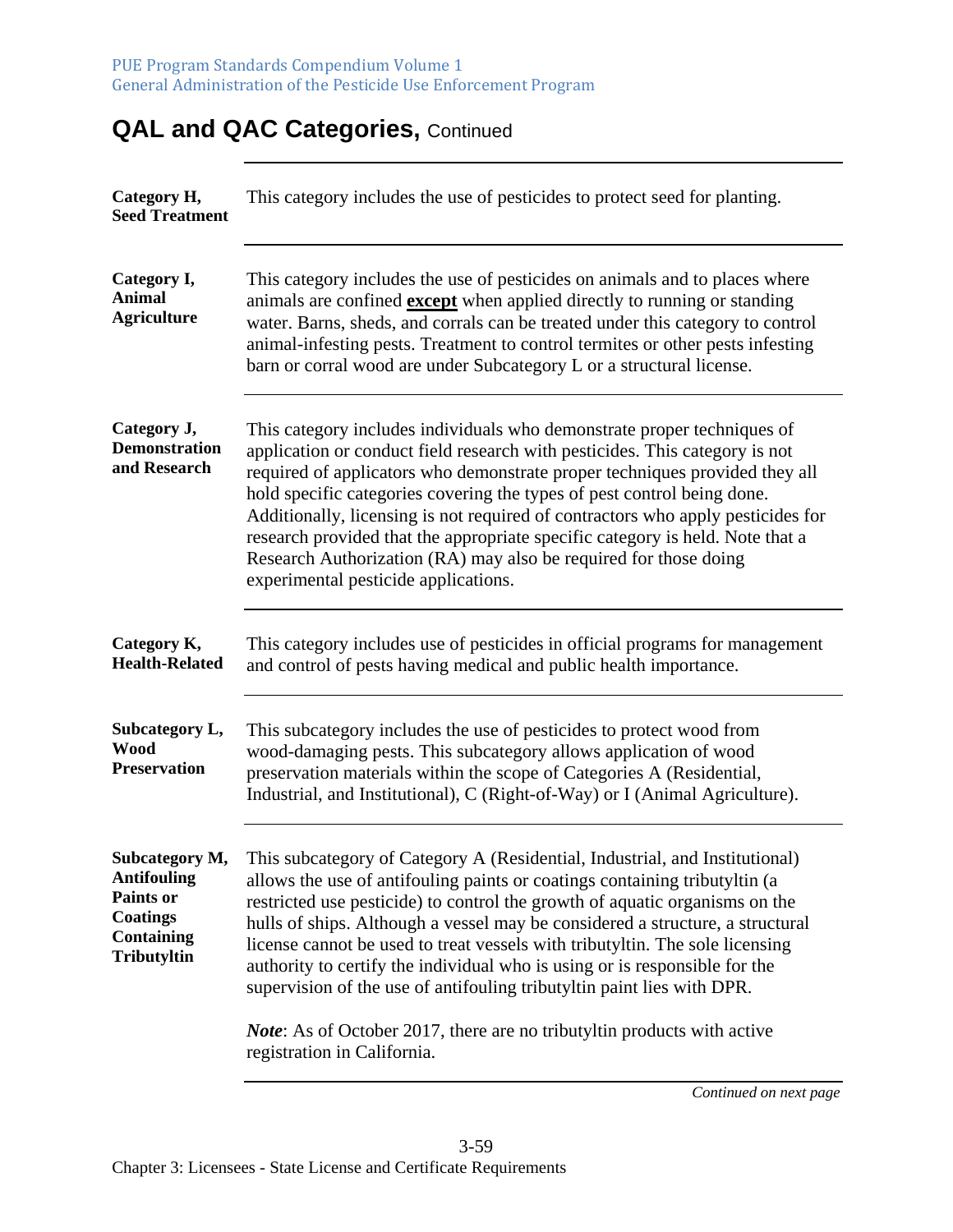# QAL and QAC Categories, Continued

**Category H, Seed Treatment**

This category includes the use of pesticides to protect seed for planting.

**Category I, Animal Agriculture**

This category includes the use of pesticides on animals and to places where animals are confined **except** when applied directly to running or standing water. Barns, sheds, and corrals can be treated under this category to control animal-infesting pests. Treatment to control termites or other pests infesting barn or corral wood are under Subcategory L or a structural license.

**Category J, Demonstration and Research**

This category includes individuals who demonstrate proper techniques of application or conduct field research with pesticides. This category is not required of applicators who demonstrate proper techniques provided they all hold specific categories covering the types of pest control being done. Additionally, licensing is not required of contractors who apply pesticides for research provided that the appropriate specific category is held. Note that a Research Authorization (RA) may also be required for those doing experimental pesticide applications.

**Category K, Health-Related**

This category includes use of pesticides in official programs for management and control of pests having medical and public health importance.

**Subcategory L, Wood Preservation**

This subcategory includes the use of pesticides to protect wood from wood-damaging pests. This subcategory allows application of wood preservation materials within the scope of Categories A (Residential, Industrial, and Institutional), C (Right-of-Way) or I (Animal Agriculture).

**Subcategory M, Antifouling Paints or Coatings Containing Tributyltin**

This subcategory of Category A (Residential, Industrial, and Institutional) allows the use of antifouling paints or coatings containing tributyltin (a restricted use pesticide) to control the growth of aquatic organisms on the hulls of ships. Although a vessel may be considered a structure, a structural license cannot be used to treat vessels with tributyltin. The sole licensing authority to certify the individual who is using or is responsible for the supervision of the use of antifouling tributyltin paint lies with DPR.

***Note***: As of October 2017, there are no tributyltin products with active registration in California.

*Continued on next page*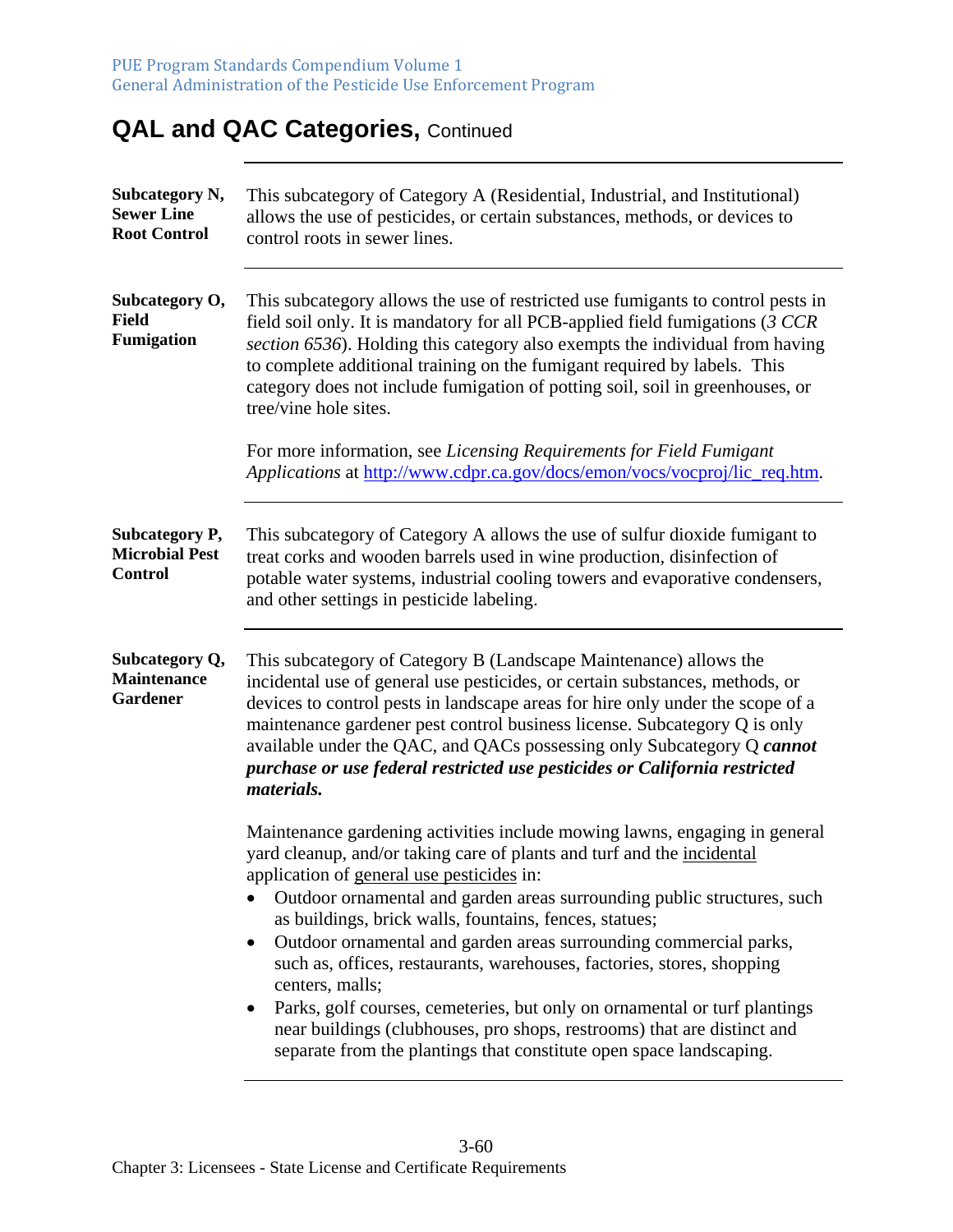# QAL and QAC Categories, Continued

**Subcategory N, Sewer Line Root Control**

This subcategory of Category A (Residential, Industrial, and Institutional) allows the use of pesticides, or certain substances, methods, or devices to control roots in sewer lines.

**Subcategory O, Field Fumigation**

This subcategory allows the use of restricted use fumigants to control pests in field soil only. It is mandatory for all PCB-applied field fumigations (*3 CCR section 6536*). Holding this category also exempts the individual from having to complete additional training on the fumigant required by labels. This category does not include fumigation of potting soil, soil in greenhouses, or tree/vine hole sites.

For more information, see *Licensing Requirements for Field Fumigant Applications* at http://www.cdpr.ca.gov/docs/emon/vocs/vocproj/lic_req.htm.

**Subcategory P, Microbial Pest Control**

This subcategory of Category A allows the use of sulfur dioxide fumigant to treat corks and wooden barrels used in wine production, disinfection of potable water systems, industrial cooling towers and evaporative condensers, and other settings in pesticide labeling.

**Subcategory Q, Maintenance Gardener**

This subcategory of Category B (Landscape Maintenance) allows the incidental use of general use pesticides, or certain substances, methods, or devices to control pests in landscape areas for hire only under the scope of a maintenance gardener pest control business license. Subcategory Q is only available under the QAC, and QACs possessing only Subcategory Q ***cannot purchase or use federal restricted use pesticides or California restricted materials.***

Maintenance gardening activities include mowing lawns, engaging in general yard cleanup, and/or taking care of plants and turf and the incidental application of general use pesticides in:

- Outdoor ornamental and garden areas surrounding public structures, such as buildings, brick walls, fountains, fences, statues;
- Outdoor ornamental and garden areas surrounding commercial parks, such as, offices, restaurants, warehouses, factories, stores, shopping centers, malls;
- Parks, golf courses, cemeteries, but only on ornamental or turf plantings near buildings (clubhouses, pro shops, restrooms) that are distinct and separate from the plantings that constitute open space landscaping.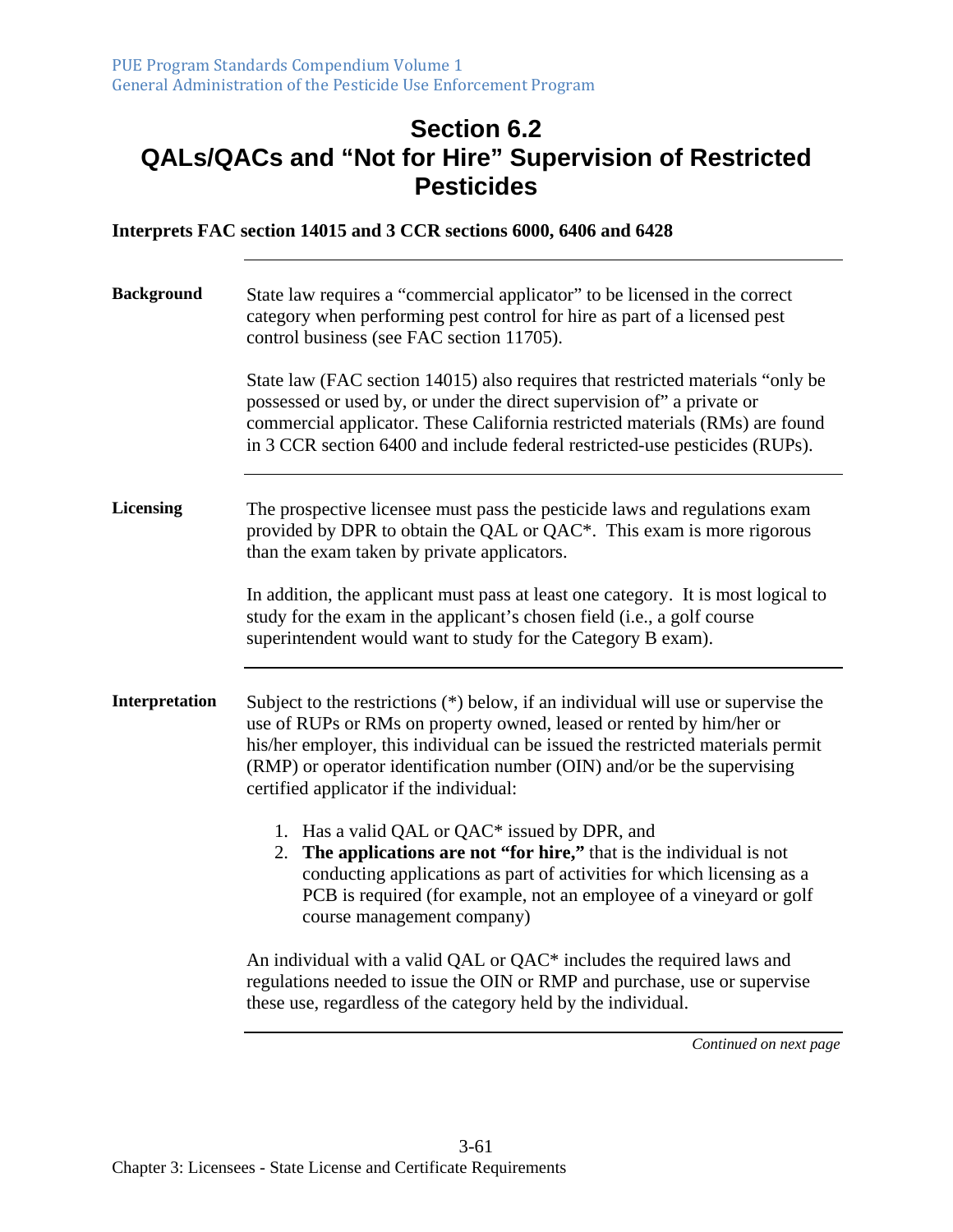# Section 6.2
# QALs/QACs and "Not for Hire" Supervision of Restricted Pesticides

**Interprets FAC section 14015 and 3 CCR sections 6000, 6406 and 6428**

---

**Background**

State law requires a "commercial applicator" to be licensed in the correct category when performing pest control for hire as part of a licensed pest control business (see FAC section 11705).

State law (FAC section 14015) also requires that restricted materials "only be possessed or used by, or under the direct supervision of" a private or commercial applicator. These California restricted materials (RMs) are found in 3 CCR section 6400 and include federal restricted-use pesticides (RUPs).

---

**Licensing**

The prospective licensee must pass the pesticide laws and regulations exam provided by DPR to obtain the QAL or QAC*. This exam is more rigorous than the exam taken by private applicators.

In addition, the applicant must pass at least one category. It is most logical to study for the exam in the applicant's chosen field (i.e., a golf course superintendent would want to study for the Category B exam).

---

**Interpretation**

Subject to the restrictions (*) below, if an individual will use or supervise the use of RUPs or RMs on property owned, leased or rented by him/her or his/her employer, this individual can be issued the restricted materials permit (RMP) or operator identification number (OIN) and/or be the supervising certified applicator if the individual:

1. Has a valid QAL or QAC* issued by DPR, and
2. **The applications are not "for hire,"** that is the individual is not conducting applications as part of activities for which licensing as a PCB is required (for example, not an employee of a vineyard or golf course management company)

An individual with a valid QAL or QAC* includes the required laws and regulations needed to issue the OIN or RMP and purchase, use or supervise these use, regardless of the category held by the individual.

---

*Continued on next page*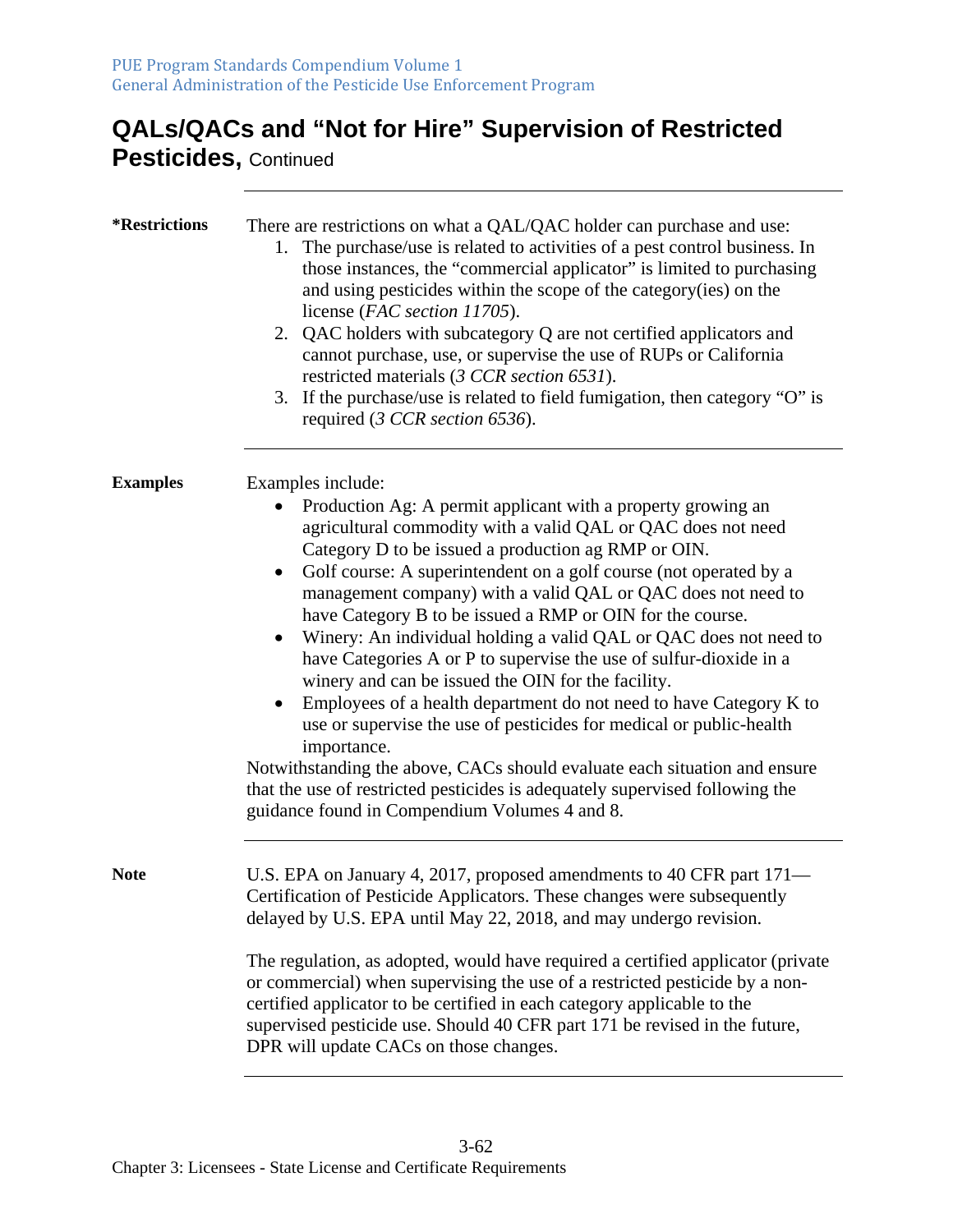# QALs/QACs and "Not for Hire" Supervision of Restricted Pesticides, Continued

**\*Restrictions**

There are restrictions on what a QAL/QAC holder can purchase and use:

1. The purchase/use is related to activities of a pest control business. In those instances, the "commercial applicator" is limited to purchasing and using pesticides within the scope of the category(ies) on the license (*FAC section 11705*).
2. QAC holders with subcategory Q are not certified applicators and cannot purchase, use, or supervise the use of RUPs or California restricted materials (*3 CCR section 6531*).
3. If the purchase/use is related to field fumigation, then category "O" is required (*3 CCR section 6536*).

**Examples**

Examples include:

- Production Ag: A permit applicant with a property growing an agricultural commodity with a valid QAL or QAC does not need Category D to be issued a production ag RMP or OIN.
- Golf course: A superintendent on a golf course (not operated by a management company) with a valid QAL or QAC does not need to have Category B to be issued a RMP or OIN for the course.
- Winery: An individual holding a valid QAL or QAC does not need to have Categories A or P to supervise the use of sulfur-dioxide in a winery and can be issued the OIN for the facility.
- Employees of a health department do not need to have Category K to use or supervise the use of pesticides for medical or public-health importance.

Notwithstanding the above, CACs should evaluate each situation and ensure that the use of restricted pesticides is adequately supervised following the guidance found in Compendium Volumes 4 and 8.

**Note**

U.S. EPA on January 4, 2017, proposed amendments to 40 CFR part 171—Certification of Pesticide Applicators. These changes were subsequently delayed by U.S. EPA until May 22, 2018, and may undergo revision.

The regulation, as adopted, would have required a certified applicator (private or commercial) when supervising the use of a restricted pesticide by a non-certified applicator to be certified in each category applicable to the supervised pesticide use. Should 40 CFR part 171 be revised in the future, DPR will update CACs on those changes.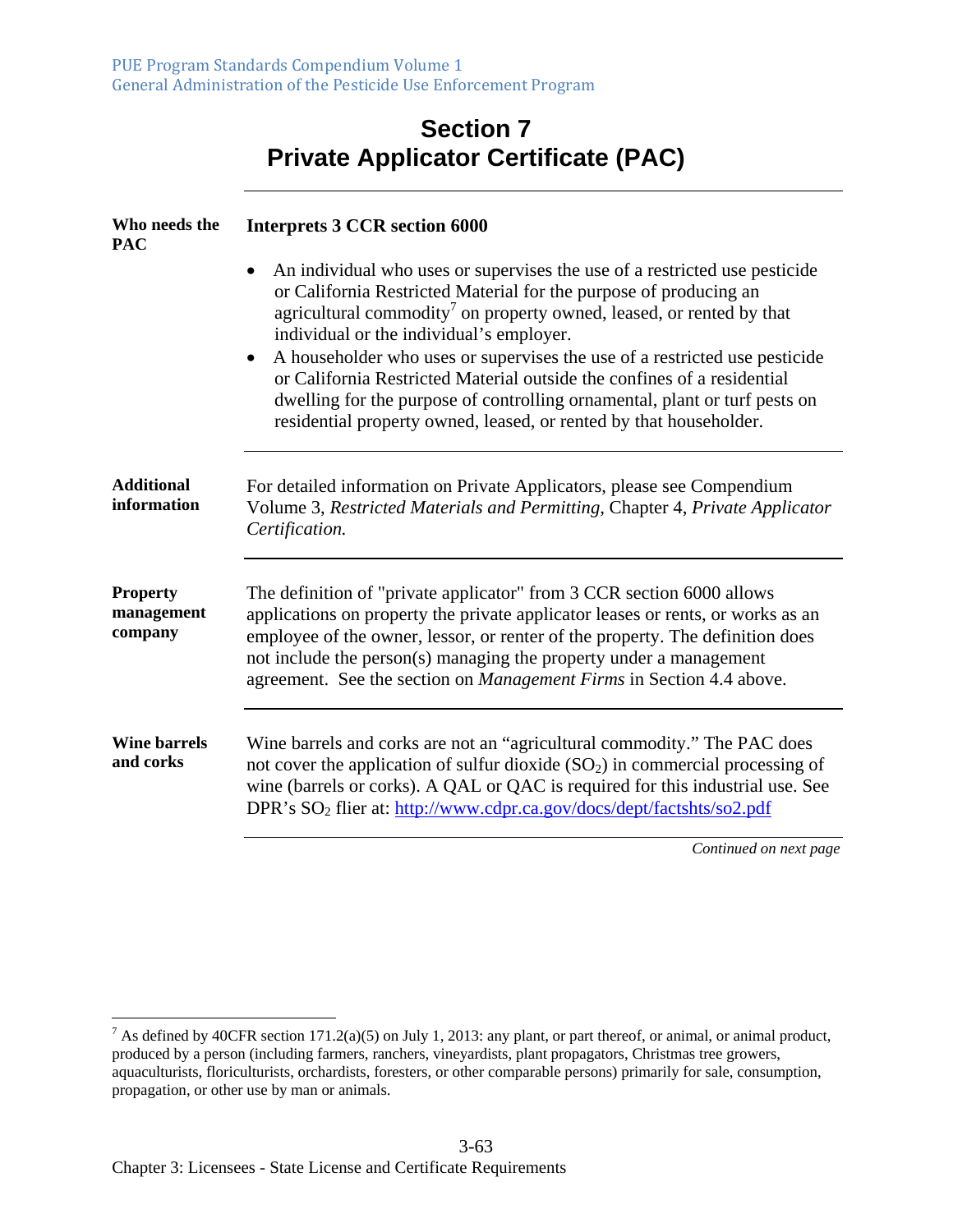# Section 7
# Private Applicator Certificate (PAC)

**Who needs the PAC**

**Interprets 3 CCR section 6000**

- An individual who uses or supervises the use of a restricted use pesticide or California Restricted Material for the purpose of producing an agricultural commodity[7] on property owned, leased, or rented by that individual or the individual's employer.
- A householder who uses or supervises the use of a restricted use pesticide or California Restricted Material outside the confines of a residential dwelling for the purpose of controlling ornamental, plant or turf pests on residential property owned, leased, or rented by that householder.

**Additional information**

For detailed information on Private Applicators, please see Compendium Volume 3, *Restricted Materials and Permitting,* Chapter 4, *Private Applicator Certification.*

**Property management company**

The definition of "private applicator" from 3 CCR section 6000 allows applications on property the private applicator leases or rents, or works as an employee of the owner, lessor, or renter of the property. The definition does not include the person(s) managing the property under a management agreement. See the section on *Management Firms* in Section 4.4 above.

**Wine barrels and corks**

Wine barrels and corks are not an "agricultural commodity." The PAC does not cover the application of sulfur dioxide ($SO_2$) in commercial processing of wine (barrels or corks). A QAL or QAC is required for this industrial use. See DPR's $SO_2$ flier at: http://www.cdpr.ca.gov/docs/dept/factshts/so2.pdf

*Continued on next page*

[7] As defined by 40CFR section 171.2(a)(5) on July 1, 2013: any plant, or part thereof, or animal, or animal product, produced by a person (including farmers, ranchers, vineyardists, plant propagators, Christmas tree growers, aquaculturists, floriculturists, orchardists, foresters, or other comparable persons) primarily for sale, consumption, propagation, or other use by man or animals.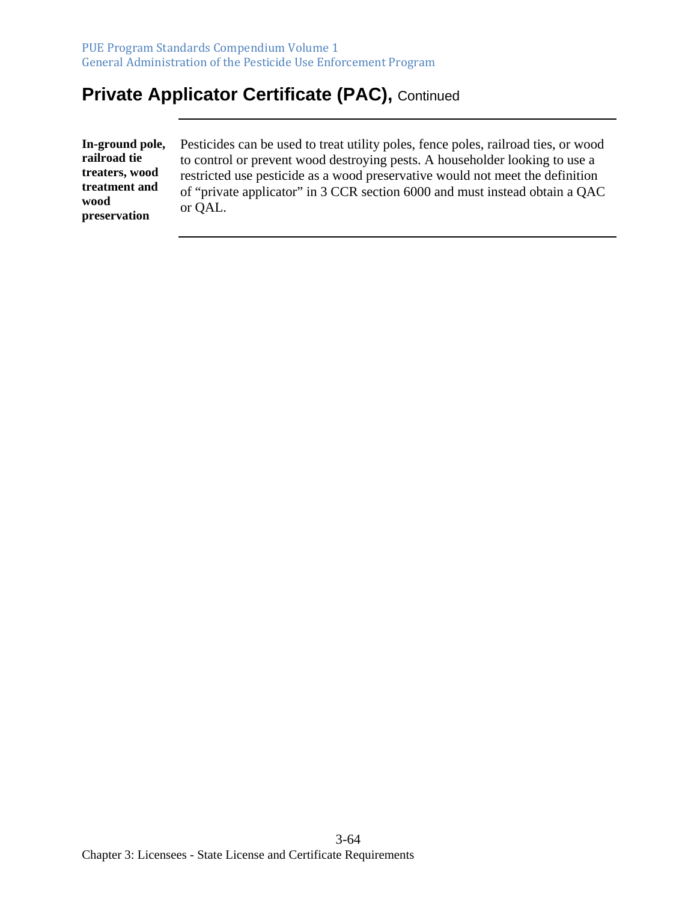## Private Applicator Certificate (PAC), Continued

---

**In-ground pole, railroad tie treaters, wood treatment and wood preservation**

Pesticides can be used to treat utility poles, fence poles, railroad ties, or wood to control or prevent wood destroying pests. A householder looking to use a restricted use pesticide as a wood preservative would not meet the definition of "private applicator" in 3 CCR section 6000 and must instead obtain a QAC or QAL.

---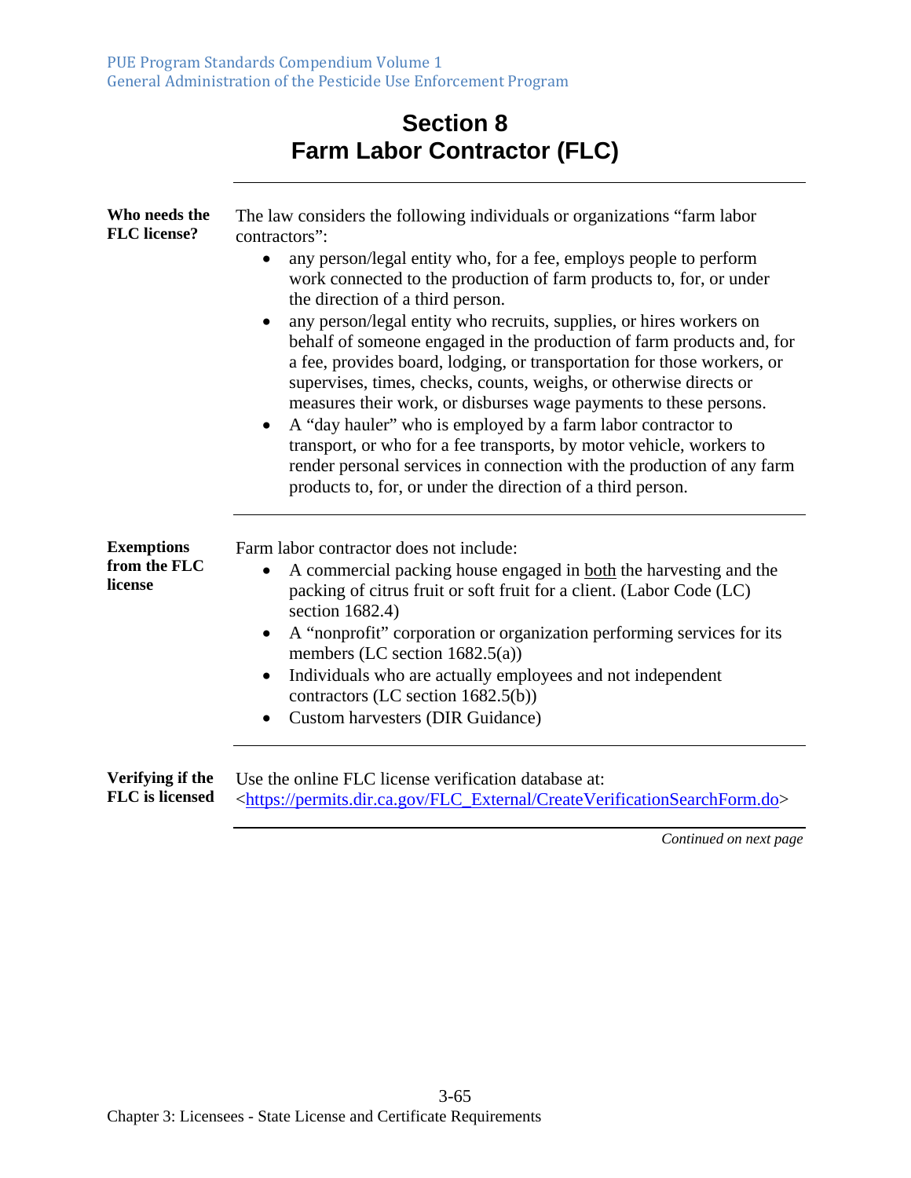# Section 8
# Farm Labor Contractor (FLC)

**Who needs the FLC license?**

The law considers the following individuals or organizations "farm labor contractors":

- any person/legal entity who, for a fee, employs people to perform work connected to the production of farm products to, for, or under the direction of a third person.
- any person/legal entity who recruits, supplies, or hires workers on behalf of someone engaged in the production of farm products and, for a fee, provides board, lodging, or transportation for those workers, or supervises, times, checks, counts, weighs, or otherwise directs or measures their work, or disburses wage payments to these persons.
- A "day hauler" who is employed by a farm labor contractor to transport, or who for a fee transports, by motor vehicle, workers to render personal services in connection with the production of any farm products to, for, or under the direction of a third person.

**Exemptions from the FLC license**

Farm labor contractor does not include:

- A commercial packing house engaged in both the harvesting and the packing of citrus fruit or soft fruit for a client. (Labor Code (LC) section 1682.4)
- A "nonprofit" corporation or organization performing services for its members (LC section 1682.5(a))
- Individuals who are actually employees and not independent contractors (LC section 1682.5(b))
- Custom harvesters (DIR Guidance)

**Verifying if the FLC is licensed**

Use the online FLC license verification database at: <https://permits.dir.ca.gov/FLC_External/CreateVerificationSearchForm.do>

*Continued on next page*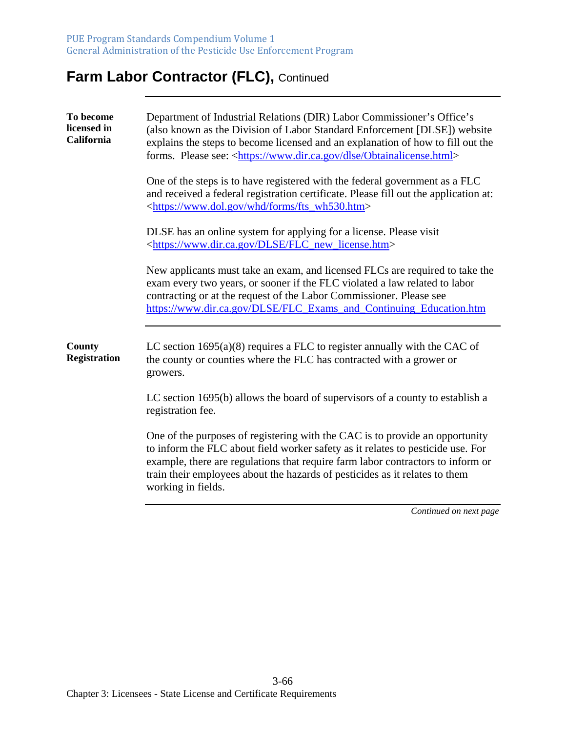# Farm Labor Contractor (FLC), Continued

**To become licensed in California**

Department of Industrial Relations (DIR) Labor Commissioner's Office's (also known as the Division of Labor Standard Enforcement [DLSE]) website explains the steps to become licensed and an explanation of how to fill out the forms. Please see: <https://www.dir.ca.gov/dlse/Obtainalicense.html>

One of the steps is to have registered with the federal government as a FLC and received a federal registration certificate. Please fill out the application at: <https://www.dol.gov/whd/forms/fts_wh530.htm>

DLSE has an online system for applying for a license. Please visit <https://www.dir.ca.gov/DLSE/FLC_new_license.htm>

New applicants must take an exam, and licensed FLCs are required to take the exam every two years, or sooner if the FLC violated a law related to labor contracting or at the request of the Labor Commissioner. Please see https://www.dir.ca.gov/DLSE/FLC_Exams_and_Continuing_Education.htm

---

**County Registration**

LC section 1695(a)(8) requires a FLC to register annually with the CAC of the county or counties where the FLC has contracted with a grower or growers.

LC section 1695(b) allows the board of supervisors of a county to establish a registration fee.

One of the purposes of registering with the CAC is to provide an opportunity to inform the FLC about field worker safety as it relates to pesticide use. For example, there are regulations that require farm labor contractors to inform or train their employees about the hazards of pesticides as it relates to them working in fields.

*Continued on next page*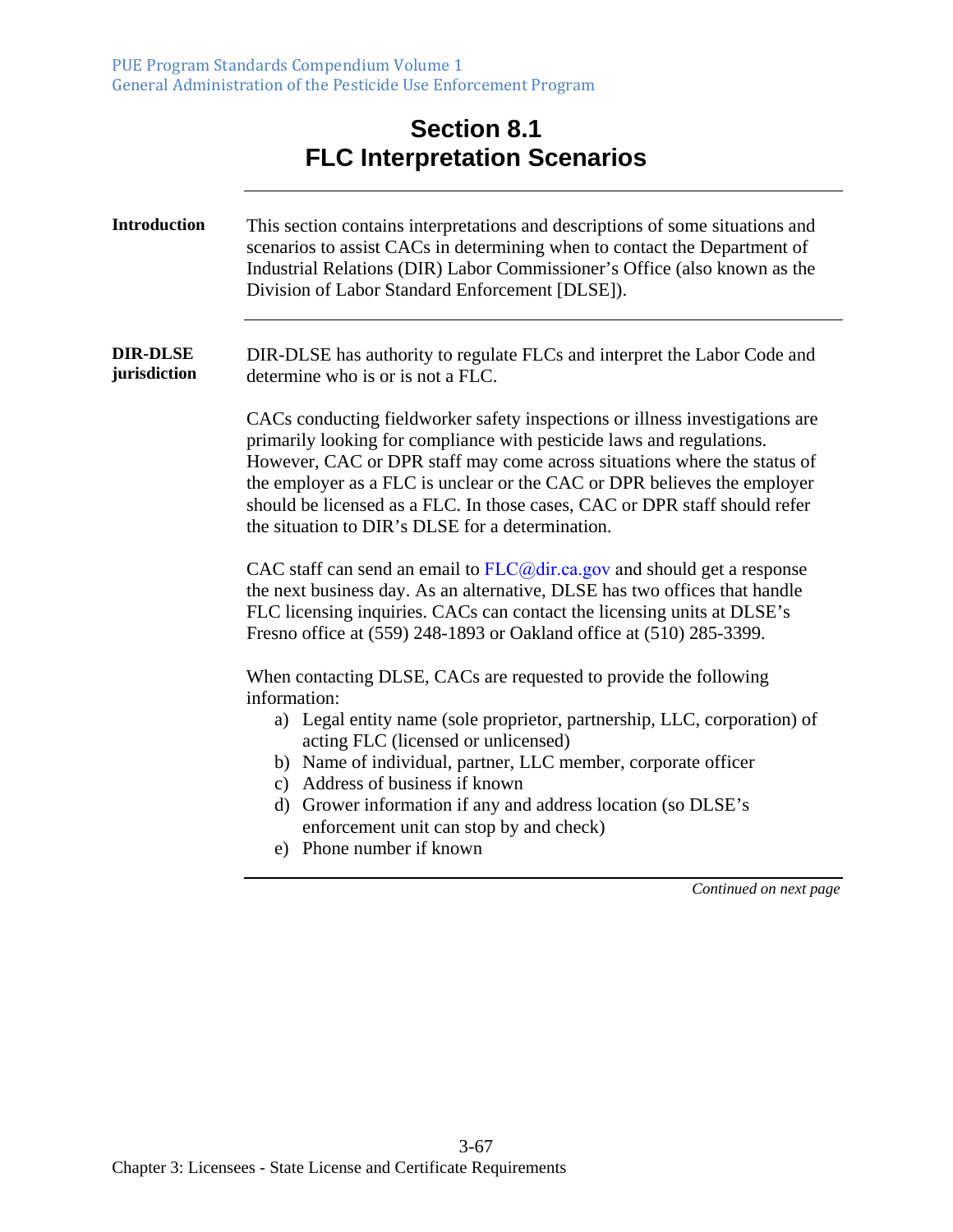# Section 8.1
# FLC Interpretation Scenarios

**Introduction**

This section contains interpretations and descriptions of some situations and scenarios to assist CACs in determining when to contact the Department of Industrial Relations (DIR) Labor Commissioner's Office (also known as the Division of Labor Standard Enforcement [DLSE]).

**DIR-DLSE jurisdiction**

DIR-DLSE has authority to regulate FLCs and interpret the Labor Code and determine who is or is not a FLC.

CACs conducting fieldworker safety inspections or illness investigations are primarily looking for compliance with pesticide laws and regulations. However, CAC or DPR staff may come across situations where the status of the employer as a FLC is unclear or the CAC or DPR believes the employer should be licensed as a FLC. In those cases, CAC or DPR staff should refer the situation to DIR's DLSE for a determination.

CAC staff can send an email to FLC@dir.ca.gov and should get a response the next business day. As an alternative, DLSE has two offices that handle FLC licensing inquiries. CACs can contact the licensing units at DLSE's Fresno office at (559) 248-1893 or Oakland office at (510) 285-3399.

When contacting DLSE, CACs are requested to provide the following information:

a) Legal entity name (sole proprietor, partnership, LLC, corporation) of acting FLC (licensed or unlicensed)
b) Name of individual, partner, LLC member, corporate officer
c) Address of business if known
d) Grower information if any and address location (so DLSE's enforcement unit can stop by and check)
e) Phone number if known

*Continued on next page*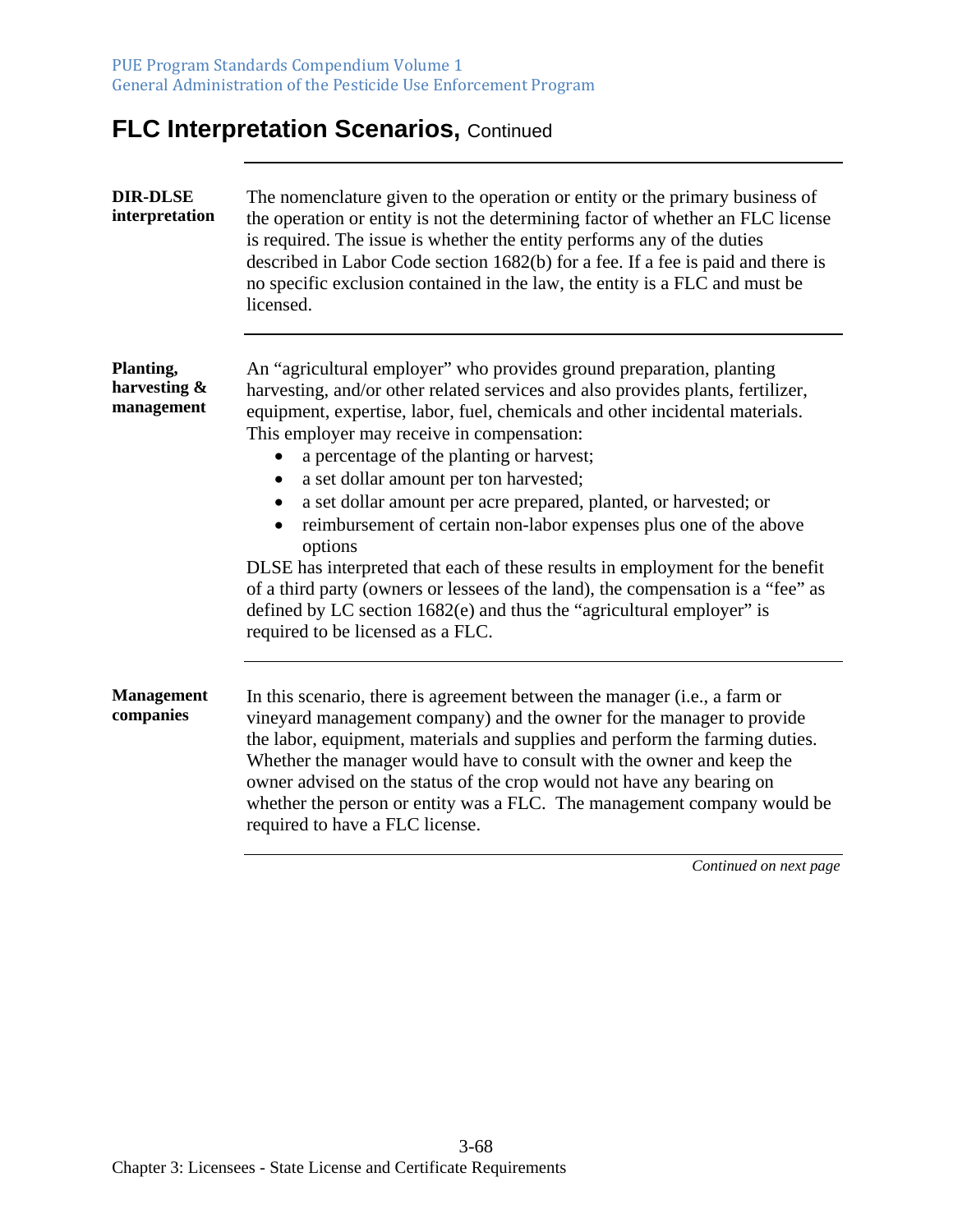# FLC Interpretation Scenarios, Continued

**DIR-DLSE interpretation**

The nomenclature given to the operation or entity or the primary business of the operation or entity is not the determining factor of whether an FLC license is required. The issue is whether the entity performs any of the duties described in Labor Code section 1682(b) for a fee. If a fee is paid and there is no specific exclusion contained in the law, the entity is a FLC and must be licensed.

**Planting, harvesting & management**

An "agricultural employer" who provides ground preparation, planting harvesting, and/or other related services and also provides plants, fertilizer, equipment, expertise, labor, fuel, chemicals and other incidental materials. This employer may receive in compensation:

- a percentage of the planting or harvest;
- a set dollar amount per ton harvested;
- a set dollar amount per acre prepared, planted, or harvested; or
- reimbursement of certain non-labor expenses plus one of the above options

DLSE has interpreted that each of these results in employment for the benefit of a third party (owners or lessees of the land), the compensation is a "fee" as defined by LC section 1682(e) and thus the "agricultural employer" is required to be licensed as a FLC.

**Management companies**

In this scenario, there is agreement between the manager (i.e., a farm or vineyard management company) and the owner for the manager to provide the labor, equipment, materials and supplies and perform the farming duties. Whether the manager would have to consult with the owner and keep the owner advised on the status of the crop would not have any bearing on whether the person or entity was a FLC. The management company would be required to have a FLC license.

*Continued on next page*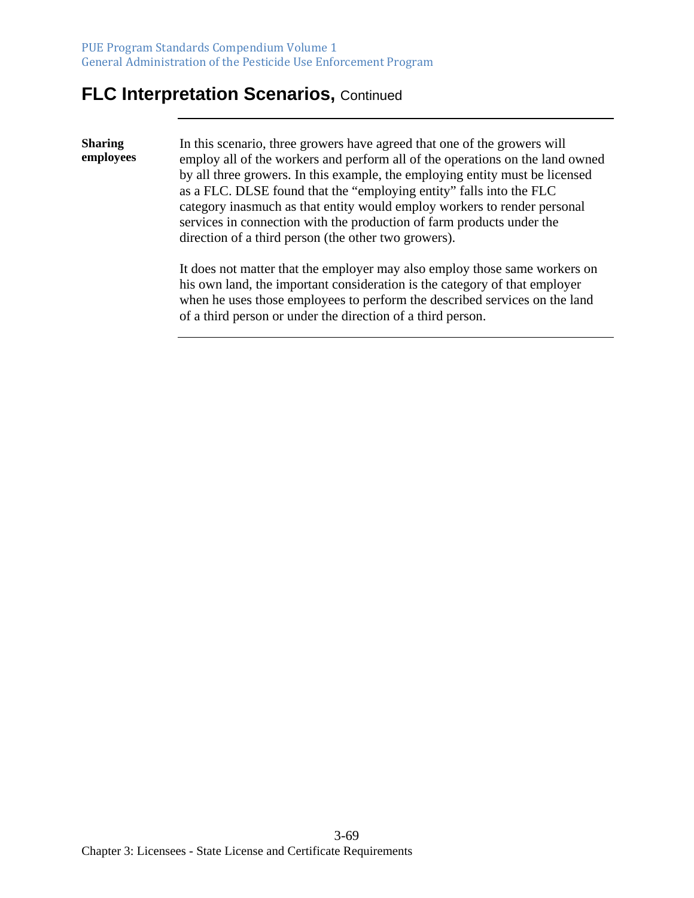## FLC Interpretation Scenarios, Continued

**Sharing employees**

In this scenario, three growers have agreed that one of the growers will employ all of the workers and perform all of the operations on the land owned by all three growers. In this example, the employing entity must be licensed as a FLC. DLSE found that the "employing entity" falls into the FLC category inasmuch as that entity would employ workers to render personal services in connection with the production of farm products under the direction of a third person (the other two growers).

It does not matter that the employer may also employ those same workers on his own land, the important consideration is the category of that employer when he uses those employees to perform the described services on the land of a third person or under the direction of a third person.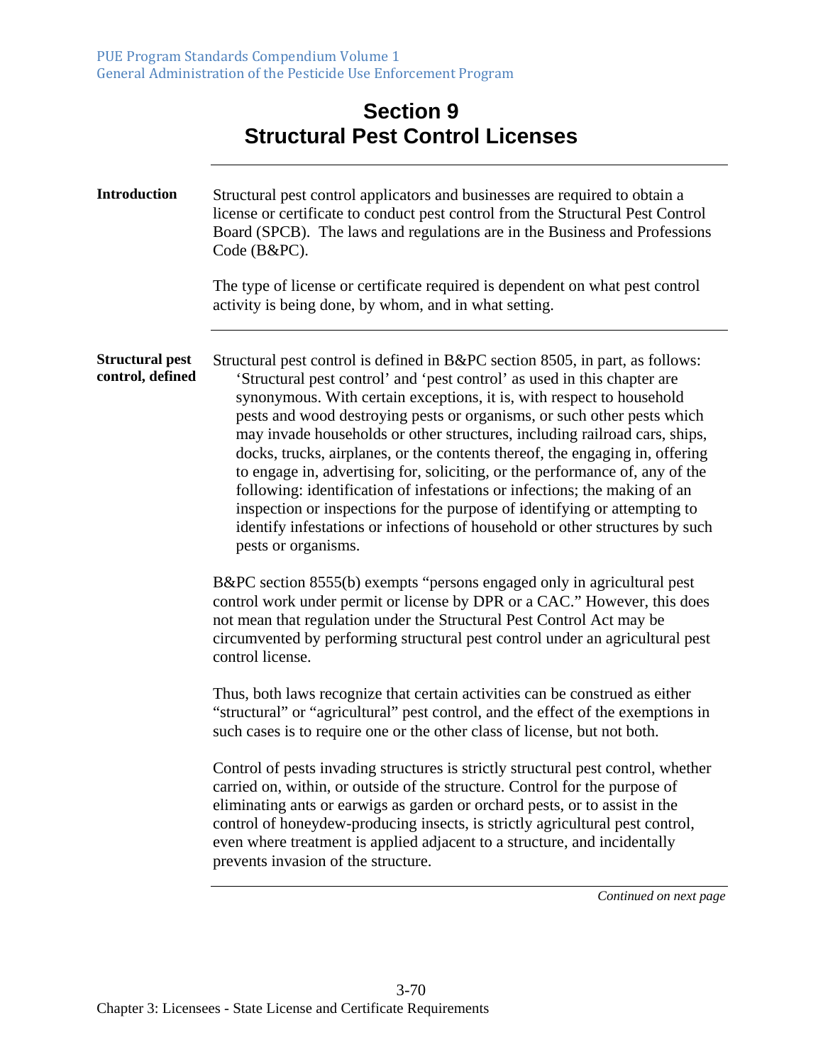# Section 9
# Structural Pest Control Licenses

**Introduction**

Structural pest control applicators and businesses are required to obtain a license or certificate to conduct pest control from the Structural Pest Control Board (SPCB). The laws and regulations are in the Business and Professions Code (B&PC).

The type of license or certificate required is dependent on what pest control activity is being done, by whom, and in what setting.

**Structural pest control, defined**

Structural pest control is defined in B&PC section 8505, in part, as follows:

> 'Structural pest control' and 'pest control' as used in this chapter are synonymous. With certain exceptions, it is, with respect to household pests and wood destroying pests or organisms, or such other pests which may invade households or other structures, including railroad cars, ships, docks, trucks, airplanes, or the contents thereof, the engaging in, offering to engage in, advertising for, soliciting, or the performance of, any of the following: identification of infestations or infections; the making of an inspection or inspections for the purpose of identifying or attempting to identify infestations or infections of household or other structures by such pests or organisms.

B&PC section 8555(b) exempts "persons engaged only in agricultural pest control work under permit or license by DPR or a CAC." However, this does not mean that regulation under the Structural Pest Control Act may be circumvented by performing structural pest control under an agricultural pest control license.

Thus, both laws recognize that certain activities can be construed as either "structural" or "agricultural" pest control, and the effect of the exemptions in such cases is to require one or the other class of license, but not both.

Control of pests invading structures is strictly structural pest control, whether carried on, within, or outside of the structure. Control for the purpose of eliminating ants or earwigs as garden or orchard pests, or to assist in the control of honeydew-producing insects, is strictly agricultural pest control, even where treatment is applied adjacent to a structure, and incidentally prevents invasion of the structure.

*Continued on next page*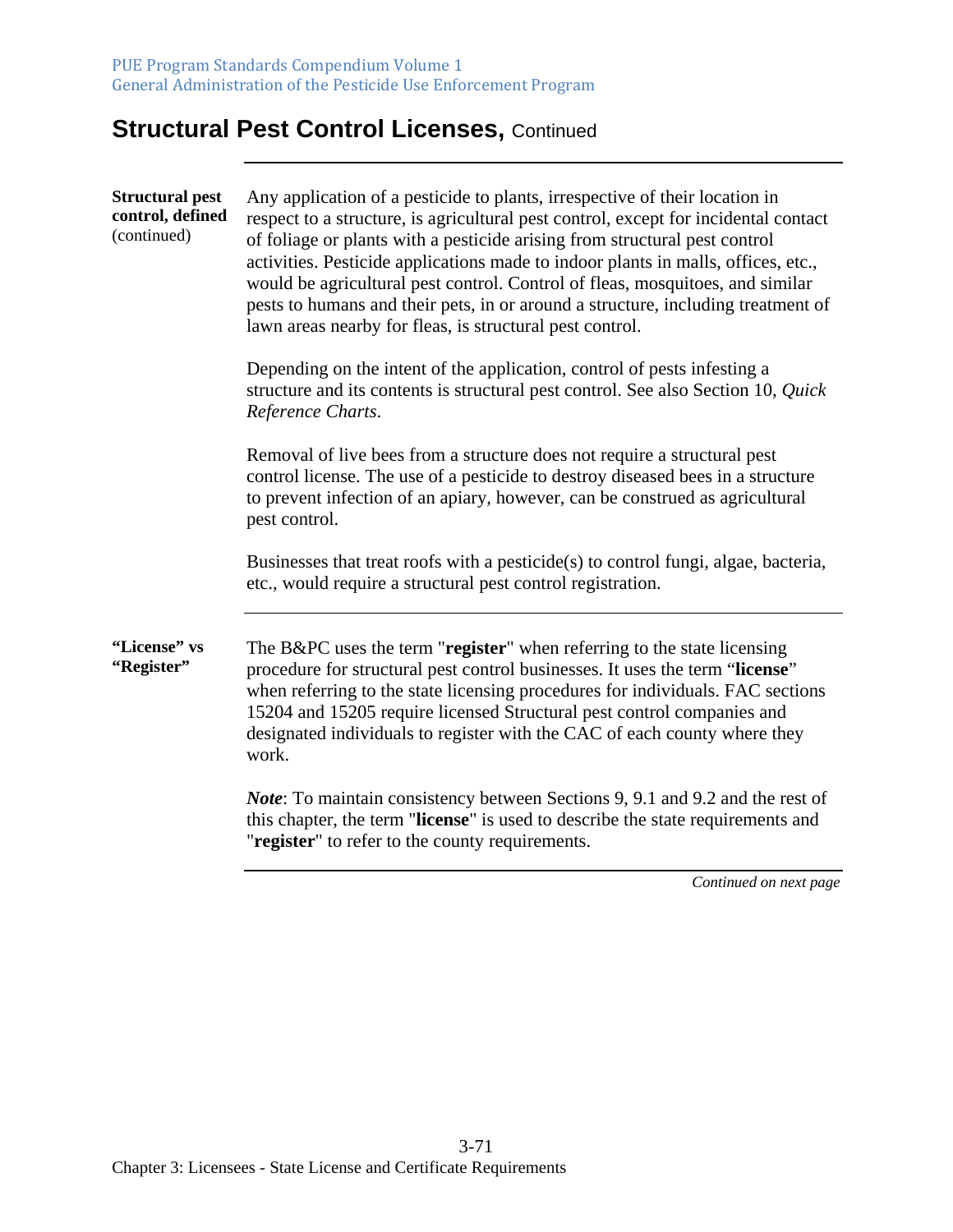## Structural Pest Control Licenses, Continued

**Structural pest control, defined** (continued)

Any application of a pesticide to plants, irrespective of their location in respect to a structure, is agricultural pest control, except for incidental contact of foliage or plants with a pesticide arising from structural pest control activities. Pesticide applications made to indoor plants in malls, offices, etc., would be agricultural pest control. Control of fleas, mosquitoes, and similar pests to humans and their pets, in or around a structure, including treatment of lawn areas nearby for fleas, is structural pest control.

Depending on the intent of the application, control of pests infesting a structure and its contents is structural pest control. See also Section 10, *Quick Reference Charts*.

Removal of live bees from a structure does not require a structural pest control license. The use of a pesticide to destroy diseased bees in a structure to prevent infection of an apiary, however, can be construed as agricultural pest control.

Businesses that treat roofs with a pesticide(s) to control fungi, algae, bacteria, etc., would require a structural pest control registration.

---

**"License" vs "Register"**

The B&PC uses the term "**register**" when referring to the state licensing procedure for structural pest control businesses. It uses the term "**license**" when referring to the state licensing procedures for individuals. FAC sections 15204 and 15205 require licensed Structural pest control companies and designated individuals to register with the CAC of each county where they work.

***Note***: To maintain consistency between Sections 9, 9.1 and 9.2 and the rest of this chapter, the term "**license**" is used to describe the state requirements and "**register**" to refer to the county requirements.

*Continued on next page*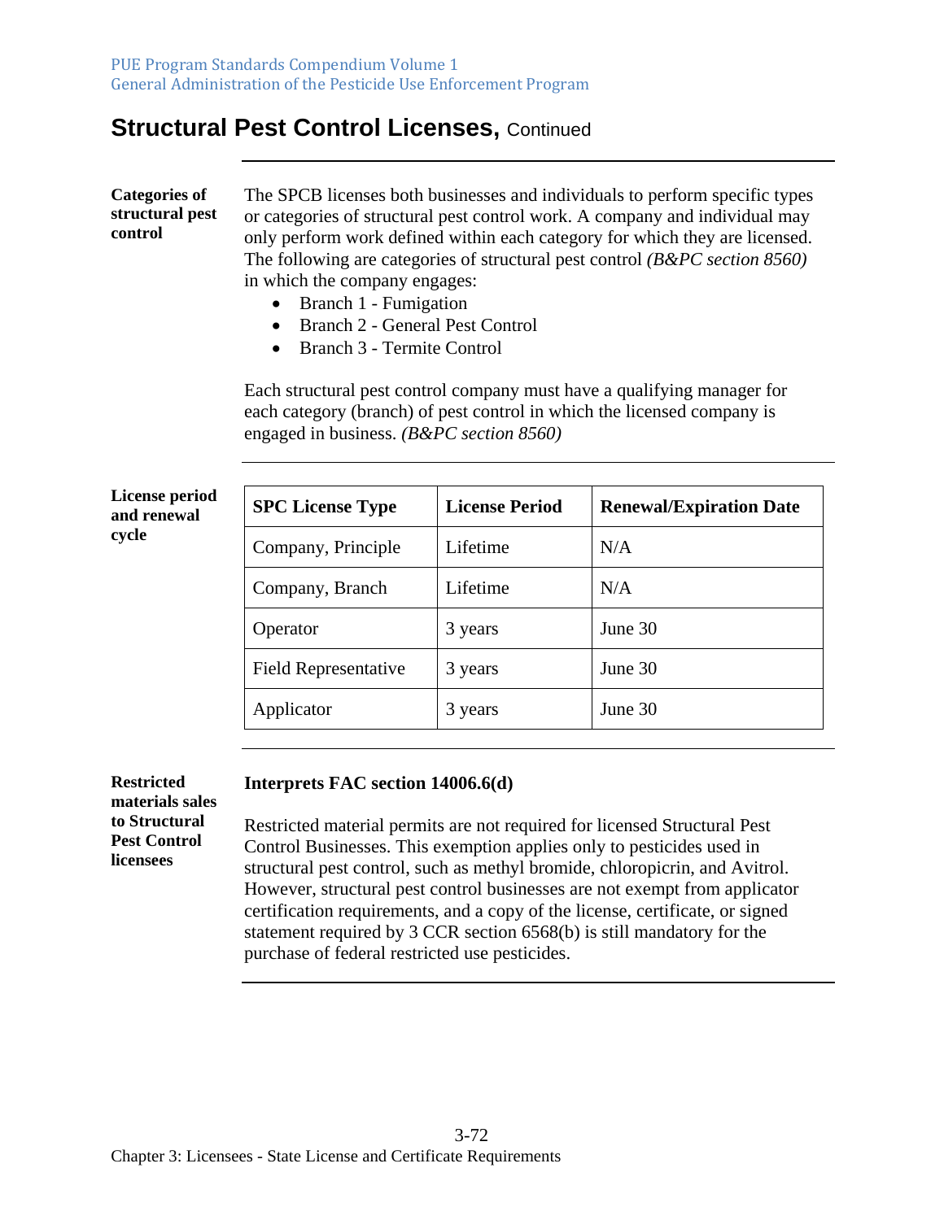## Structural Pest Control Licenses, Continued

**Categories of structural pest control**

The SPCB licenses both businesses and individuals to perform specific types or categories of structural pest control work. A company and individual may only perform work defined within each category for which they are licensed. The following are categories of structural pest control *(B&PC section 8560)* in which the company engages:

- Branch 1 - Fumigation
- Branch 2 - General Pest Control
- Branch 3 - Termite Control

Each structural pest control company must have a qualifying manager for each category (branch) of pest control in which the licensed company is engaged in business. *(B&PC section 8560)*

**License period and renewal cycle**

| SPC License Type | License Period | Renewal/Expiration Date |
|---|---|---|
| Company, Principle | Lifetime | N/A |
| Company, Branch | Lifetime | N/A |
| Operator | 3 years | June 30 |
| Field Representative | 3 years | June 30 |
| Applicator | 3 years | June 30 |

**Restricted materials sales to Structural Pest Control licensees**

**Interprets FAC section 14006.6(d)**

Restricted material permits are not required for licensed Structural Pest Control Businesses. This exemption applies only to pesticides used in structural pest control, such as methyl bromide, chloropicrin, and Avitrol. However, structural pest control businesses are not exempt from applicator certification requirements, and a copy of the license, certificate, or signed statement required by 3 CCR section 6568(b) is still mandatory for the purchase of federal restricted use pesticides.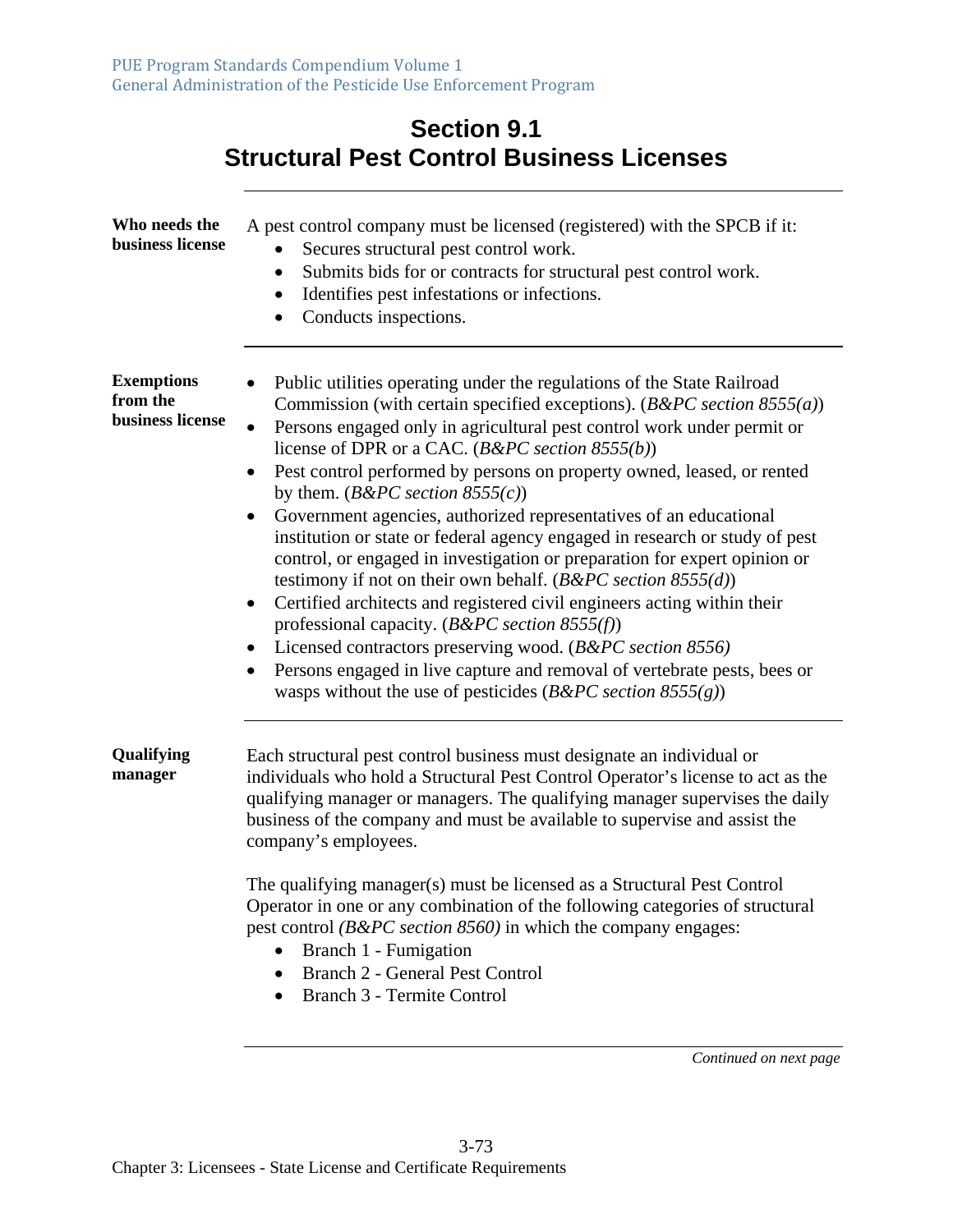# Section 9.1
# Structural Pest Control Business Licenses

**Who needs the business license**

A pest control company must be licensed (registered) with the SPCB if it:

- Secures structural pest control work.
- Submits bids for or contracts for structural pest control work.
- Identifies pest infestations or infections.
- Conducts inspections.

**Exemptions from the business license**

- Public utilities operating under the regulations of the State Railroad Commission (with certain specified exceptions). (*B&PC section 8555(a)*)
- Persons engaged only in agricultural pest control work under permit or license of DPR or a CAC. (*B&PC section 8555(b)*)
- Pest control performed by persons on property owned, leased, or rented by them. (*B&PC section 8555(c)*)
- Government agencies, authorized representatives of an educational institution or state or federal agency engaged in research or study of pest control, or engaged in investigation or preparation for expert opinion or testimony if not on their own behalf. (*B&PC section 8555(d)*)
- Certified architects and registered civil engineers acting within their professional capacity. (*B&PC section 8555(f)*)
- Licensed contractors preserving wood. (*B&PC section 8556)*
- Persons engaged in live capture and removal of vertebrate pests, bees or wasps without the use of pesticides (*B&PC section 8555(g)*)

**Qualifying manager**

Each structural pest control business must designate an individual or individuals who hold a Structural Pest Control Operator's license to act as the qualifying manager or managers. The qualifying manager supervises the daily business of the company and must be available to supervise and assist the company's employees.

The qualifying manager(s) must be licensed as a Structural Pest Control Operator in one or any combination of the following categories of structural pest control *(B&PC section 8560)* in which the company engages:

- Branch 1 - Fumigation
- Branch 2 - General Pest Control
- Branch 3 - Termite Control

*Continued on next page*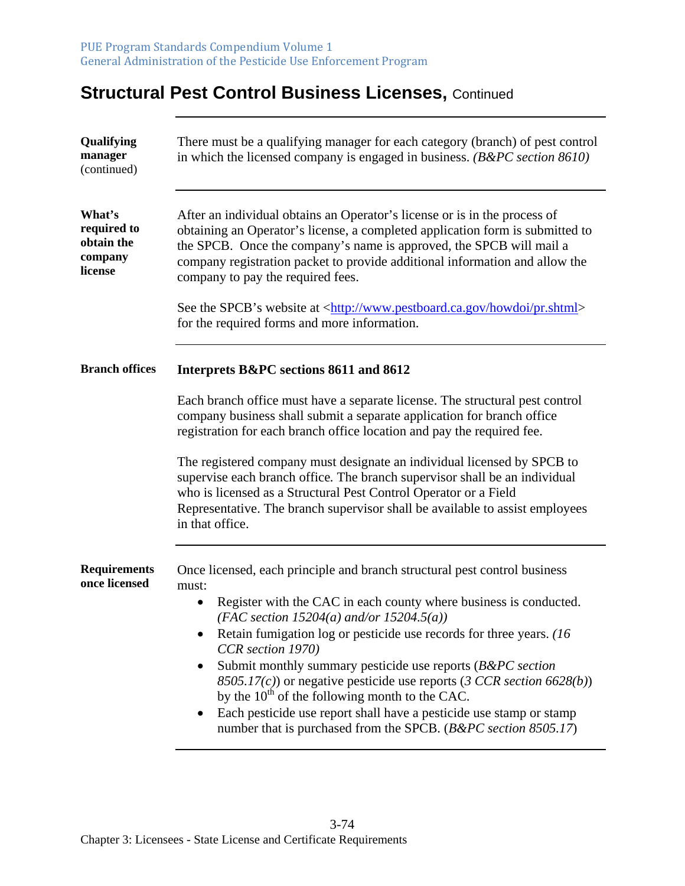## Structural Pest Control Business Licenses, Continued

**Qualifying manager** (continued)

There must be a qualifying manager for each category (branch) of pest control in which the licensed company is engaged in business. *(B&PC section 8610)*

**What's required to obtain the company license**

After an individual obtains an Operator's license or is in the process of obtaining an Operator's license, a completed application form is submitted to the SPCB. Once the company's name is approved, the SPCB will mail a company registration packet to provide additional information and allow the company to pay the required fees.

See the SPCB's website at <http://www.pestboard.ca.gov/howdoi/pr.shtml> for the required forms and more information.

**Branch offices**

**Interprets B&PC sections 8611 and 8612**

Each branch office must have a separate license. The structural pest control company business shall submit a separate application for branch office registration for each branch office location and pay the required fee.

The registered company must designate an individual licensed by SPCB to supervise each branch office. The branch supervisor shall be an individual who is licensed as a Structural Pest Control Operator or a Field Representative. The branch supervisor shall be available to assist employees in that office.

**Requirements once licensed**

Once licensed, each principle and branch structural pest control business must:

- Register with the CAC in each county where business is conducted. *(FAC section 15204(a) and/or 15204.5(a))*
- Retain fumigation log or pesticide use records for three years. *(16 CCR section 1970)*
- Submit monthly summary pesticide use reports (*B&PC section 8505.17(c)*) or negative pesticide use reports (*3 CCR section 6628(b)*) by the 10th of the following month to the CAC.
- Each pesticide use report shall have a pesticide use stamp or stamp number that is purchased from the SPCB. (*B&PC section 8505.17*)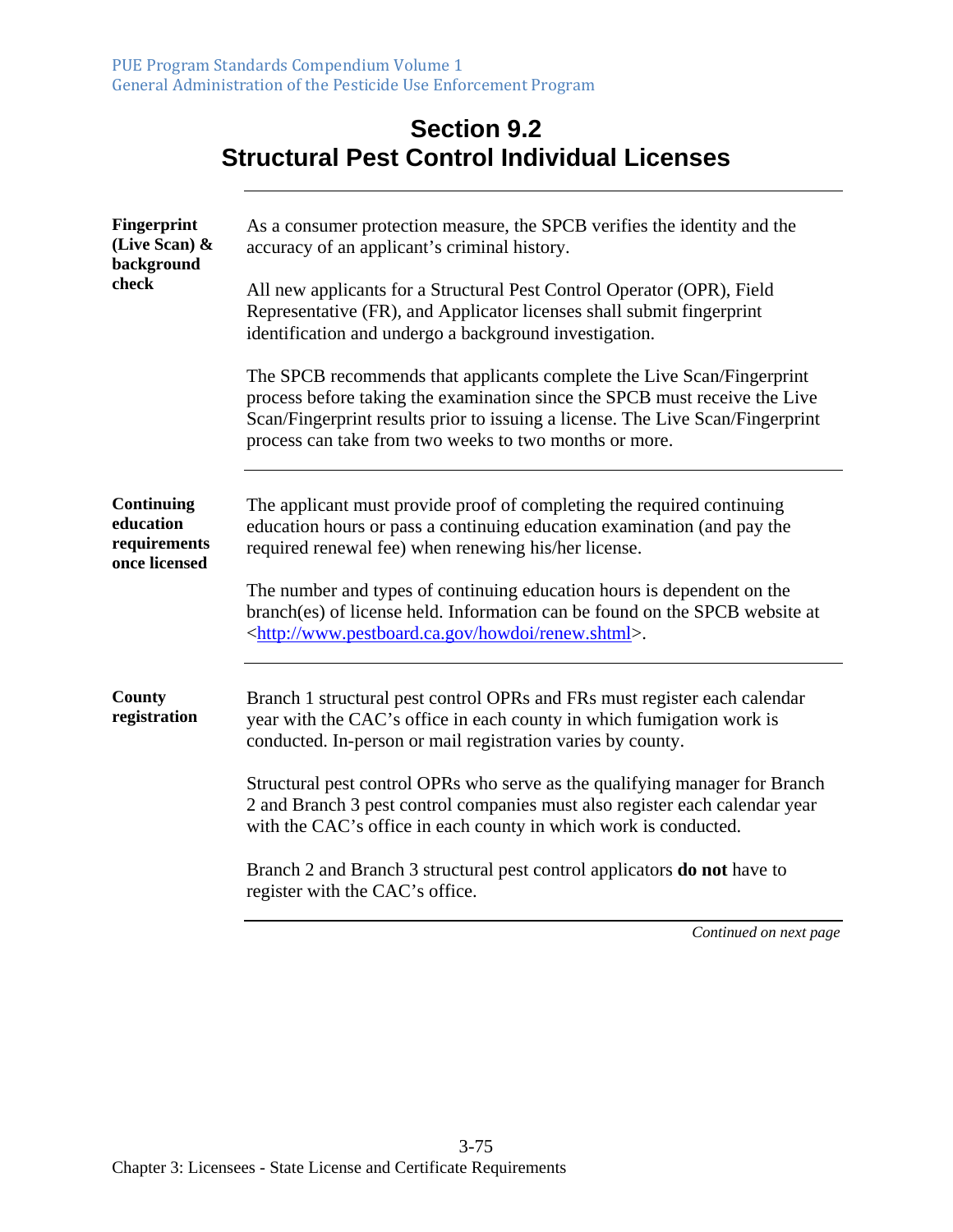# Section 9.2
# Structural Pest Control Individual Licenses

**Fingerprint (Live Scan) & background check**

As a consumer protection measure, the SPCB verifies the identity and the accuracy of an applicant's criminal history.

All new applicants for a Structural Pest Control Operator (OPR), Field Representative (FR), and Applicator licenses shall submit fingerprint identification and undergo a background investigation.

The SPCB recommends that applicants complete the Live Scan/Fingerprint process before taking the examination since the SPCB must receive the Live Scan/Fingerprint results prior to issuing a license. The Live Scan/Fingerprint process can take from two weeks to two months or more.

---

**Continuing education requirements once licensed**

The applicant must provide proof of completing the required continuing education hours or pass a continuing education examination (and pay the required renewal fee) when renewing his/her license.

The number and types of continuing education hours is dependent on the branch(es) of license held. Information can be found on the SPCB website at <http://www.pestboard.ca.gov/howdoi/renew.shtml>.

---

**County registration**

Branch 1 structural pest control OPRs and FRs must register each calendar year with the CAC's office in each county in which fumigation work is conducted. In-person or mail registration varies by county.

Structural pest control OPRs who serve as the qualifying manager for Branch 2 and Branch 3 pest control companies must also register each calendar year with the CAC's office in each county in which work is conducted.

Branch 2 and Branch 3 structural pest control applicators **do not** have to register with the CAC's office.

*Continued on next page*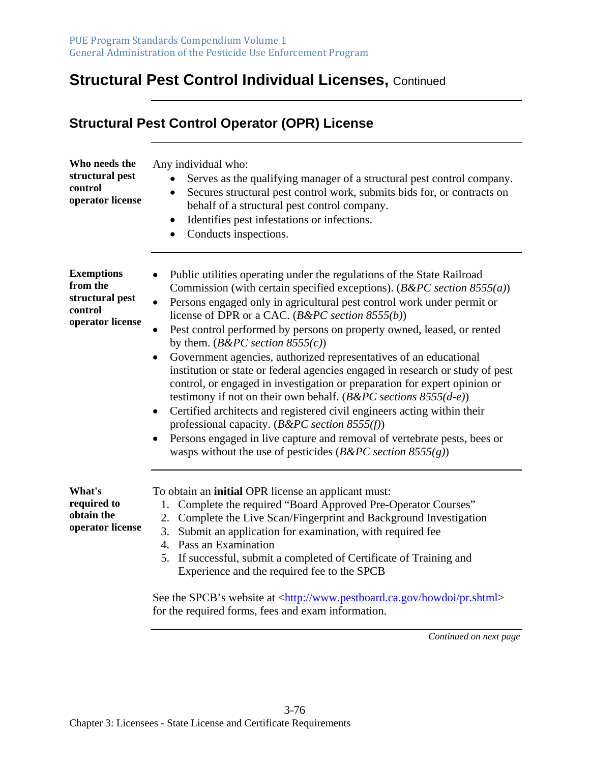# Structural Pest Control Individual Licenses, Continued

## Structural Pest Control Operator (OPR) License

**Who needs the structural pest control operator license**

Any individual who:

- Serves as the qualifying manager of a structural pest control company.
- Secures structural pest control work, submits bids for, or contracts on behalf of a structural pest control company.
- Identifies pest infestations or infections.
- Conducts inspections.

**Exemptions from the structural pest control operator license**

- Public utilities operating under the regulations of the State Railroad Commission (with certain specified exceptions). (*B&PC section 8555(a)*)
- Persons engaged only in agricultural pest control work under permit or license of DPR or a CAC. (*B&PC section 8555(b)*)
- Pest control performed by persons on property owned, leased, or rented by them. (*B&PC section 8555(c)*)
- Government agencies, authorized representatives of an educational institution or state or federal agencies engaged in research or study of pest control, or engaged in investigation or preparation for expert opinion or testimony if not on their own behalf. (*B&PC sections 8555(d-e)*)
- Certified architects and registered civil engineers acting within their professional capacity. (*B&PC section 8555(f)*)
- Persons engaged in live capture and removal of vertebrate pests, bees or wasps without the use of pesticides (*B&PC section 8555(g)*)

**What's required to obtain the operator license**

To obtain an **initial** OPR license an applicant must:

1. Complete the required "Board Approved Pre-Operator Courses"
2. Complete the Live Scan/Fingerprint and Background Investigation
3. Submit an application for examination, with required fee
4. Pass an Examination
5. If successful, submit a completed of Certificate of Training and Experience and the required fee to the SPCB

See the SPCB's website at <http://www.pestboard.ca.gov/howdoi/pr.shtml> for the required forms, fees and exam information.

*Continued on next page*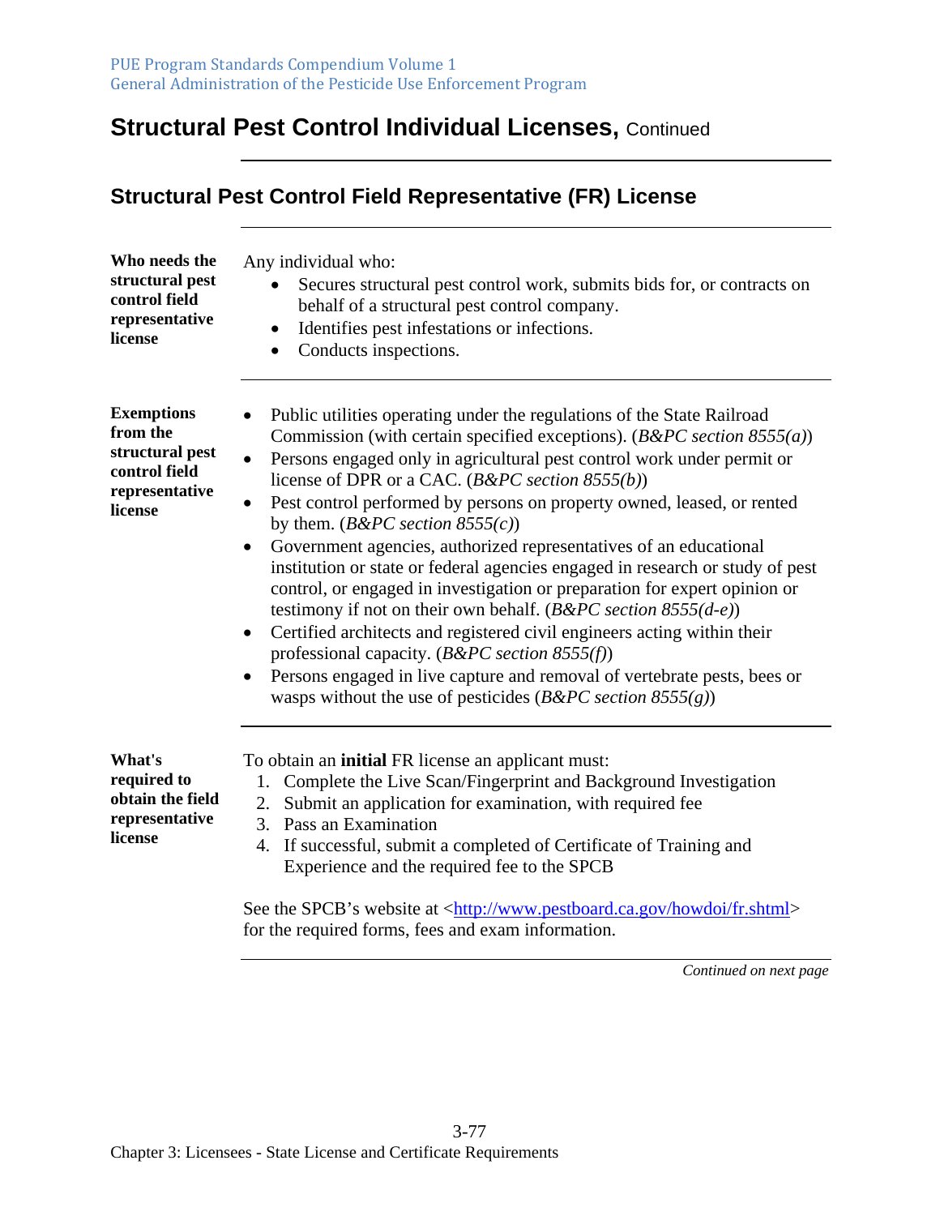# Structural Pest Control Individual Licenses, Continued

## Structural Pest Control Field Representative (FR) License

**Who needs the structural pest control field representative license**

Any individual who:

- Secures structural pest control work, submits bids for, or contracts on behalf of a structural pest control company.
- Identifies pest infestations or infections.
- Conducts inspections.

**Exemptions from the structural pest control field representative license**

- Public utilities operating under the regulations of the State Railroad Commission (with certain specified exceptions). (*B&PC section 8555(a)*)
- Persons engaged only in agricultural pest control work under permit or license of DPR or a CAC. (*B&PC section 8555(b)*)
- Pest control performed by persons on property owned, leased, or rented by them. (*B&PC section 8555(c)*)
- Government agencies, authorized representatives of an educational institution or state or federal agencies engaged in research or study of pest control, or engaged in investigation or preparation for expert opinion or testimony if not on their own behalf. (*B&PC section 8555(d-e)*)
- Certified architects and registered civil engineers acting within their professional capacity. (*B&PC section 8555(f)*)
- Persons engaged in live capture and removal of vertebrate pests, bees or wasps without the use of pesticides (*B&PC section 8555(g)*)

**What's required to obtain the field representative license**

To obtain an **initial** FR license an applicant must:

1. Complete the Live Scan/Fingerprint and Background Investigation
2. Submit an application for examination, with required fee
3. Pass an Examination
4. If successful, submit a completed of Certificate of Training and Experience and the required fee to the SPCB

See the SPCB's website at <http://www.pestboard.ca.gov/howdoi/fr.shtml> for the required forms, fees and exam information.

*Continued on next page*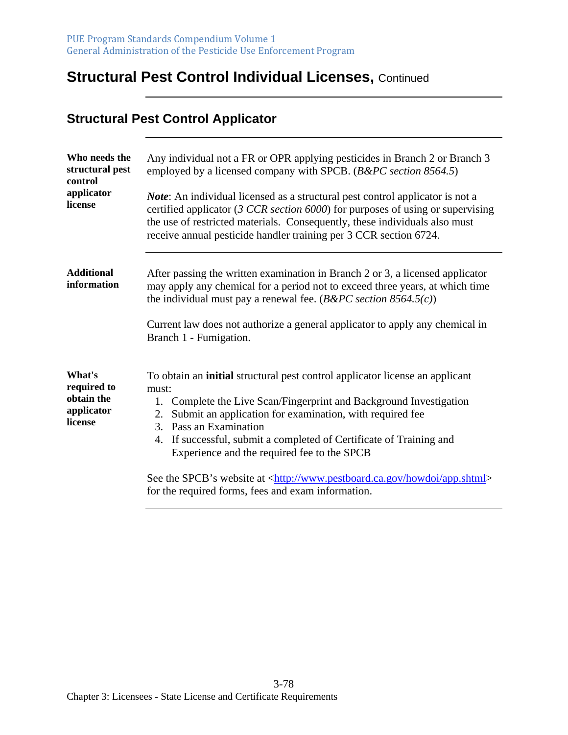# Structural Pest Control Individual Licenses, Continued

## Structural Pest Control Applicator

**Who needs the structural pest control applicator license**

Any individual not a FR or OPR applying pesticides in Branch 2 or Branch 3 employed by a licensed company with SPCB. (*B&PC section 8564.5*)

***Note***: An individual licensed as a structural pest control applicator is not a certified applicator (*3 CCR section 6000*) for purposes of using or supervising the use of restricted materials. Consequently, these individuals also must receive annual pesticide handler training per 3 CCR section 6724.

**Additional information**

After passing the written examination in Branch 2 or 3, a licensed applicator may apply any chemical for a period not to exceed three years, at which time the individual must pay a renewal fee. (*B&PC section 8564.5(c)*)

Current law does not authorize a general applicator to apply any chemical in Branch 1 - Fumigation.

**What's required to obtain the applicator license**

To obtain an **initial** structural pest control applicator license an applicant must:

1. Complete the Live Scan/Fingerprint and Background Investigation
2. Submit an application for examination, with required fee
3. Pass an Examination
4. If successful, submit a completed of Certificate of Training and Experience and the required fee to the SPCB

See the SPCB's website at <http://www.pestboard.ca.gov/howdoi/app.shtml> for the required forms, fees and exam information.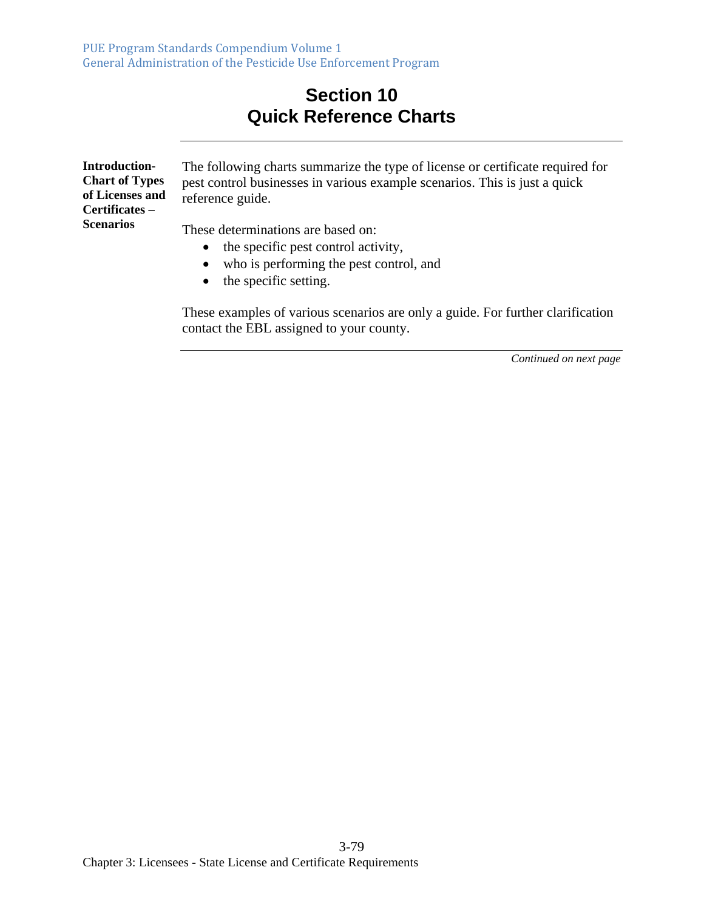# Section 10
# Quick Reference Charts

**Introduction-Chart of Types of Licenses and Certificates – Scenarios**

The following charts summarize the type of license or certificate required for pest control businesses in various example scenarios. This is just a quick reference guide.

These determinations are based on:

- the specific pest control activity,
- who is performing the pest control, and
- the specific setting.

These examples of various scenarios are only a guide. For further clarification contact the EBL assigned to your county.

*Continued on next page*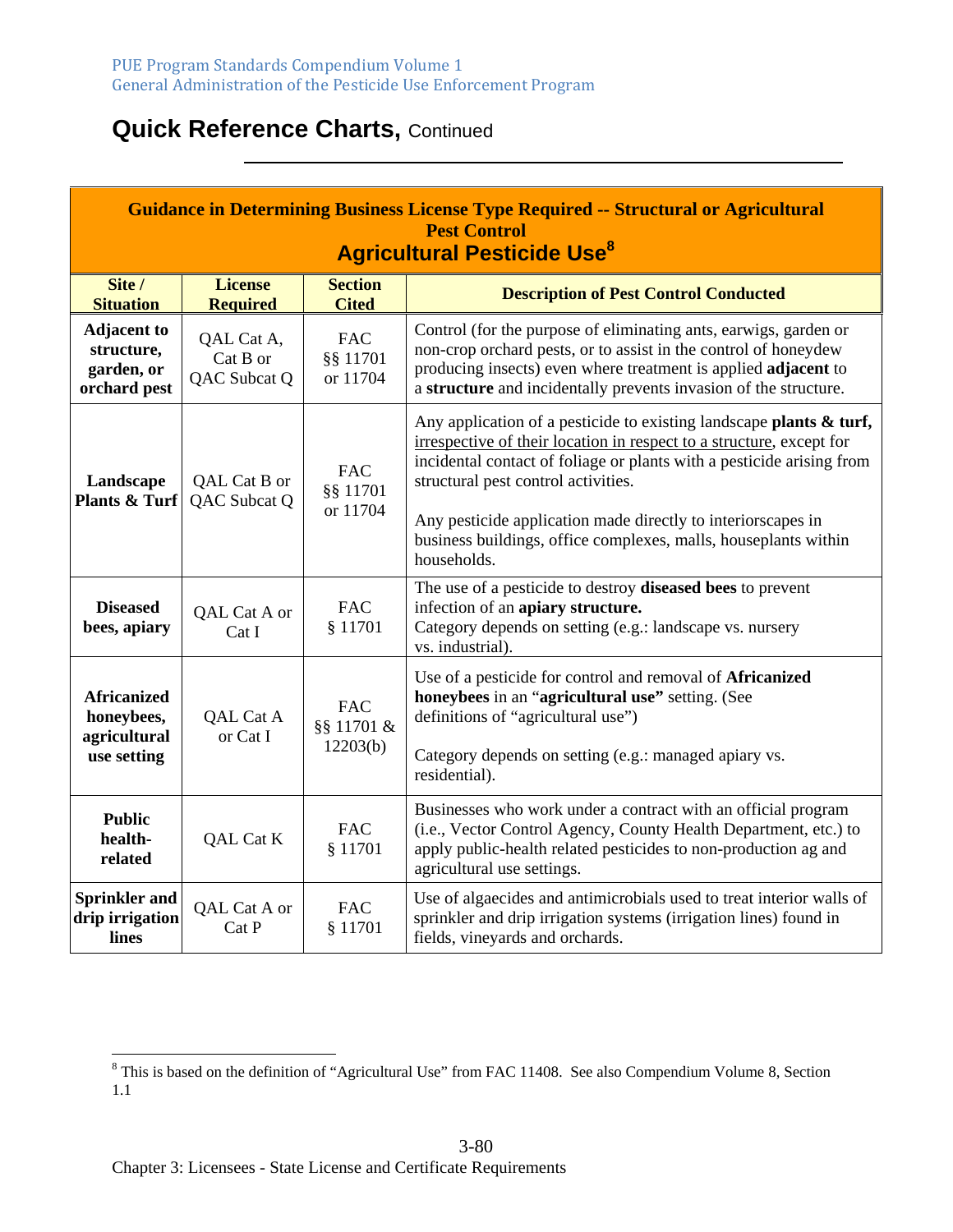## Quick Reference Charts, Continued

| **Guidance in Determining Business License Type Required -- Structural or Agricultural Pest Control**<br>**Agricultural Pesticide Use**[8] | | | |
|---|---|---|---|
| **Site / Situation** | **License Required** | **Section Cited** | **Description of Pest Control Conducted** |
| **Adjacent to structure, garden, or orchard pest** | QAL Cat A, Cat B or QAC Subcat Q | FAC §§ 11701 or 11704 | Control (for the purpose of eliminating ants, earwigs, garden or non-crop orchard pests, or to assist in the control of honeydew producing insects) even where treatment is applied **adjacent** to a **structure** and incidentally prevents invasion of the structure. |
| **Landscape Plants & Turf** | QAL Cat B or QAC Subcat Q | FAC §§ 11701 or 11704 | Any application of a pesticide to existing landscape **plants & turf,** irrespective of their location in respect to a structure, except for incidental contact of foliage or plants with a pesticide arising from structural pest control activities.<br><br>Any pesticide application made directly to interiorscapes in business buildings, office complexes, malls, houseplants within households. |
| **Diseased bees, apiary** | QAL Cat A or Cat I | FAC § 11701 | The use of a pesticide to destroy **diseased bees** to prevent infection of an **apiary structure.**<br>Category depends on setting (e.g.: landscape vs. nursery vs. industrial). |
| **Africanized honeybees, agricultural use setting** | QAL Cat A or Cat I | FAC §§ 11701 & 12203(b) | Use of a pesticide for control and removal of **Africanized honeybees** in an "**agricultural use"** setting. (See definitions of "agricultural use")<br><br>Category depends on setting (e.g.: managed apiary vs. residential). |
| **Public health-related** | QAL Cat K | FAC § 11701 | Businesses who work under a contract with an official program (i.e., Vector Control Agency, County Health Department, etc.) to apply public-health related pesticides to non-production ag and agricultural use settings. |
| **Sprinkler and drip irrigation lines** | QAL Cat A or Cat P | FAC § 11701 | Use of algaecides and antimicrobials used to treat interior walls of sprinkler and drip irrigation systems (irrigation lines) found in fields, vineyards and orchards. |

[8] This is based on the definition of "Agricultural Use" from FAC 11408. See also Compendium Volume 8, Section 1.1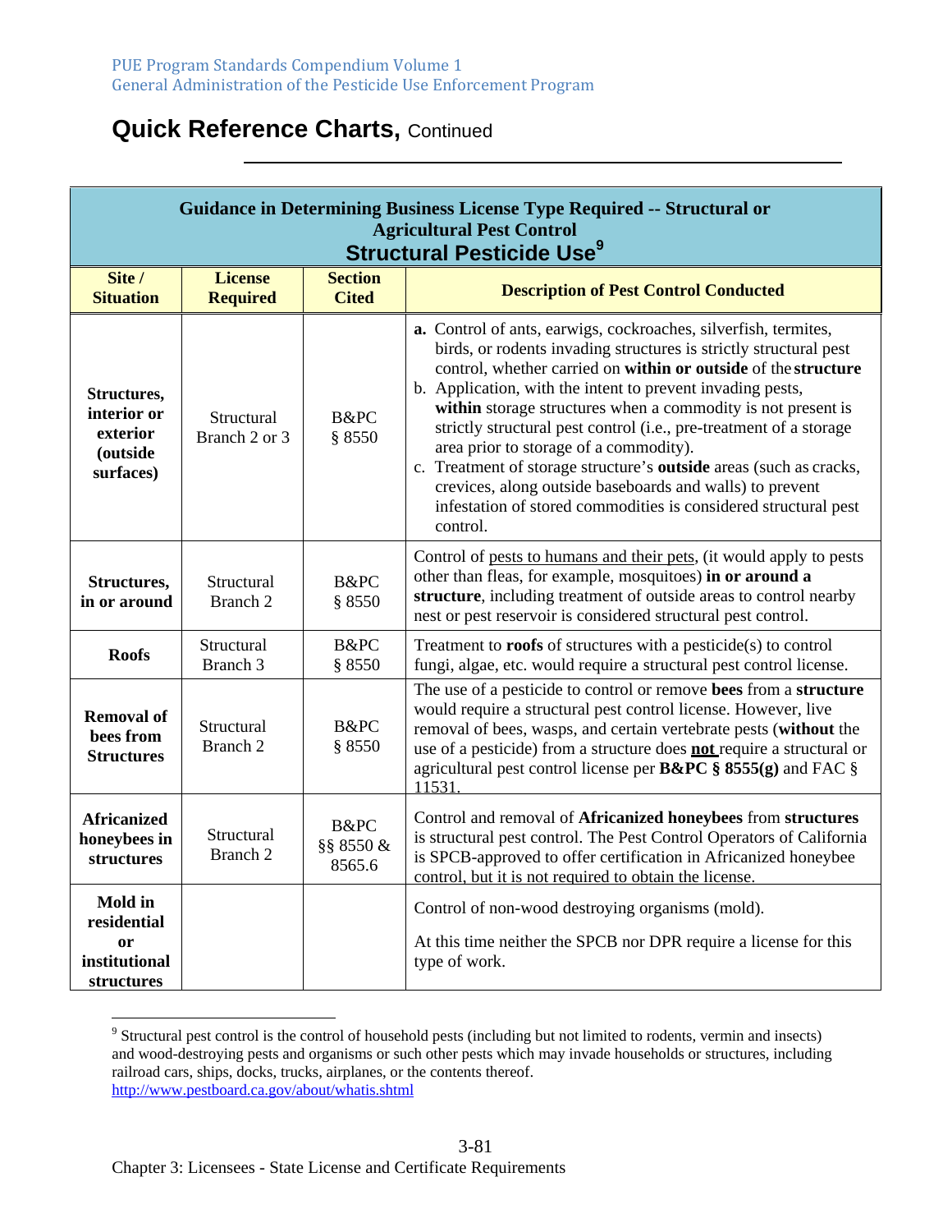## Quick Reference Charts, Continued

| Guidance in Determining Business License Type Required -- Structural or Agricultural Pest Control<br>**Structural Pesticide Use**[9] | | | |
|---|---|---|---|
| **Site / Situation** | **License Required** | **Section Cited** | **Description of Pest Control Conducted** |
| **Structures, interior or exterior (outside surfaces)** | Structural Branch 2 or 3 | B&PC § 8550 | **a.** Control of ants, earwigs, cockroaches, silverfish, termites, birds, or rodents invading structures is strictly structural pest control, whether carried on **within or outside** of the **structure**<br>b. Application, with the intent to prevent invading pests, **within** storage structures when a commodity is not present is strictly structural pest control (i.e., pre-treatment of a storage area prior to storage of a commodity).<br>c. Treatment of storage structure's **outside** areas (such as cracks, crevices, along outside baseboards and walls) to prevent infestation of stored commodities is considered structural pest control. |
| **Structures, in or around** | Structural Branch 2 | B&PC § 8550 | Control of pests to humans and their pets, (it would apply to pests other than fleas, for example, mosquitoes) **in or around a structure**, including treatment of outside areas to control nearby nest or pest reservoir is considered structural pest control. |
| **Roofs** | Structural Branch 3 | B&PC § 8550 | Treatment to **roofs** of structures with a pesticide(s) to control fungi, algae, etc. would require a structural pest control license. |
| **Removal of bees from Structures** | Structural Branch 2 | B&PC § 8550 | The use of a pesticide to control or remove **bees** from a **structure** would require a structural pest control license. However, live removal of bees, wasps, and certain vertebrate pests (**without** the use of a pesticide) from a structure does **not** require a structural or agricultural pest control license per **B&PC § 8555(g)** and FAC § 11531. |
| **Africanized honeybees in structures** | Structural Branch 2 | B&PC §§ 8550 & 8565.6 | Control and removal of **Africanized honeybees** from **structures** is structural pest control. The Pest Control Operators of California is SPCB-approved to offer certification in Africanized honeybee control, but it is not required to obtain the license. |
| **Mold in residential or institutional structures** | | | Control of non-wood destroying organisms (mold).<br><br>At this time neither the SPCB nor DPR require a license for this type of work. |

[9] Structural pest control is the control of household pests (including but not limited to rodents, vermin and insects) and wood-destroying pests and organisms or such other pests which may invade households or structures, including railroad cars, ships, docks, trucks, airplanes, or the contents thereof. http://www.pestboard.ca.gov/about/whatis.shtml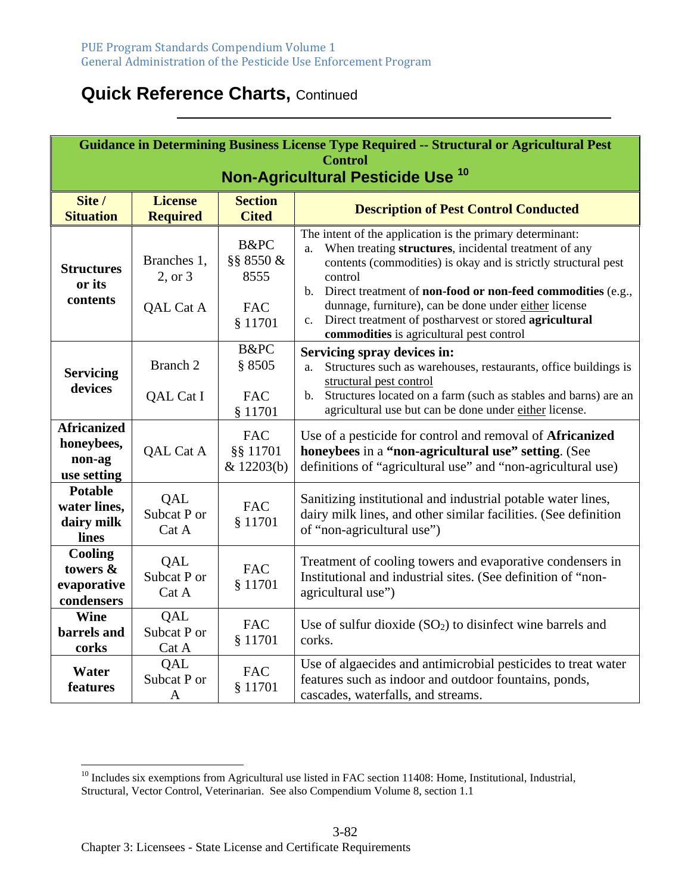# Quick Reference Charts, Continued

| Guidance in Determining Business License Type Required -- Structural or Agricultural Pest Control<br>**Non-Agricultural Pesticide Use** [10] | | | |
|---|---|---|---|
| **Site / Situation** | **License Required** | **Section Cited** | **Description of Pest Control Conducted** |
| **Structures or its contents** | Branches 1, 2, or 3<br><br>QAL Cat A | B&PC §§ 8550 & 8555<br><br>FAC § 11701 | The intent of the application is the primary determinant:<br>a. When treating **structures**, incidental treatment of any contents (commodities) is okay and is strictly structural pest control<br>b. Direct treatment of **non-food or non-feed commodities** (e.g., dunnage, furniture), can be done under either license<br>c. Direct treatment of postharvest or stored **agricultural commodities** is agricultural pest control |
| **Servicing devices** | Branch 2<br><br>QAL Cat I | B&PC § 8505<br><br>FAC § 11701 | **Servicing spray devices in:**<br>a. Structures such as warehouses, restaurants, office buildings is structural pest control<br>b. Structures located on a farm (such as stables and barns) are an agricultural use but can be done under either license. |
| **Africanized honeybees, non-ag use setting** | QAL Cat A | FAC §§ 11701 & 12203(b) | Use of a pesticide for control and removal of **Africanized honeybees** in a **"non-agricultural use" setting**. (See definitions of "agricultural use" and "non-agricultural use) |
| **Potable water lines, dairy milk lines** | QAL Subcat P or Cat A | FAC § 11701 | Sanitizing institutional and industrial potable water lines, dairy milk lines, and other similar facilities. (See definition of "non-agricultural use") |
| **Cooling towers & evaporative condensers** | QAL Subcat P or Cat A | FAC § 11701 | Treatment of cooling towers and evaporative condensers in Institutional and industrial sites. (See definition of "non-agricultural use") |
| **Wine barrels and corks** | QAL Subcat P or Cat A | FAC § 11701 | Use of sulfur dioxide ($SO_2$) to disinfect wine barrels and corks. |
| **Water features** | QAL Subcat P or A | FAC § 11701 | Use of algaecides and antimicrobial pesticides to treat water features such as indoor and outdoor fountains, ponds, cascades, waterfalls, and streams. |

[10] Includes six exemptions from Agricultural use listed in FAC section 11408: Home, Institutional, Industrial, Structural, Vector Control, Veterinarian. See also Compendium Volume 8, section 1.1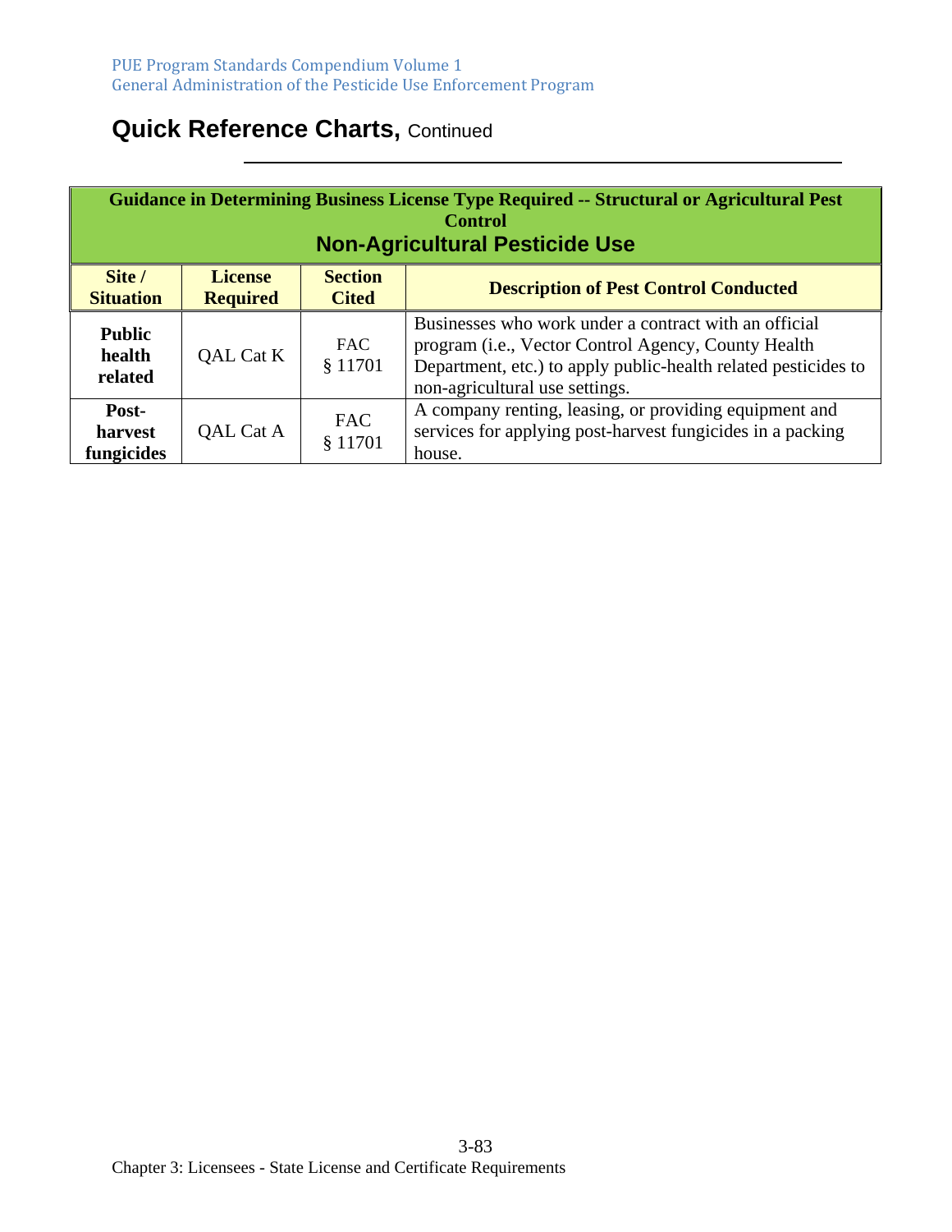## Quick Reference Charts, Continued

| Guidance in Determining Business License Type Required -- Structural or Agricultural Pest Control<br>Non-Agricultural Pesticide Use | | | |
|---|---|---|---|
| **Site / Situation** | **License Required** | **Section Cited** | **Description of Pest Control Conducted** |
| **Public health related** | QAL Cat K | FAC § 11701 | Businesses who work under a contract with an official program (i.e., Vector Control Agency, County Health Department, etc.) to apply public-health related pesticides to non-agricultural use settings. |
| **Post-harvest fungicides** | QAL Cat A | FAC § 11701 | A company renting, leasing, or providing equipment and services for applying post-harvest fungicides in a packing house. |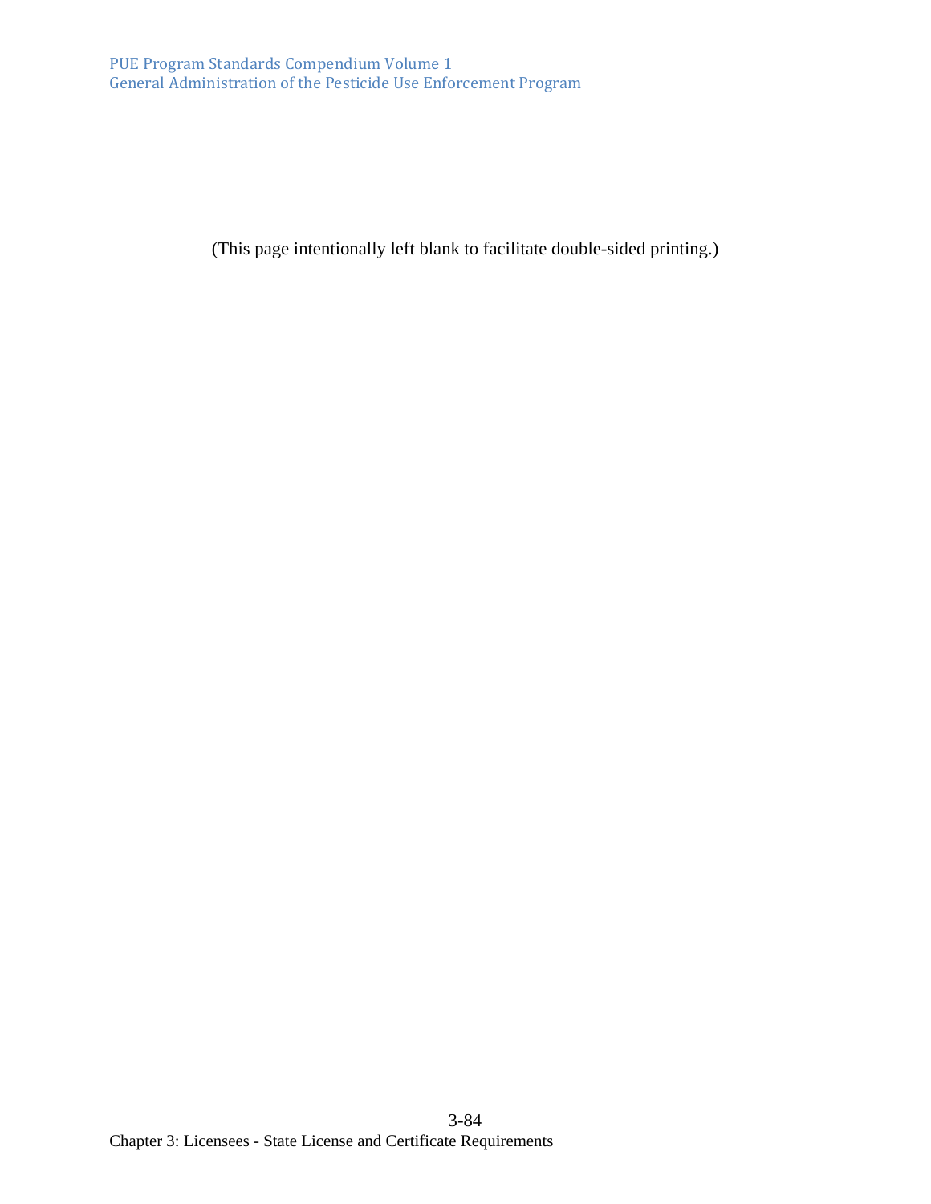(This page intentionally left blank to facilitate double-sided printing.)